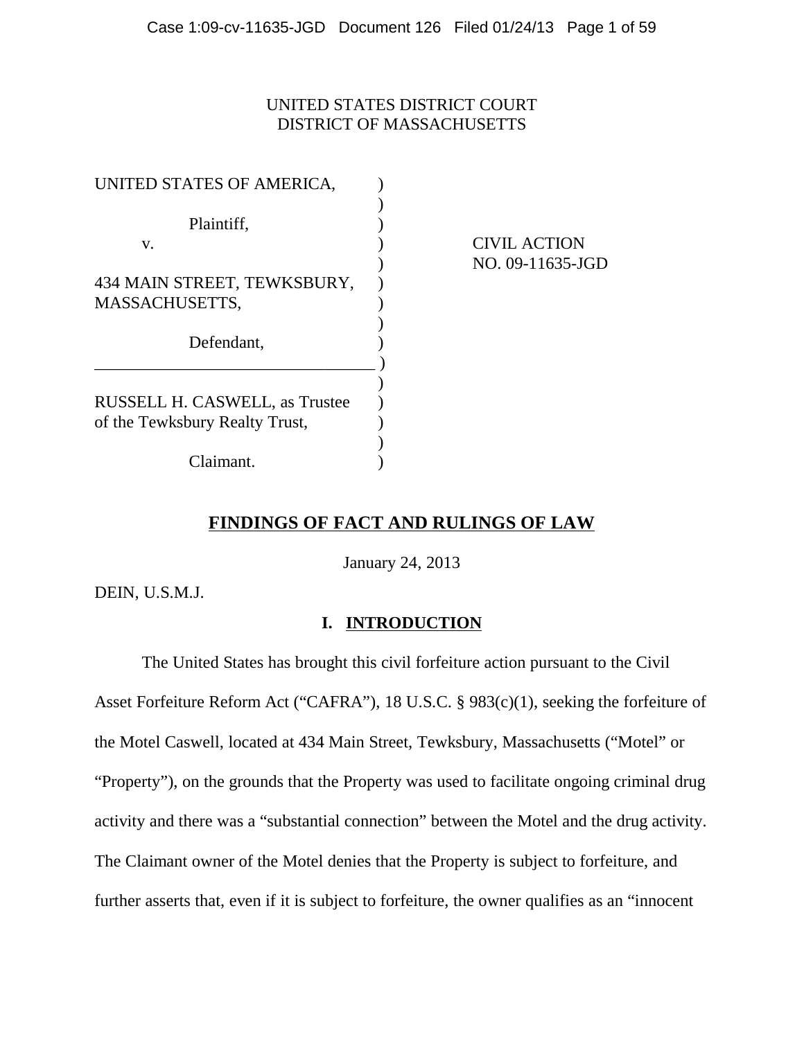UNITED STATES DISTRICT COURT
DISTRICT OF MASSACHUSETTS

| | |
|---|---|
| UNITED STATES OF AMERICA,<br><br>Plaintiff,<br><br>v.<br><br>434 MAIN STREET, TEWKSBURY, MASSACHUSETTS,<br><br>Defendant, | CIVIL ACTION<br>NO. 09-11635-JGD |
| RUSSELL H. CASWELL, as Trustee of the Tewksbury Realty Trust,<br><br>Claimant. | |

## FINDINGS OF FACT AND RULINGS OF LAW

January 24, 2013

DEIN, U.S.M.J.

## I. INTRODUCTION

The United States has brought this civil forfeiture action pursuant to the Civil Asset Forfeiture Reform Act ("CAFRA"), 18 U.S.C. § 983(c)(1), seeking the forfeiture of the Motel Caswell, located at 434 Main Street, Tewksbury, Massachusetts ("Motel" or "Property"), on the grounds that the Property was used to facilitate ongoing criminal drug activity and there was a "substantial connection" between the Motel and the drug activity. The Claimant owner of the Motel denies that the Property is subject to forfeiture, and further asserts that, even if it is subject to forfeiture, the owner qualifies as an "innocent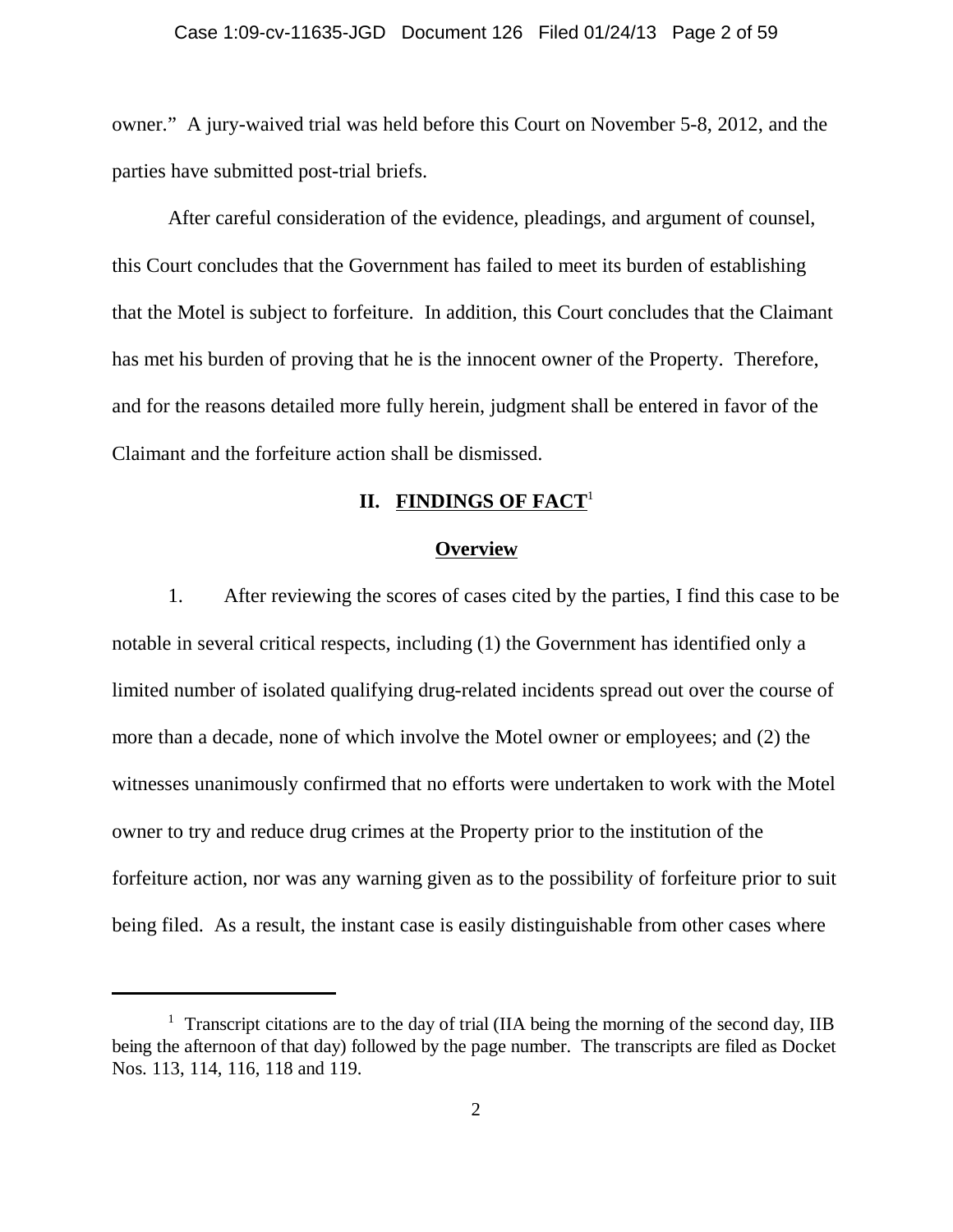owner." A jury-waived trial was held before this Court on November 5-8, 2012, and the parties have submitted post-trial briefs.

After careful consideration of the evidence, pleadings, and argument of counsel, this Court concludes that the Government has failed to meet its burden of establishing that the Motel is subject to forfeiture. In addition, this Court concludes that the Claimant has met his burden of proving that he is the innocent owner of the Property. Therefore, and for the reasons detailed more fully herein, judgment shall be entered in favor of the Claimant and the forfeiture action shall be dismissed.

## II. FINDINGS OF FACT[1]

### Overview

1. After reviewing the scores of cases cited by the parties, I find this case to be notable in several critical respects, including (1) the Government has identified only a limited number of isolated qualifying drug-related incidents spread out over the course of more than a decade, none of which involve the Motel owner or employees; and (2) the witnesses unanimously confirmed that no efforts were undertaken to work with the Motel owner to try and reduce drug crimes at the Property prior to the institution of the forfeiture action, nor was any warning given as to the possibility of forfeiture prior to suit being filed. As a result, the instant case is easily distinguishable from other cases where

---

[1] Transcript citations are to the day of trial (IIA being the morning of the second day, IIB being the afternoon of that day) followed by the page number. The transcripts are filed as Docket Nos. 113, 114, 116, 118 and 119.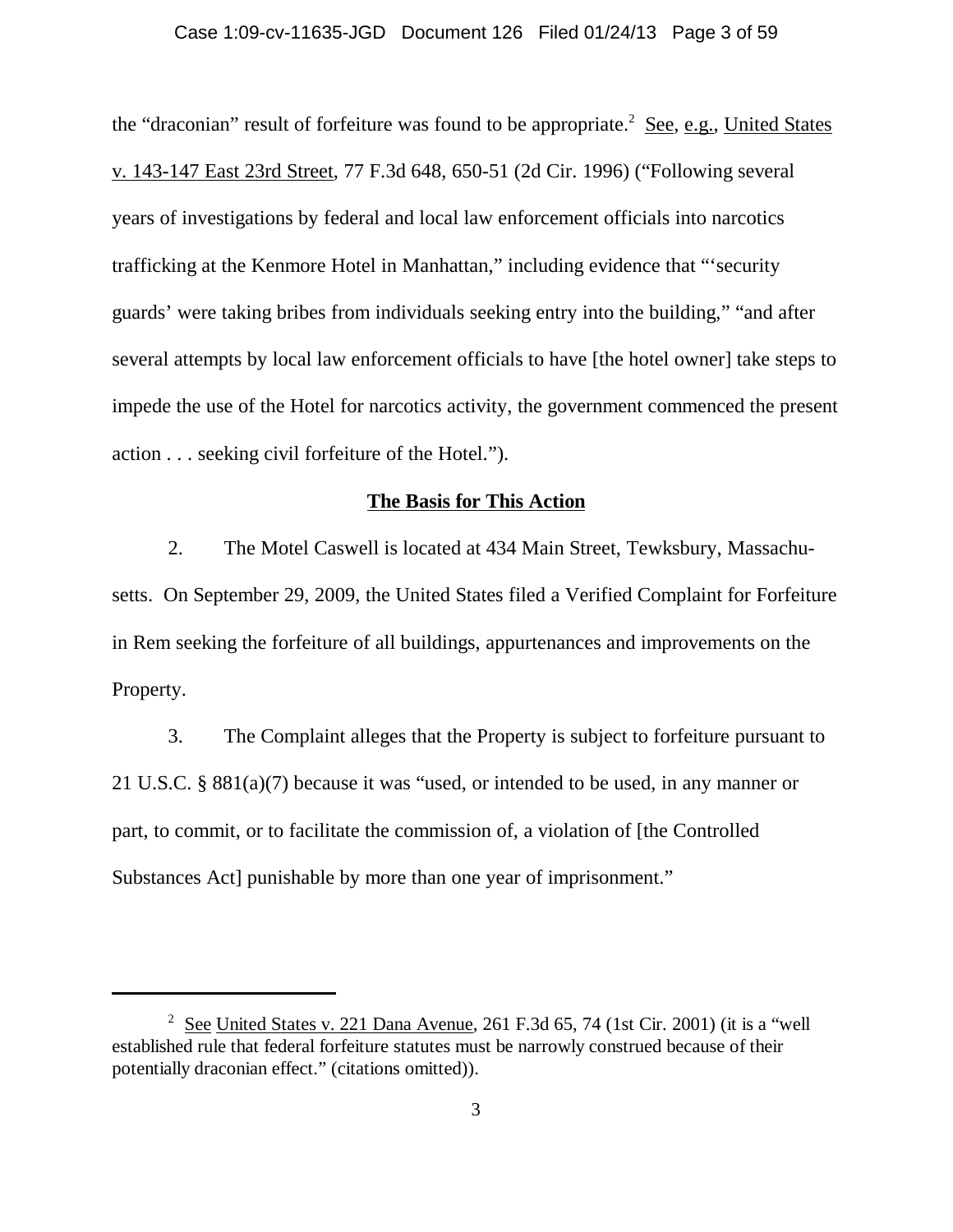the "draconian" result of forfeiture was found to be appropriate.[2] See, e.g., United States v. 143-147 East 23rd Street, 77 F.3d 648, 650-51 (2d Cir. 1996) ("Following several years of investigations by federal and local law enforcement officials into narcotics trafficking at the Kenmore Hotel in Manhattan," including evidence that "'security guards' were taking bribes from individuals seeking entry into the building," "and after several attempts by local law enforcement officials to have [the hotel owner] take steps to impede the use of the Hotel for narcotics activity, the government commenced the present action . . . seeking civil forfeiture of the Hotel.").

## The Basis for This Action

2. The Motel Caswell is located at 434 Main Street, Tewksbury, Massachusetts. On September 29, 2009, the United States filed a Verified Complaint for Forfeiture in Rem seeking the forfeiture of all buildings, appurtenances and improvements on the Property.

3. The Complaint alleges that the Property is subject to forfeiture pursuant to 21 U.S.C. § 881(a)(7) because it was "used, or intended to be used, in any manner or part, to commit, or to facilitate the commission of, a violation of [the Controlled Substances Act] punishable by more than one year of imprisonment."

---

[2] See United States v. 221 Dana Avenue, 261 F.3d 65, 74 (1st Cir. 2001) (it is a "well established rule that federal forfeiture statutes must be narrowly construed because of their potentially draconian effect." (citations omitted)).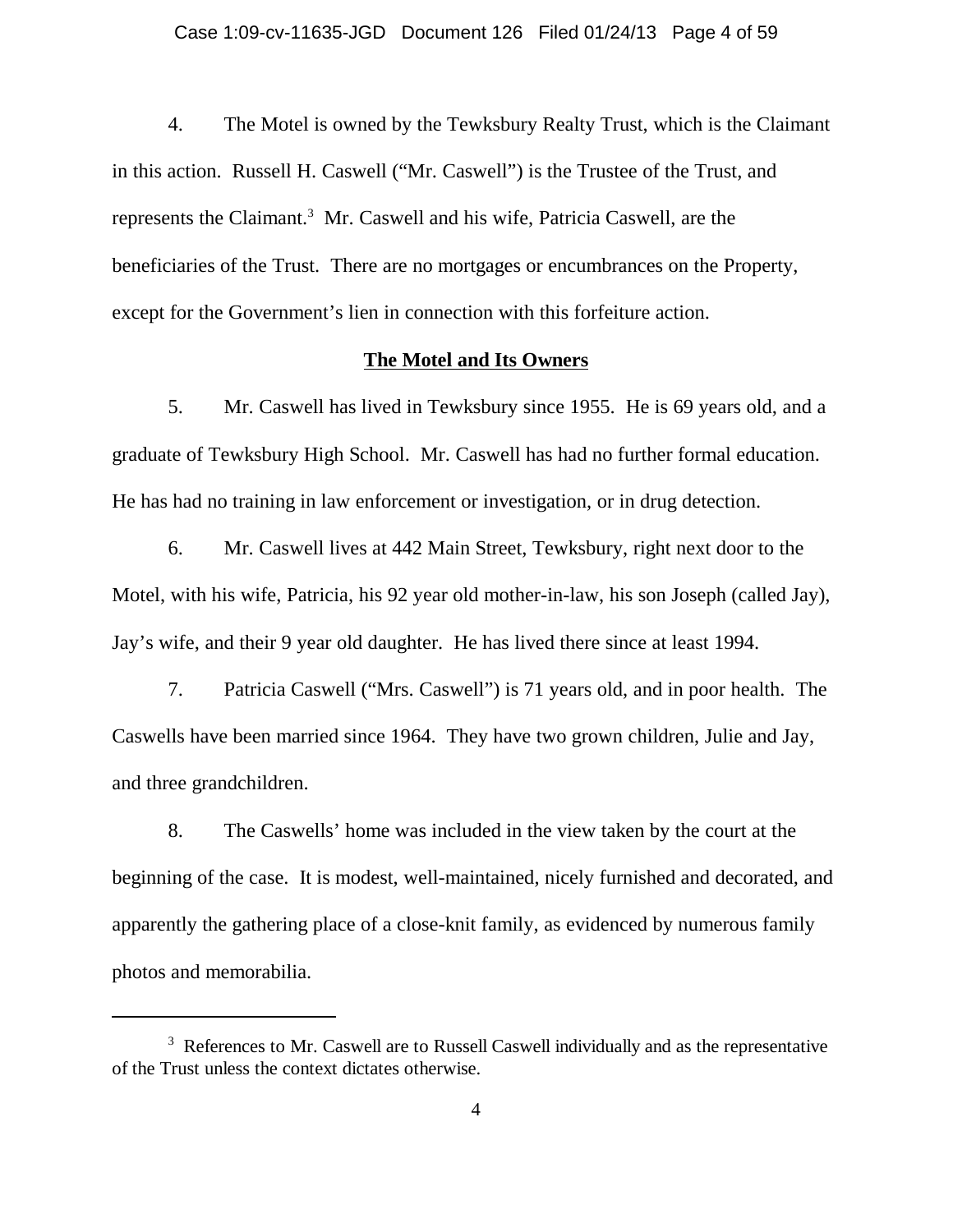4. The Motel is owned by the Tewksbury Realty Trust, which is the Claimant in this action. Russell H. Caswell ("Mr. Caswell") is the Trustee of the Trust, and represents the Claimant.[3] Mr. Caswell and his wife, Patricia Caswell, are the beneficiaries of the Trust. There are no mortgages or encumbrances on the Property, except for the Government's lien in connection with this forfeiture action.

**The Motel and Its Owners**

5. Mr. Caswell has lived in Tewksbury since 1955. He is 69 years old, and a graduate of Tewksbury High School. Mr. Caswell has had no further formal education. He has had no training in law enforcement or investigation, or in drug detection.

6. Mr. Caswell lives at 442 Main Street, Tewksbury, right next door to the Motel, with his wife, Patricia, his 92 year old mother-in-law, his son Joseph (called Jay), Jay's wife, and their 9 year old daughter. He has lived there since at least 1994.

7. Patricia Caswell ("Mrs. Caswell") is 71 years old, and in poor health. The Caswells have been married since 1964. They have two grown children, Julie and Jay, and three grandchildren.

8. The Caswells' home was included in the view taken by the court at the beginning of the case. It is modest, well-maintained, nicely furnished and decorated, and apparently the gathering place of a close-knit family, as evidenced by numerous family photos and memorabilia.

---

[3] References to Mr. Caswell are to Russell Caswell individually and as the representative of the Trust unless the context dictates otherwise.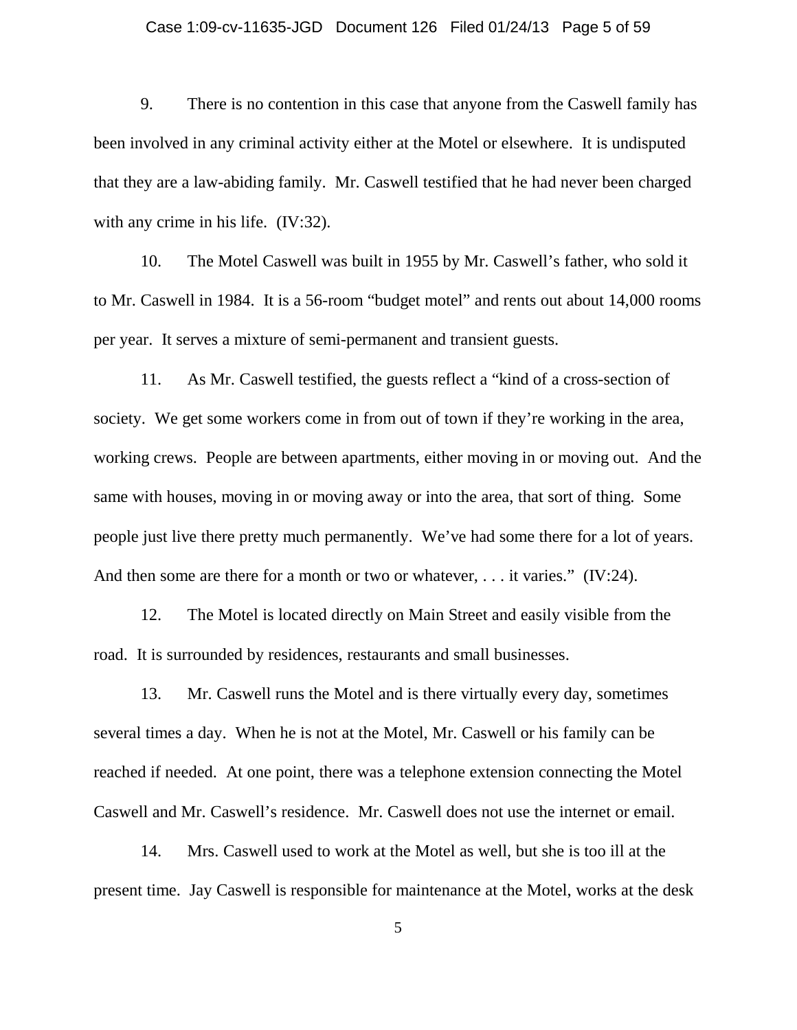9. There is no contention in this case that anyone from the Caswell family has been involved in any criminal activity either at the Motel or elsewhere. It is undisputed that they are a law-abiding family. Mr. Caswell testified that he had never been charged with any crime in his life. (IV:32).

10. The Motel Caswell was built in 1955 by Mr. Caswell's father, who sold it to Mr. Caswell in 1984. It is a 56-room "budget motel" and rents out about 14,000 rooms per year. It serves a mixture of semi-permanent and transient guests.

11. As Mr. Caswell testified, the guests reflect a "kind of a cross-section of society. We get some workers come in from out of town if they're working in the area, working crews. People are between apartments, either moving in or moving out. And the same with houses, moving in or moving away or into the area, that sort of thing. Some people just live there pretty much permanently. We've had some there for a lot of years. And then some are there for a month or two or whatever, . . . it varies." (IV:24).

12. The Motel is located directly on Main Street and easily visible from the road. It is surrounded by residences, restaurants and small businesses.

13. Mr. Caswell runs the Motel and is there virtually every day, sometimes several times a day. When he is not at the Motel, Mr. Caswell or his family can be reached if needed. At one point, there was a telephone extension connecting the Motel Caswell and Mr. Caswell's residence. Mr. Caswell does not use the internet or email.

14. Mrs. Caswell used to work at the Motel as well, but she is too ill at the present time. Jay Caswell is responsible for maintenance at the Motel, works at the desk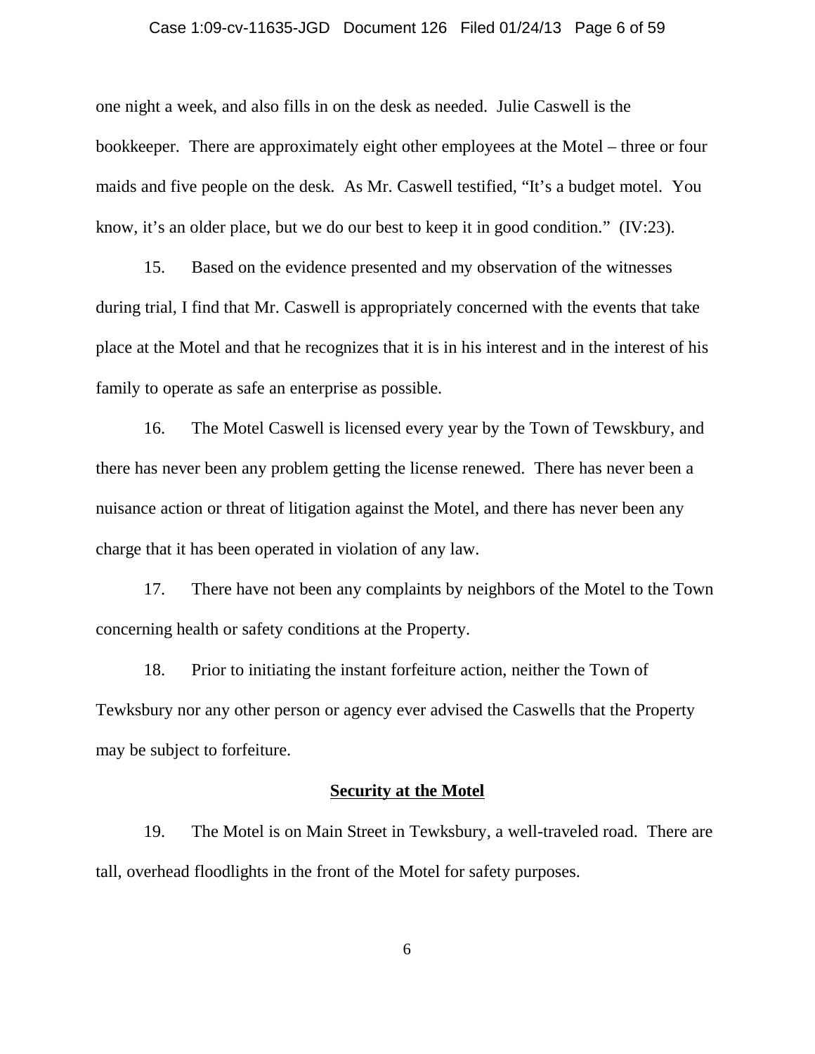one night a week, and also fills in on the desk as needed. Julie Caswell is the bookkeeper. There are approximately eight other employees at the Motel – three or four maids and five people on the desk. As Mr. Caswell testified, "It's a budget motel. You know, it's an older place, but we do our best to keep it in good condition." (IV:23).

15. Based on the evidence presented and my observation of the witnesses during trial, I find that Mr. Caswell is appropriately concerned with the events that take place at the Motel and that he recognizes that it is in his interest and in the interest of his family to operate as safe an enterprise as possible.

16. The Motel Caswell is licensed every year by the Town of Tewskbury, and there has never been any problem getting the license renewed. There has never been a nuisance action or threat of litigation against the Motel, and there has never been any charge that it has been operated in violation of any law.

17. There have not been any complaints by neighbors of the Motel to the Town concerning health or safety conditions at the Property.

18. Prior to initiating the instant forfeiture action, neither the Town of Tewksbury nor any other person or agency ever advised the Caswells that the Property may be subject to forfeiture.

**<u>Security at the Motel</u>**

19. The Motel is on Main Street in Tewksbury, a well-traveled road. There are tall, overhead floodlights in the front of the Motel for safety purposes.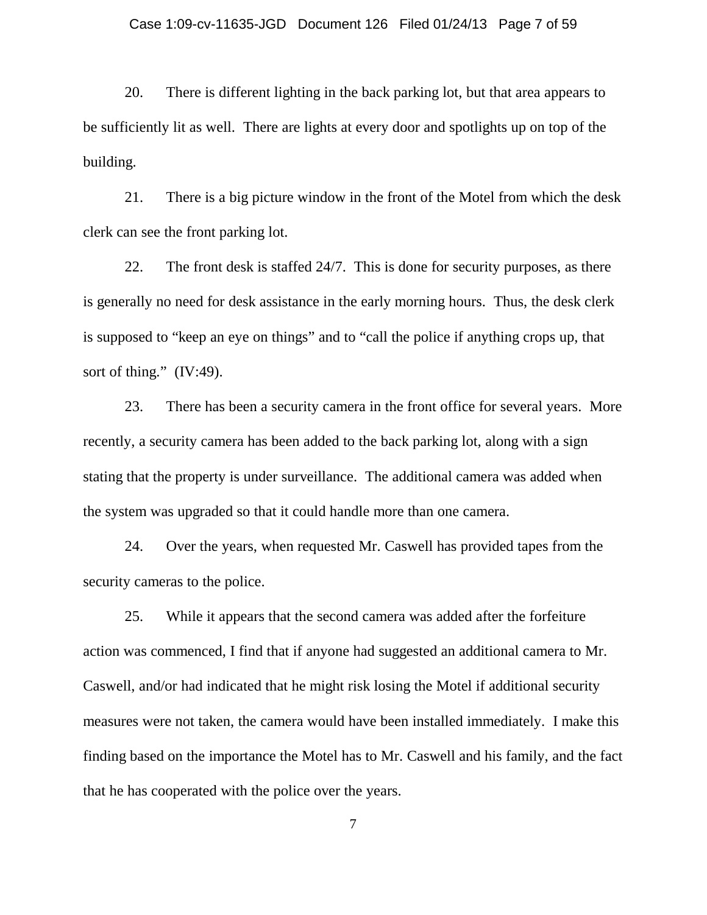20. There is different lighting in the back parking lot, but that area appears to be sufficiently lit as well. There are lights at every door and spotlights up on top of the building.

21. There is a big picture window in the front of the Motel from which the desk clerk can see the front parking lot.

22. The front desk is staffed 24/7. This is done for security purposes, as there is generally no need for desk assistance in the early morning hours. Thus, the desk clerk is supposed to "keep an eye on things" and to "call the police if anything crops up, that sort of thing." (IV:49).

23. There has been a security camera in the front office for several years. More recently, a security camera has been added to the back parking lot, along with a sign stating that the property is under surveillance. The additional camera was added when the system was upgraded so that it could handle more than one camera.

24. Over the years, when requested Mr. Caswell has provided tapes from the security cameras to the police.

25. While it appears that the second camera was added after the forfeiture action was commenced, I find that if anyone had suggested an additional camera to Mr. Caswell, and/or had indicated that he might risk losing the Motel if additional security measures were not taken, the camera would have been installed immediately. I make this finding based on the importance the Motel has to Mr. Caswell and his family, and the fact that he has cooperated with the police over the years.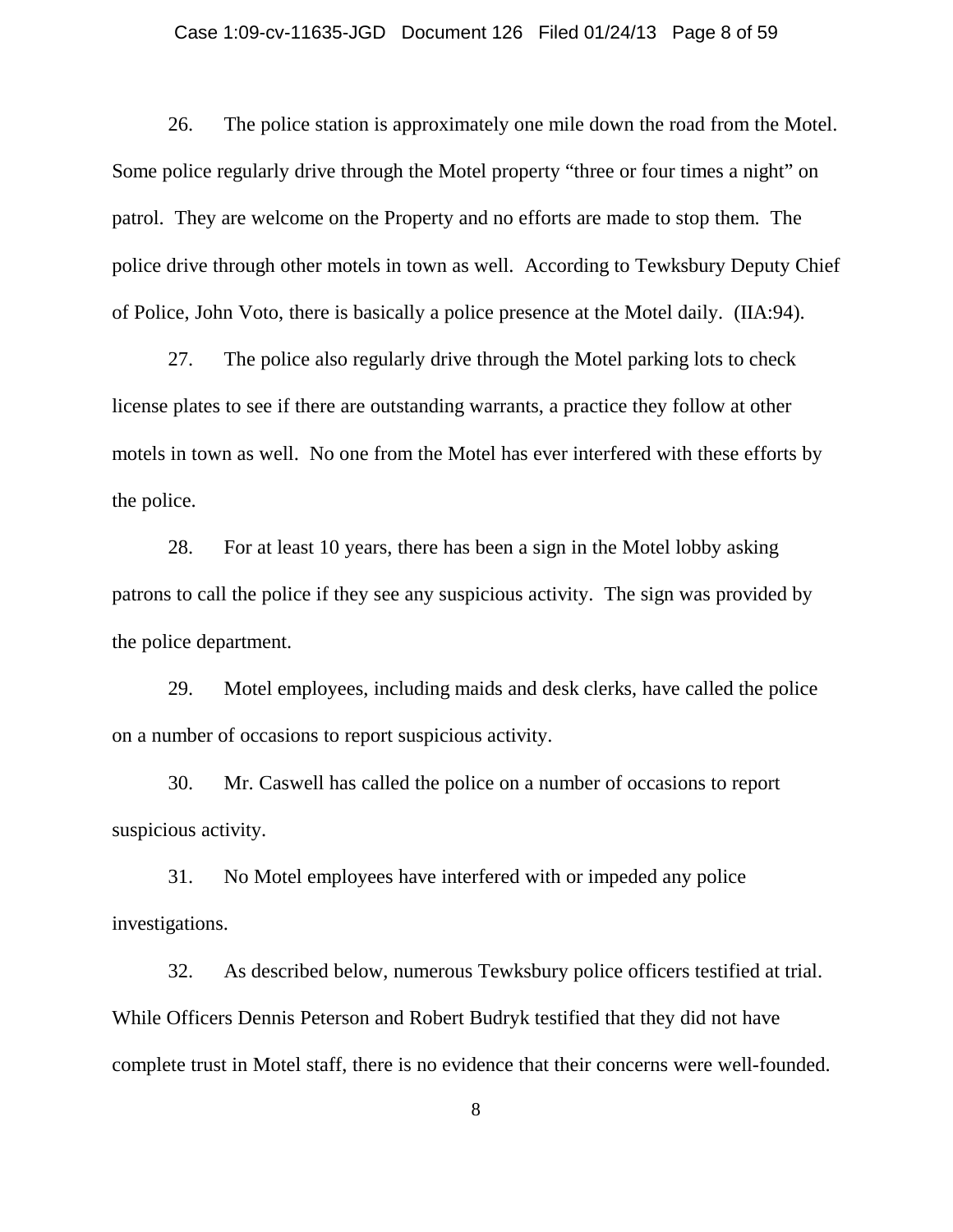26. The police station is approximately one mile down the road from the Motel. Some police regularly drive through the Motel property "three or four times a night" on patrol. They are welcome on the Property and no efforts are made to stop them. The police drive through other motels in town as well. According to Tewksbury Deputy Chief of Police, John Voto, there is basically a police presence at the Motel daily. (IIA:94).

27. The police also regularly drive through the Motel parking lots to check license plates to see if there are outstanding warrants, a practice they follow at other motels in town as well. No one from the Motel has ever interfered with these efforts by the police.

28. For at least 10 years, there has been a sign in the Motel lobby asking patrons to call the police if they see any suspicious activity. The sign was provided by the police department.

29. Motel employees, including maids and desk clerks, have called the police on a number of occasions to report suspicious activity.

30. Mr. Caswell has called the police on a number of occasions to report suspicious activity.

31. No Motel employees have interfered with or impeded any police investigations.

32. As described below, numerous Tewksbury police officers testified at trial. While Officers Dennis Peterson and Robert Budryk testified that they did not have complete trust in Motel staff, there is no evidence that their concerns were well-founded.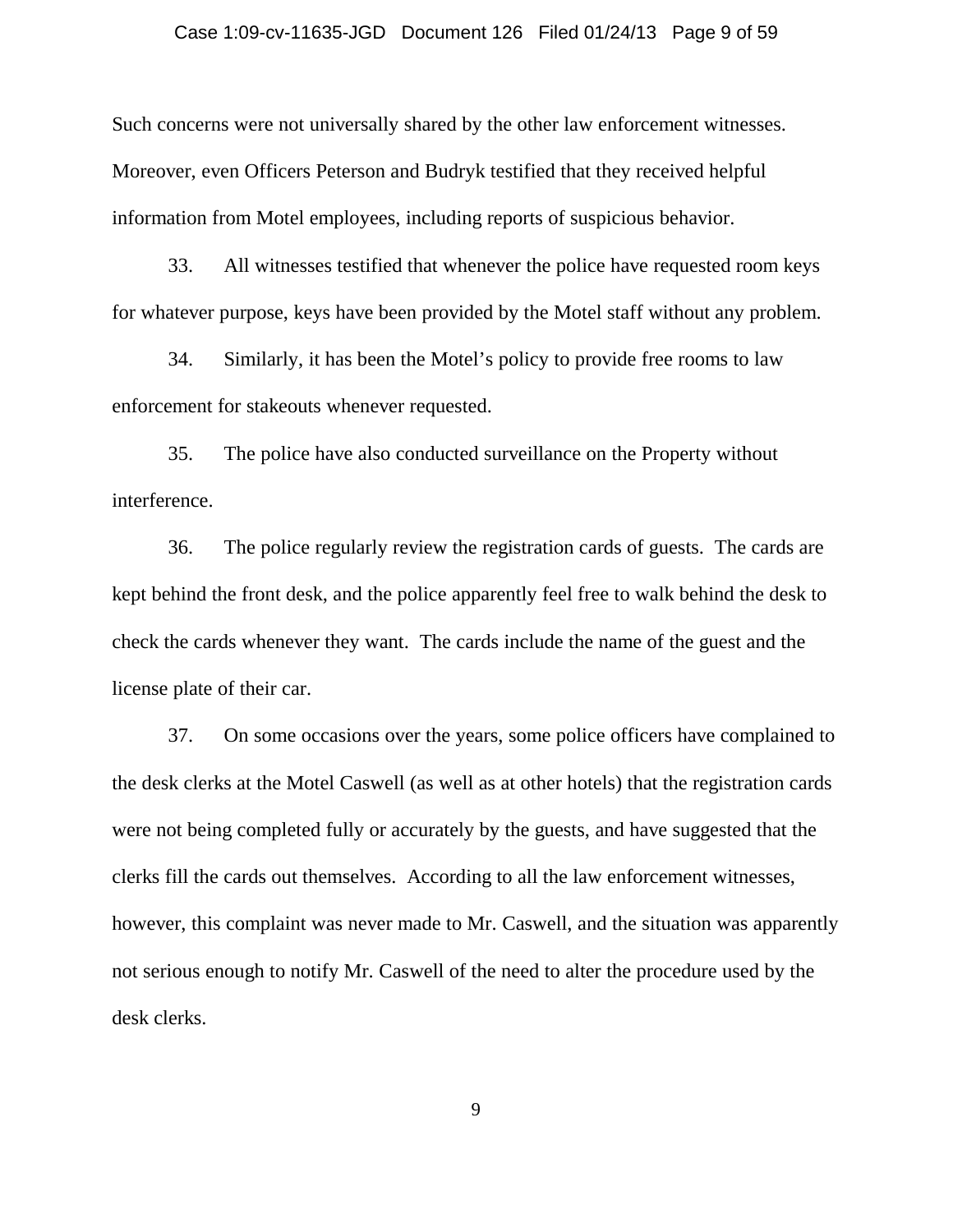Such concerns were not universally shared by the other law enforcement witnesses. Moreover, even Officers Peterson and Budryk testified that they received helpful information from Motel employees, including reports of suspicious behavior.

33. All witnesses testified that whenever the police have requested room keys for whatever purpose, keys have been provided by the Motel staff without any problem.

34. Similarly, it has been the Motel's policy to provide free rooms to law enforcement for stakeouts whenever requested.

35. The police have also conducted surveillance on the Property without interference.

36. The police regularly review the registration cards of guests. The cards are kept behind the front desk, and the police apparently feel free to walk behind the desk to check the cards whenever they want. The cards include the name of the guest and the license plate of their car.

37. On some occasions over the years, some police officers have complained to the desk clerks at the Motel Caswell (as well as at other hotels) that the registration cards were not being completed fully or accurately by the guests, and have suggested that the clerks fill the cards out themselves. According to all the law enforcement witnesses, however, this complaint was never made to Mr. Caswell, and the situation was apparently not serious enough to notify Mr. Caswell of the need to alter the procedure used by the desk clerks.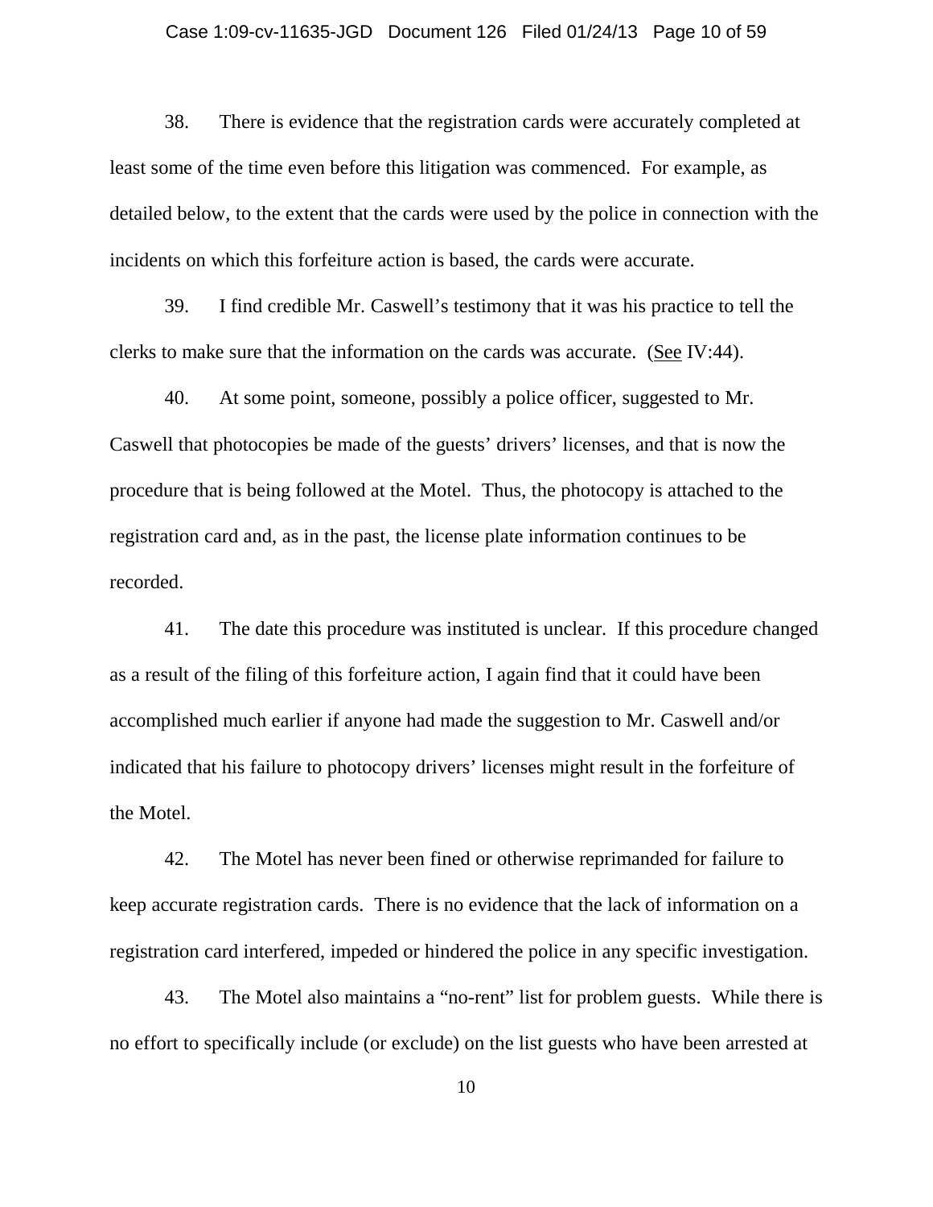38. There is evidence that the registration cards were accurately completed at least some of the time even before this litigation was commenced. For example, as detailed below, to the extent that the cards were used by the police in connection with the incidents on which this forfeiture action is based, the cards were accurate.

39. I find credible Mr. Caswell's testimony that it was his practice to tell the clerks to make sure that the information on the cards was accurate. (See IV:44).

40. At some point, someone, possibly a police officer, suggested to Mr. Caswell that photocopies be made of the guests' drivers' licenses, and that is now the procedure that is being followed at the Motel. Thus, the photocopy is attached to the registration card and, as in the past, the license plate information continues to be recorded.

41. The date this procedure was instituted is unclear. If this procedure changed as a result of the filing of this forfeiture action, I again find that it could have been accomplished much earlier if anyone had made the suggestion to Mr. Caswell and/or indicated that his failure to photocopy drivers' licenses might result in the forfeiture of the Motel.

42. The Motel has never been fined or otherwise reprimanded for failure to keep accurate registration cards. There is no evidence that the lack of information on a registration card interfered, impeded or hindered the police in any specific investigation.

43. The Motel also maintains a "no-rent" list for problem guests. While there is no effort to specifically include (or exclude) on the list guests who have been arrested at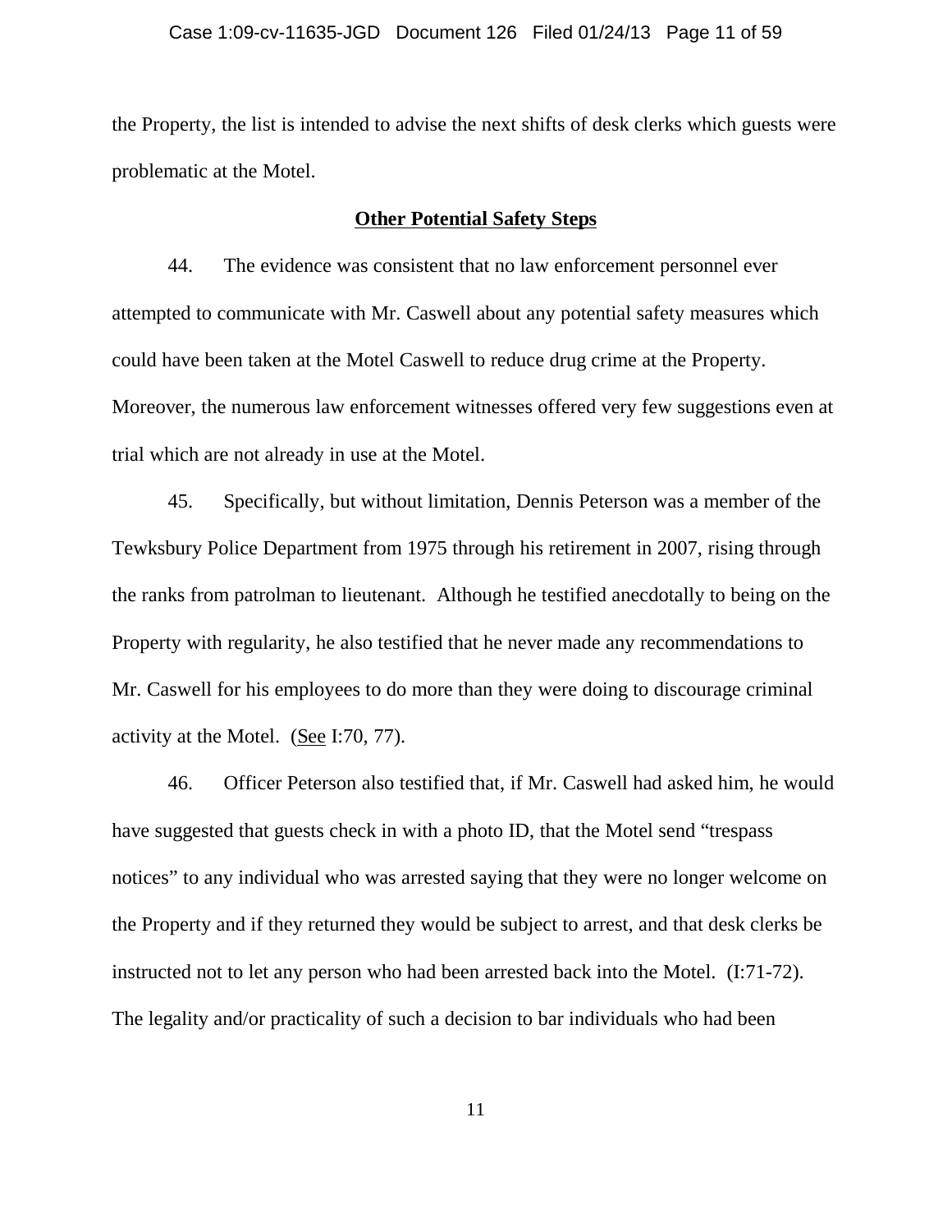the Property, the list is intended to advise the next shifts of desk clerks which guests were problematic at the Motel.

**Other Potential Safety Steps**

44. The evidence was consistent that no law enforcement personnel ever attempted to communicate with Mr. Caswell about any potential safety measures which could have been taken at the Motel Caswell to reduce drug crime at the Property. Moreover, the numerous law enforcement witnesses offered very few suggestions even at trial which are not already in use at the Motel.

45. Specifically, but without limitation, Dennis Peterson was a member of the Tewksbury Police Department from 1975 through his retirement in 2007, rising through the ranks from patrolman to lieutenant. Although he testified anecdotally to being on the Property with regularity, he also testified that he never made any recommendations to Mr. Caswell for his employees to do more than they were doing to discourage criminal activity at the Motel. (See I:70, 77).

46. Officer Peterson also testified that, if Mr. Caswell had asked him, he would have suggested that guests check in with a photo ID, that the Motel send "trespass notices" to any individual who was arrested saying that they were no longer welcome on the Property and if they returned they would be subject to arrest, and that desk clerks be instructed not to let any person who had been arrested back into the Motel. (I:71-72). The legality and/or practicality of such a decision to bar individuals who had been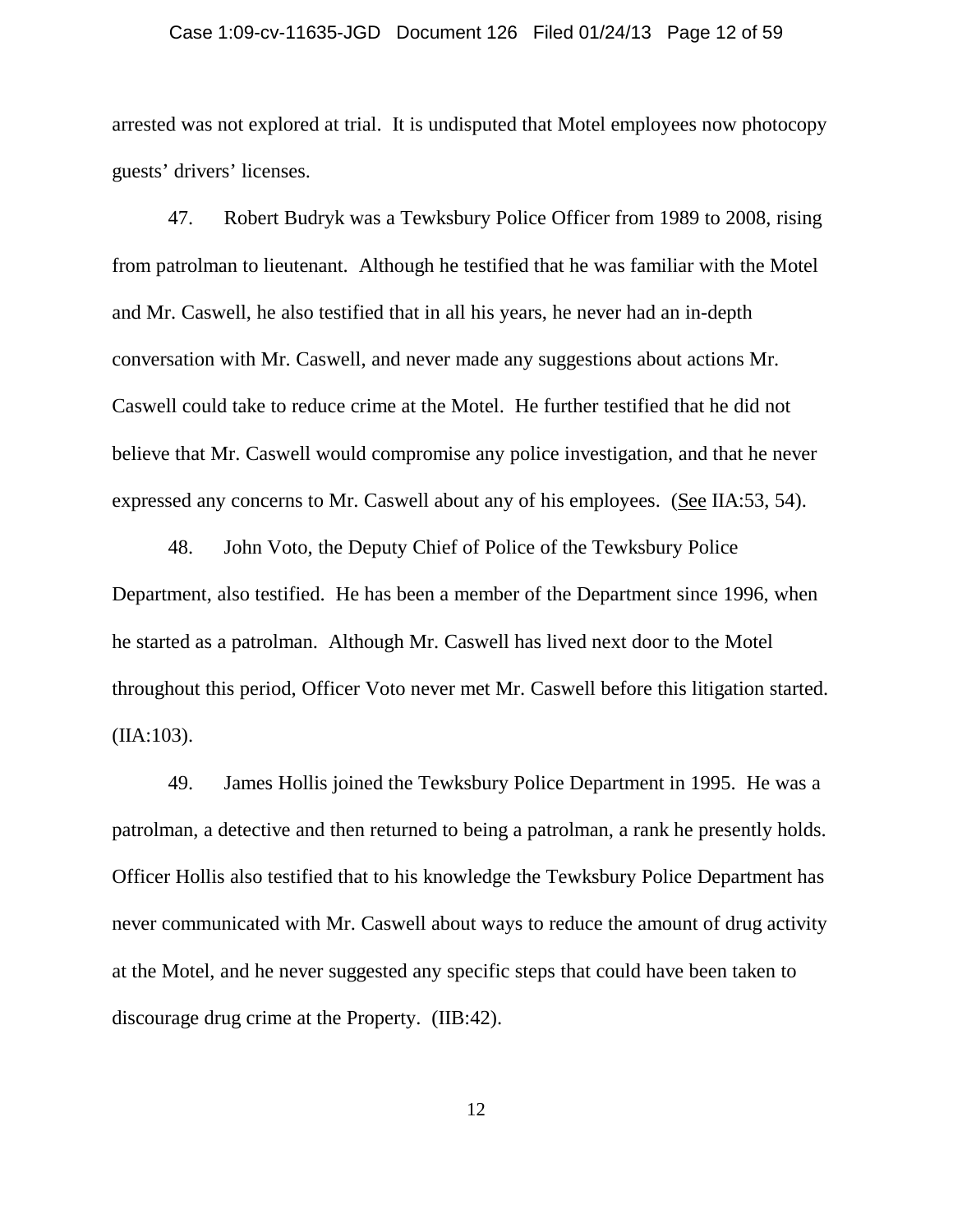arrested was not explored at trial. It is undisputed that Motel employees now photocopy guests' drivers' licenses.

47. Robert Budryk was a Tewksbury Police Officer from 1989 to 2008, rising from patrolman to lieutenant. Although he testified that he was familiar with the Motel and Mr. Caswell, he also testified that in all his years, he never had an in-depth conversation with Mr. Caswell, and never made any suggestions about actions Mr. Caswell could take to reduce crime at the Motel. He further testified that he did not believe that Mr. Caswell would compromise any police investigation, and that he never expressed any concerns to Mr. Caswell about any of his employees. (See IIA:53, 54).

48. John Voto, the Deputy Chief of Police of the Tewksbury Police Department, also testified. He has been a member of the Department since 1996, when he started as a patrolman. Although Mr. Caswell has lived next door to the Motel throughout this period, Officer Voto never met Mr. Caswell before this litigation started. (IIA:103).

49. James Hollis joined the Tewksbury Police Department in 1995. He was a patrolman, a detective and then returned to being a patrolman, a rank he presently holds. Officer Hollis also testified that to his knowledge the Tewksbury Police Department has never communicated with Mr. Caswell about ways to reduce the amount of drug activity at the Motel, and he never suggested any specific steps that could have been taken to discourage drug crime at the Property. (IIB:42).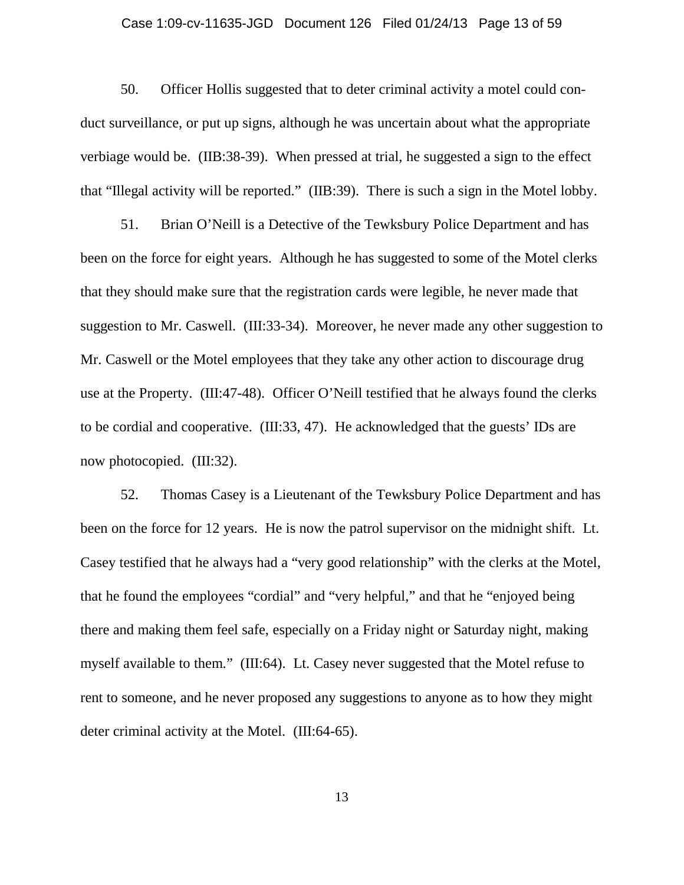50. Officer Hollis suggested that to deter criminal activity a motel could conduct surveillance, or put up signs, although he was uncertain about what the appropriate verbiage would be. (IIB:38-39). When pressed at trial, he suggested a sign to the effect that "Illegal activity will be reported." (IIB:39). There is such a sign in the Motel lobby.

51. Brian O'Neill is a Detective of the Tewksbury Police Department and has been on the force for eight years. Although he has suggested to some of the Motel clerks that they should make sure that the registration cards were legible, he never made that suggestion to Mr. Caswell. (III:33-34). Moreover, he never made any other suggestion to Mr. Caswell or the Motel employees that they take any other action to discourage drug use at the Property. (III:47-48). Officer O'Neill testified that he always found the clerks to be cordial and cooperative. (III:33, 47). He acknowledged that the guests' IDs are now photocopied. (III:32).

52. Thomas Casey is a Lieutenant of the Tewksbury Police Department and has been on the force for 12 years. He is now the patrol supervisor on the midnight shift. Lt. Casey testified that he always had a "very good relationship" with the clerks at the Motel, that he found the employees "cordial" and "very helpful," and that he "enjoyed being there and making them feel safe, especially on a Friday night or Saturday night, making myself available to them." (III:64). Lt. Casey never suggested that the Motel refuse to rent to someone, and he never proposed any suggestions to anyone as to how they might deter criminal activity at the Motel. (III:64-65).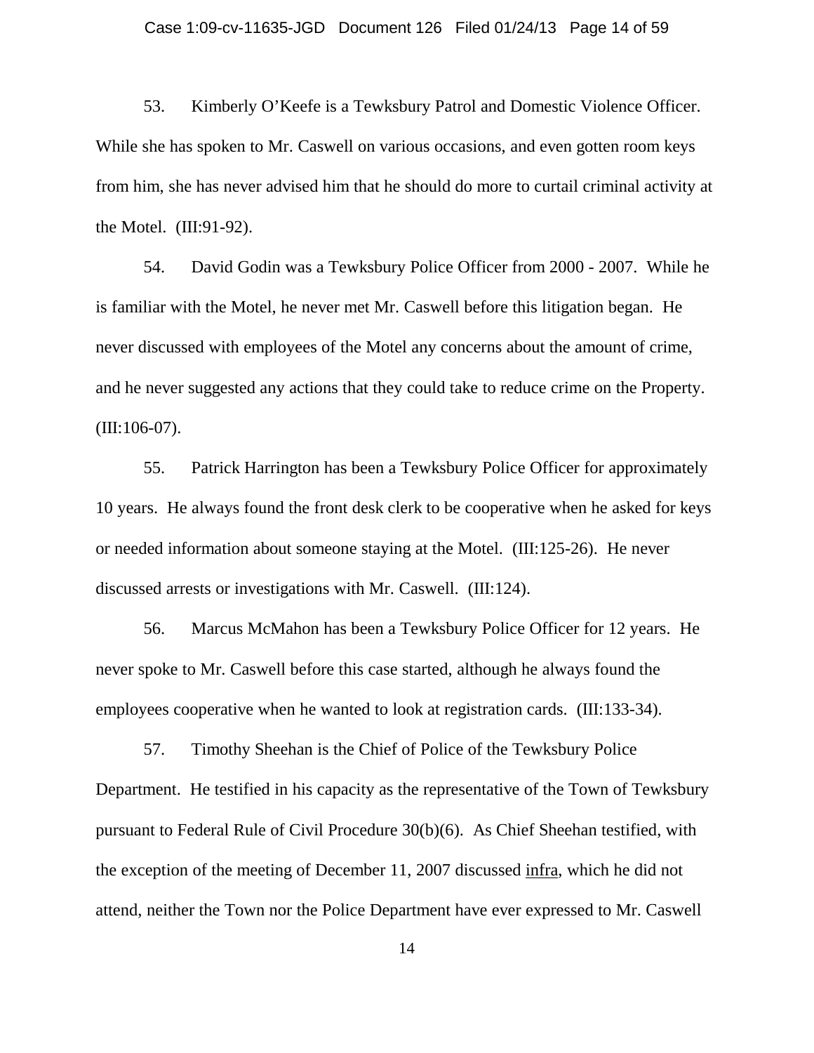53. Kimberly O'Keefe is a Tewksbury Patrol and Domestic Violence Officer. While she has spoken to Mr. Caswell on various occasions, and even gotten room keys from him, she has never advised him that he should do more to curtail criminal activity at the Motel. (III:91-92).

54. David Godin was a Tewksbury Police Officer from 2000 - 2007. While he is familiar with the Motel, he never met Mr. Caswell before this litigation began. He never discussed with employees of the Motel any concerns about the amount of crime, and he never suggested any actions that they could take to reduce crime on the Property. (III:106-07).

55. Patrick Harrington has been a Tewksbury Police Officer for approximately 10 years. He always found the front desk clerk to be cooperative when he asked for keys or needed information about someone staying at the Motel. (III:125-26). He never discussed arrests or investigations with Mr. Caswell. (III:124).

56. Marcus McMahon has been a Tewksbury Police Officer for 12 years. He never spoke to Mr. Caswell before this case started, although he always found the employees cooperative when he wanted to look at registration cards. (III:133-34).

57. Timothy Sheehan is the Chief of Police of the Tewksbury Police Department. He testified in his capacity as the representative of the Town of Tewksbury pursuant to Federal Rule of Civil Procedure 30(b)(6). As Chief Sheehan testified, with the exception of the meeting of December 11, 2007 discussed infra, which he did not attend, neither the Town nor the Police Department have ever expressed to Mr. Caswell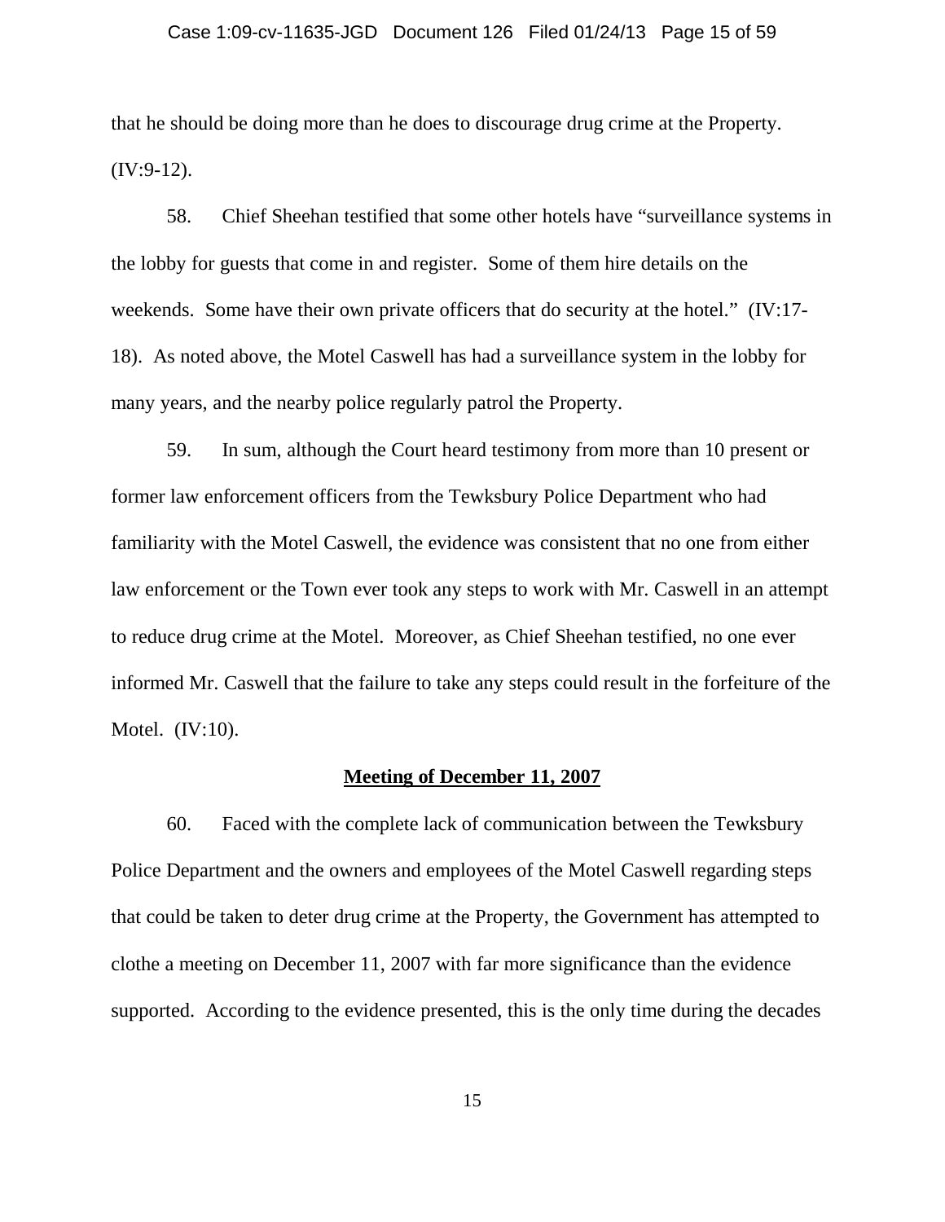that he should be doing more than he does to discourage drug crime at the Property. (IV:9-12).

58. Chief Sheehan testified that some other hotels have "surveillance systems in the lobby for guests that come in and register. Some of them hire details on the weekends. Some have their own private officers that do security at the hotel." (IV:17-18). As noted above, the Motel Caswell has had a surveillance system in the lobby for many years, and the nearby police regularly patrol the Property.

59. In sum, although the Court heard testimony from more than 10 present or former law enforcement officers from the Tewksbury Police Department who had familiarity with the Motel Caswell, the evidence was consistent that no one from either law enforcement or the Town ever took any steps to work with Mr. Caswell in an attempt to reduce drug crime at the Motel. Moreover, as Chief Sheehan testified, no one ever informed Mr. Caswell that the failure to take any steps could result in the forfeiture of the Motel. (IV:10).

## Meeting of December 11, 2007

60. Faced with the complete lack of communication between the Tewksbury Police Department and the owners and employees of the Motel Caswell regarding steps that could be taken to deter drug crime at the Property, the Government has attempted to clothe a meeting on December 11, 2007 with far more significance than the evidence supported. According to the evidence presented, this is the only time during the decades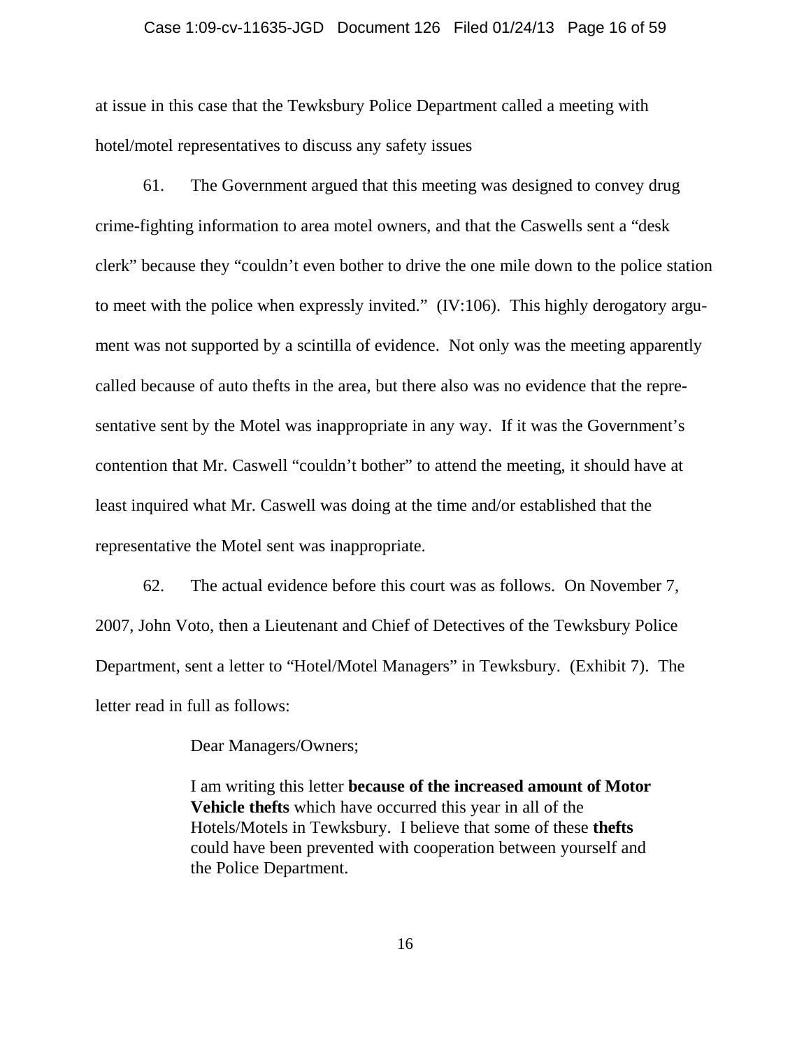at issue in this case that the Tewksbury Police Department called a meeting with hotel/motel representatives to discuss any safety issues

61. The Government argued that this meeting was designed to convey drug crime-fighting information to area motel owners, and that the Caswells sent a "desk clerk" because they "couldn't even bother to drive the one mile down to the police station to meet with the police when expressly invited." (IV:106). This highly derogatory argument was not supported by a scintilla of evidence. Not only was the meeting apparently called because of auto thefts in the area, but there also was no evidence that the representative sent by the Motel was inappropriate in any way. If it was the Government's contention that Mr. Caswell "couldn't bother" to attend the meeting, it should have at least inquired what Mr. Caswell was doing at the time and/or established that the representative the Motel sent was inappropriate.

62. The actual evidence before this court was as follows. On November 7, 2007, John Voto, then a Lieutenant and Chief of Detectives of the Tewksbury Police Department, sent a letter to "Hotel/Motel Managers" in Tewksbury. (Exhibit 7). The letter read in full as follows:

> Dear Managers/Owners;
>
> I am writing this letter **because of the increased amount of Motor Vehicle thefts** which have occurred this year in all of the Hotels/Motels in Tewksbury. I believe that some of these **thefts** could have been prevented with cooperation between yourself and the Police Department.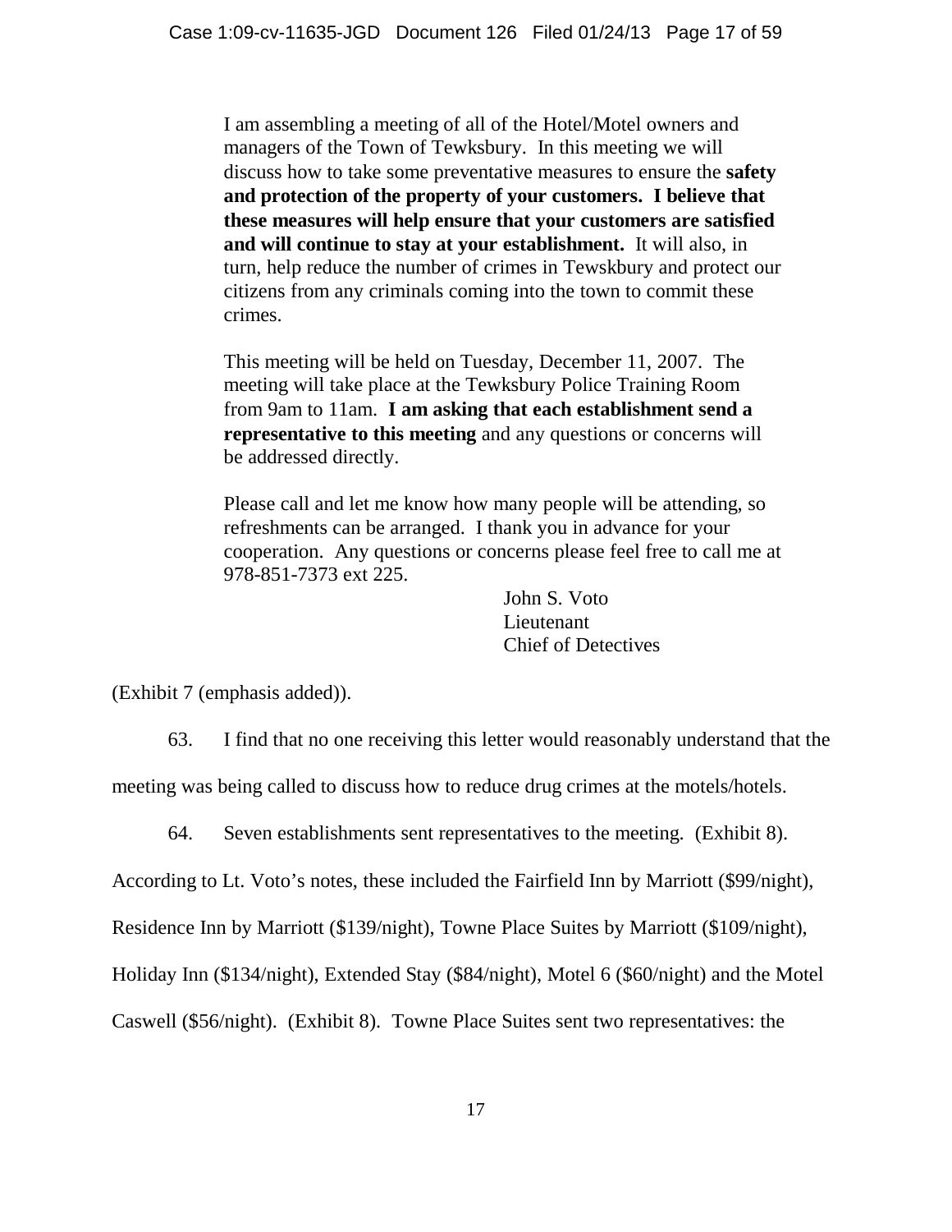> I am assembling a meeting of all of the Hotel/Motel owners and managers of the Town of Tewksbury. In this meeting we will discuss how to take some preventative measures to ensure the **safety and protection of the property of your customers. I believe that these measures will help ensure that your customers are satisfied and will continue to stay at your establishment.** It will also, in turn, help reduce the number of crimes in Tewskbury and protect our citizens from any criminals coming into the town to commit these crimes.
>
> This meeting will be held on Tuesday, December 11, 2007. The meeting will take place at the Tewksbury Police Training Room from 9am to 11am. **I am asking that each establishment send a representative to this meeting** and any questions or concerns will be addressed directly.
>
> Please call and let me know how many people will be attending, so refreshments can be arranged. I thank you in advance for your cooperation. Any questions or concerns please feel free to call me at 978-851-7373 ext 225.
>
> John S. Voto
> Lieutenant
> Chief of Detectives

(Exhibit 7 (emphasis added)).

63. I find that no one receiving this letter would reasonably understand that the meeting was being called to discuss how to reduce drug crimes at the motels/hotels.

64. Seven establishments sent representatives to the meeting. (Exhibit 8). According to Lt. Voto's notes, these included the Fairfield Inn by Marriott ($99/night), Residence Inn by Marriott ($139/night), Towne Place Suites by Marriott ($109/night), Holiday Inn ($134/night), Extended Stay ($84/night), Motel 6 ($60/night) and the Motel Caswell ($56/night). (Exhibit 8). Towne Place Suites sent two representatives: the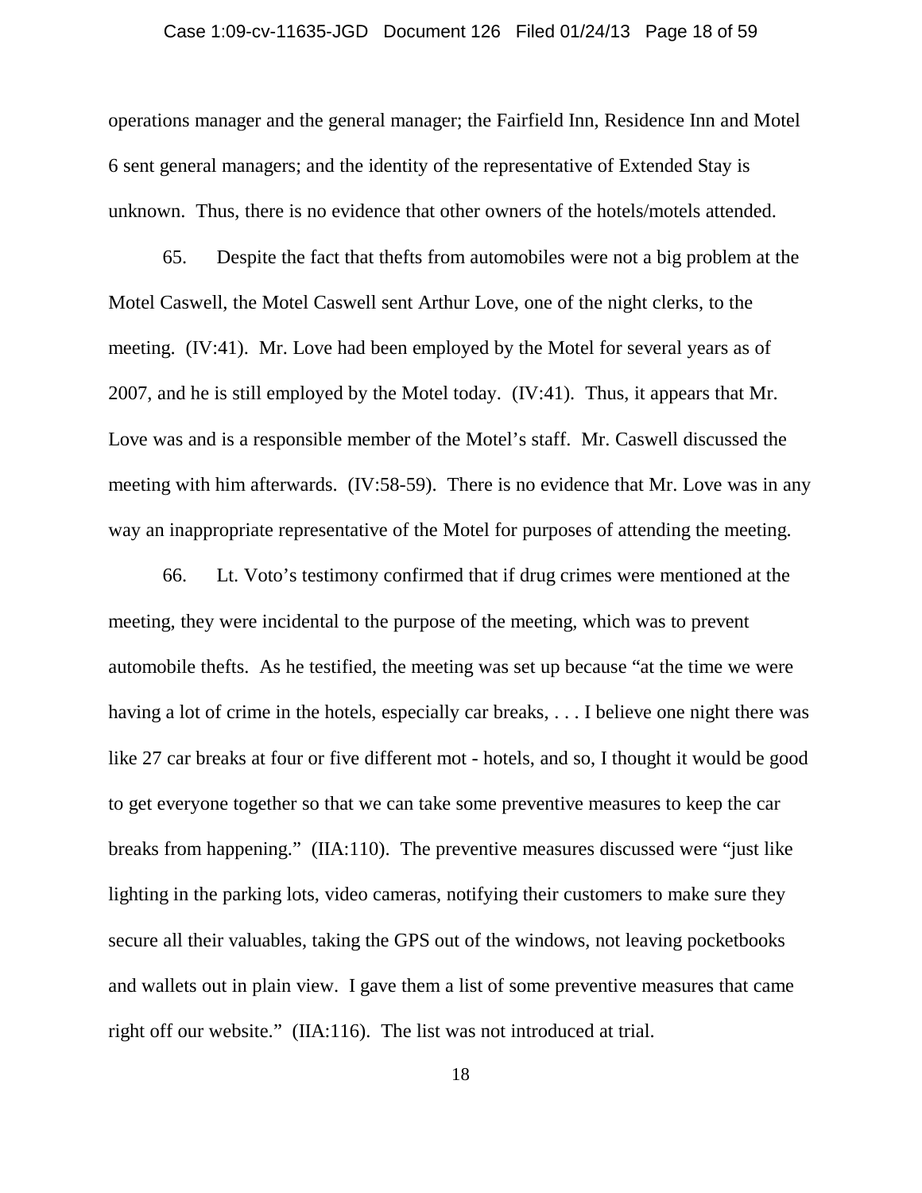operations manager and the general manager; the Fairfield Inn, Residence Inn and Motel 6 sent general managers; and the identity of the representative of Extended Stay is unknown. Thus, there is no evidence that other owners of the hotels/motels attended.

65. Despite the fact that thefts from automobiles were not a big problem at the Motel Caswell, the Motel Caswell sent Arthur Love, one of the night clerks, to the meeting. (IV:41). Mr. Love had been employed by the Motel for several years as of 2007, and he is still employed by the Motel today. (IV:41). Thus, it appears that Mr. Love was and is a responsible member of the Motel's staff. Mr. Caswell discussed the meeting with him afterwards. (IV:58-59). There is no evidence that Mr. Love was in any way an inappropriate representative of the Motel for purposes of attending the meeting.

66. Lt. Voto's testimony confirmed that if drug crimes were mentioned at the meeting, they were incidental to the purpose of the meeting, which was to prevent automobile thefts. As he testified, the meeting was set up because "at the time we were having a lot of crime in the hotels, especially car breaks, . . . I believe one night there was like 27 car breaks at four or five different mot - hotels, and so, I thought it would be good to get everyone together so that we can take some preventive measures to keep the car breaks from happening." (IIA:110). The preventive measures discussed were "just like lighting in the parking lots, video cameras, notifying their customers to make sure they secure all their valuables, taking the GPS out of the windows, not leaving pocketbooks and wallets out in plain view. I gave them a list of some preventive measures that came right off our website." (IIA:116). The list was not introduced at trial.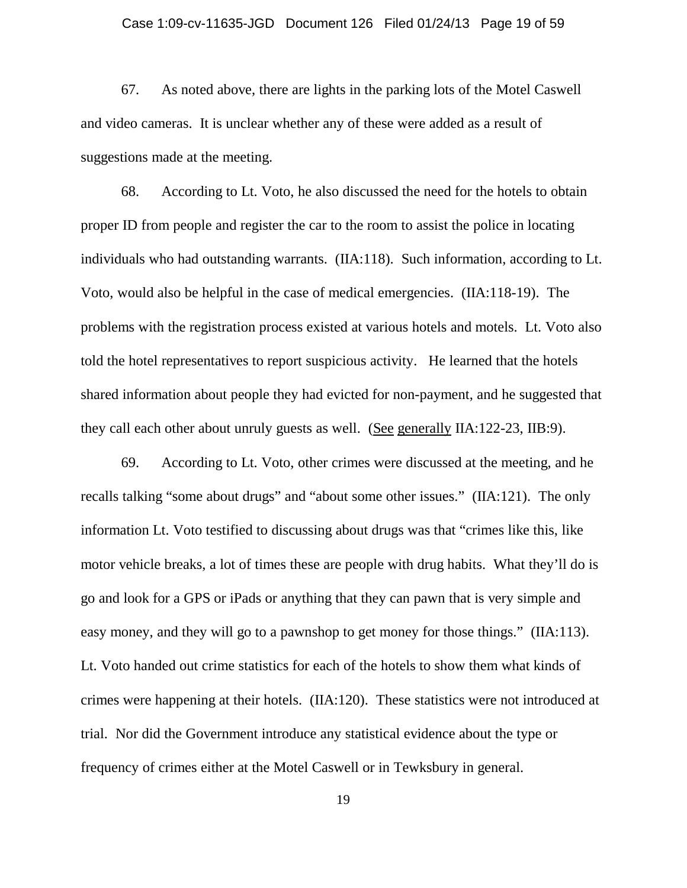67. As noted above, there are lights in the parking lots of the Motel Caswell and video cameras. It is unclear whether any of these were added as a result of suggestions made at the meeting.

68. According to Lt. Voto, he also discussed the need for the hotels to obtain proper ID from people and register the car to the room to assist the police in locating individuals who had outstanding warrants. (IIA:118). Such information, according to Lt. Voto, would also be helpful in the case of medical emergencies. (IIA:118-19). The problems with the registration process existed at various hotels and motels. Lt. Voto also told the hotel representatives to report suspicious activity. He learned that the hotels shared information about people they had evicted for non-payment, and he suggested that they call each other about unruly guests as well. (See generally IIA:122-23, IIB:9).

69. According to Lt. Voto, other crimes were discussed at the meeting, and he recalls talking "some about drugs" and "about some other issues." (IIA:121). The only information Lt. Voto testified to discussing about drugs was that "crimes like this, like motor vehicle breaks, a lot of times these are people with drug habits. What they'll do is go and look for a GPS or iPads or anything that they can pawn that is very simple and easy money, and they will go to a pawnshop to get money for those things." (IIA:113). Lt. Voto handed out crime statistics for each of the hotels to show them what kinds of crimes were happening at their hotels. (IIA:120). These statistics were not introduced at trial. Nor did the Government introduce any statistical evidence about the type or frequency of crimes either at the Motel Caswell or in Tewksbury in general.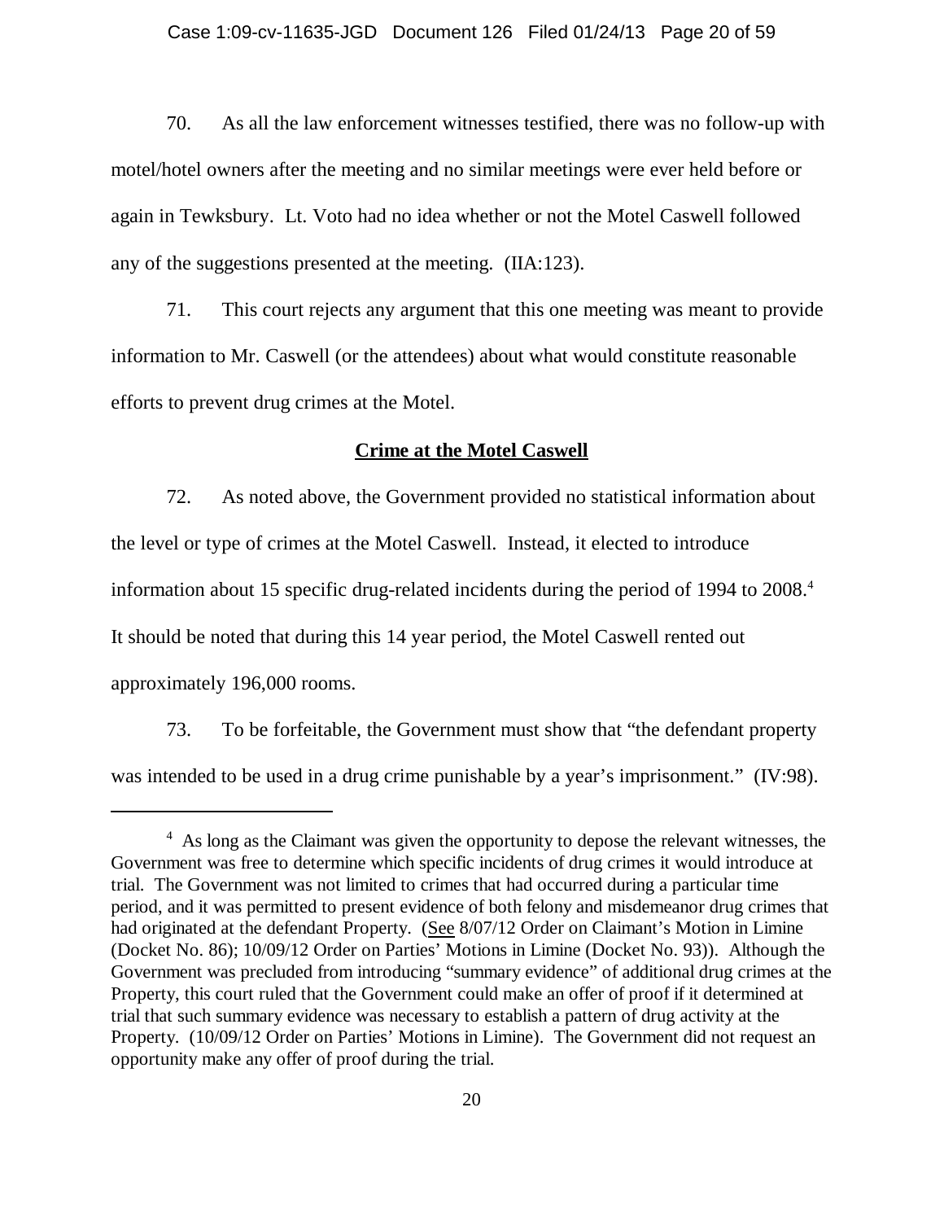70. As all the law enforcement witnesses testified, there was no follow-up with motel/hotel owners after the meeting and no similar meetings were ever held before or again in Tewksbury. Lt. Voto had no idea whether or not the Motel Caswell followed any of the suggestions presented at the meeting. (IIA:123).

71. This court rejects any argument that this one meeting was meant to provide information to Mr. Caswell (or the attendees) about what would constitute reasonable efforts to prevent drug crimes at the Motel.

**Crime at the Motel Caswell**

72. As noted above, the Government provided no statistical information about the level or type of crimes at the Motel Caswell. Instead, it elected to introduce information about 15 specific drug-related incidents during the period of 1994 to 2008.[4] It should be noted that during this 14 year period, the Motel Caswell rented out approximately 196,000 rooms.

73. To be forfeitable, the Government must show that "the defendant property was intended to be used in a drug crime punishable by a year's imprisonment." (IV:98).

---

[4] As long as the Claimant was given the opportunity to depose the relevant witnesses, the Government was free to determine which specific incidents of drug crimes it would introduce at trial. The Government was not limited to crimes that had occurred during a particular time period, and it was permitted to present evidence of both felony and misdemeanor drug crimes that had originated at the defendant Property. (See 8/07/12 Order on Claimant's Motion in Limine (Docket No. 86); 10/09/12 Order on Parties' Motions in Limine (Docket No. 93)). Although the Government was precluded from introducing "summary evidence" of additional drug crimes at the Property, this court ruled that the Government could make an offer of proof if it determined at trial that such summary evidence was necessary to establish a pattern of drug activity at the Property. (10/09/12 Order on Parties' Motions in Limine). The Government did not request an opportunity make any offer of proof during the trial.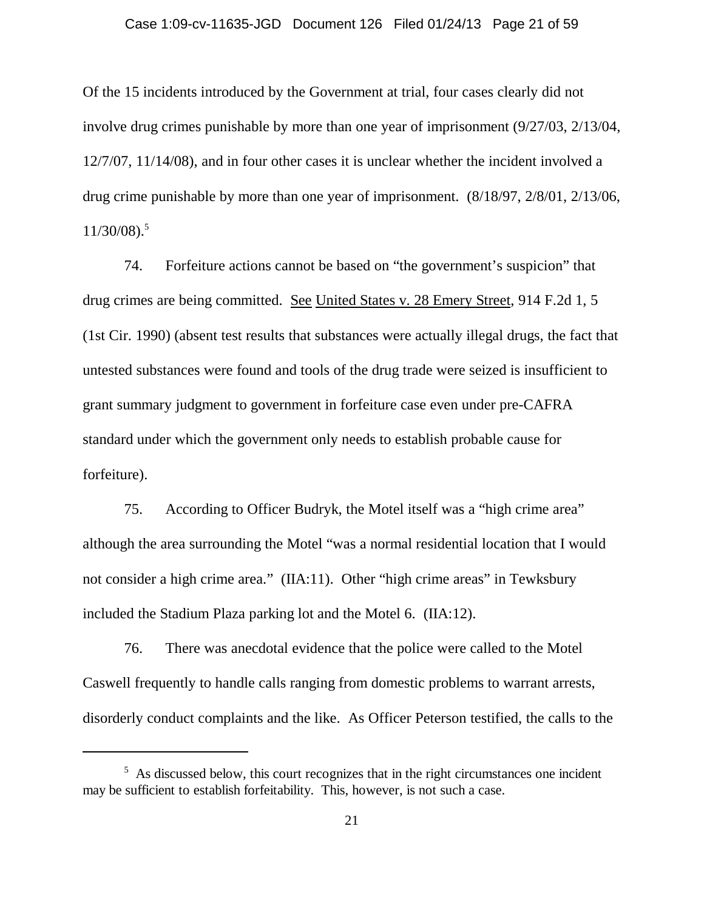Of the 15 incidents introduced by the Government at trial, four cases clearly did not involve drug crimes punishable by more than one year of imprisonment (9/27/03, 2/13/04, 12/7/07, 11/14/08), and in four other cases it is unclear whether the incident involved a drug crime punishable by more than one year of imprisonment. (8/18/97, 2/8/01, 2/13/06, 11/30/08).[5]

74. Forfeiture actions cannot be based on "the government's suspicion" that drug crimes are being committed. See United States v. 28 Emery Street, 914 F.2d 1, 5 (1st Cir. 1990) (absent test results that substances were actually illegal drugs, the fact that untested substances were found and tools of the drug trade were seized is insufficient to grant summary judgment to government in forfeiture case even under pre-CAFRA standard under which the government only needs to establish probable cause for forfeiture).

75. According to Officer Budryk, the Motel itself was a "high crime area" although the area surrounding the Motel "was a normal residential location that I would not consider a high crime area." (IIA:11). Other "high crime areas" in Tewksbury included the Stadium Plaza parking lot and the Motel 6. (IIA:12).

76. There was anecdotal evidence that the police were called to the Motel Caswell frequently to handle calls ranging from domestic problems to warrant arrests, disorderly conduct complaints and the like. As Officer Peterson testified, the calls to the

---

[5] As discussed below, this court recognizes that in the right circumstances one incident may be sufficient to establish forfeitability. This, however, is not such a case.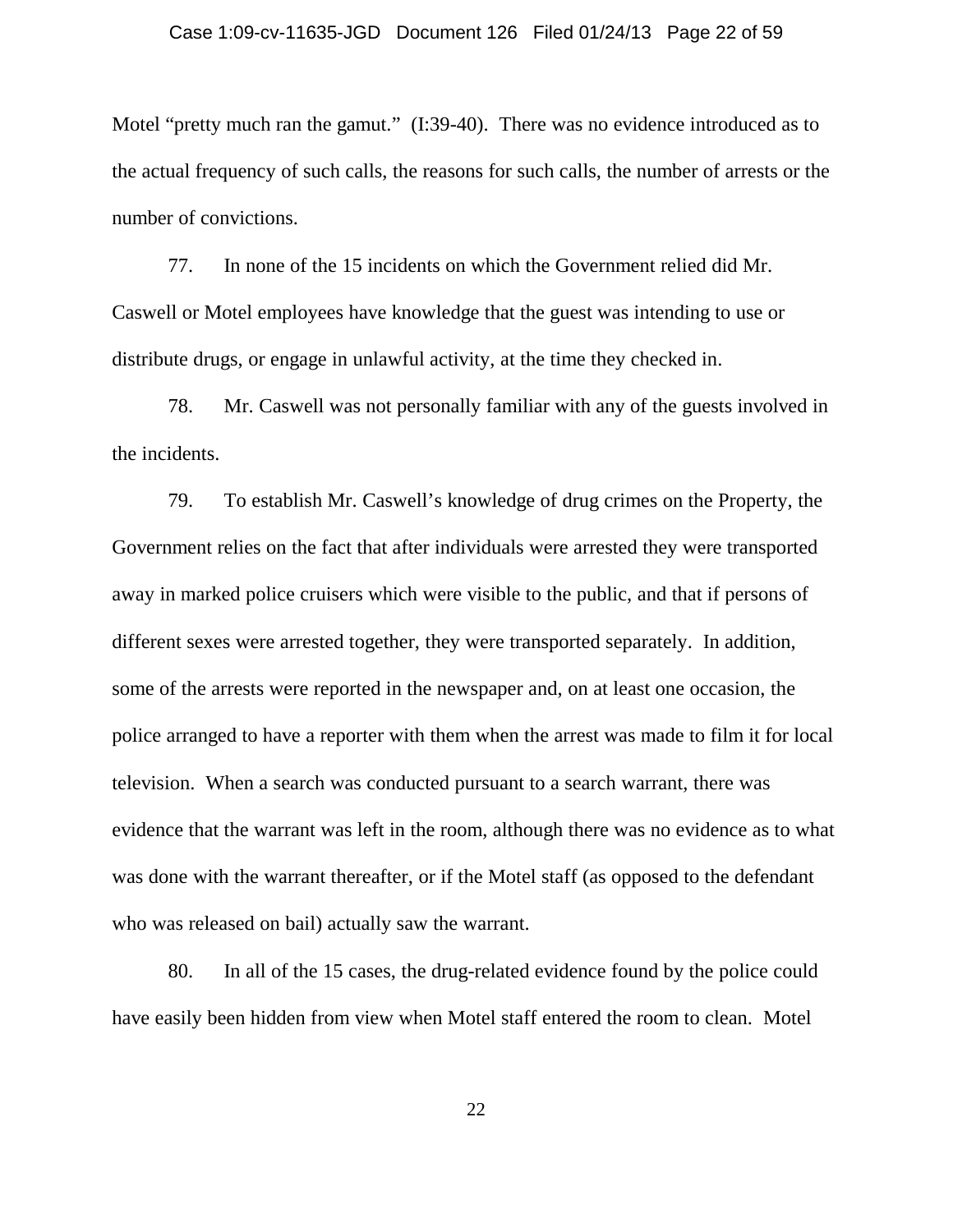Motel "pretty much ran the gamut." (I:39-40). There was no evidence introduced as to the actual frequency of such calls, the reasons for such calls, the number of arrests or the number of convictions.

77. In none of the 15 incidents on which the Government relied did Mr. Caswell or Motel employees have knowledge that the guest was intending to use or distribute drugs, or engage in unlawful activity, at the time they checked in.

78. Mr. Caswell was not personally familiar with any of the guests involved in the incidents.

79. To establish Mr. Caswell's knowledge of drug crimes on the Property, the Government relies on the fact that after individuals were arrested they were transported away in marked police cruisers which were visible to the public, and that if persons of different sexes were arrested together, they were transported separately. In addition, some of the arrests were reported in the newspaper and, on at least one occasion, the police arranged to have a reporter with them when the arrest was made to film it for local television. When a search was conducted pursuant to a search warrant, there was evidence that the warrant was left in the room, although there was no evidence as to what was done with the warrant thereafter, or if the Motel staff (as opposed to the defendant who was released on bail) actually saw the warrant.

80. In all of the 15 cases, the drug-related evidence found by the police could have easily been hidden from view when Motel staff entered the room to clean. Motel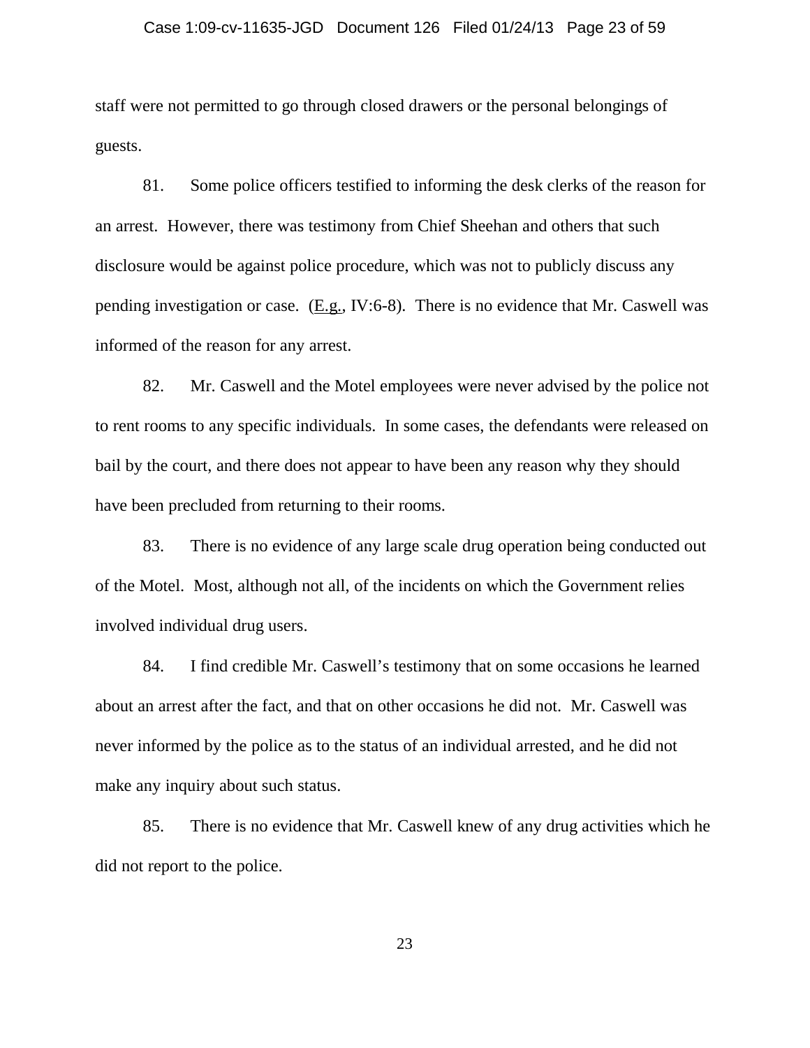staff were not permitted to go through closed drawers or the personal belongings of guests.

81. Some police officers testified to informing the desk clerks of the reason for an arrest. However, there was testimony from Chief Sheehan and others that such disclosure would be against police procedure, which was not to publicly discuss any pending investigation or case. (E.g., IV:6-8). There is no evidence that Mr. Caswell was informed of the reason for any arrest.

82. Mr. Caswell and the Motel employees were never advised by the police not to rent rooms to any specific individuals. In some cases, the defendants were released on bail by the court, and there does not appear to have been any reason why they should have been precluded from returning to their rooms.

83. There is no evidence of any large scale drug operation being conducted out of the Motel. Most, although not all, of the incidents on which the Government relies involved individual drug users.

84. I find credible Mr. Caswell's testimony that on some occasions he learned about an arrest after the fact, and that on other occasions he did not. Mr. Caswell was never informed by the police as to the status of an individual arrested, and he did not make any inquiry about such status.

85. There is no evidence that Mr. Caswell knew of any drug activities which he did not report to the police.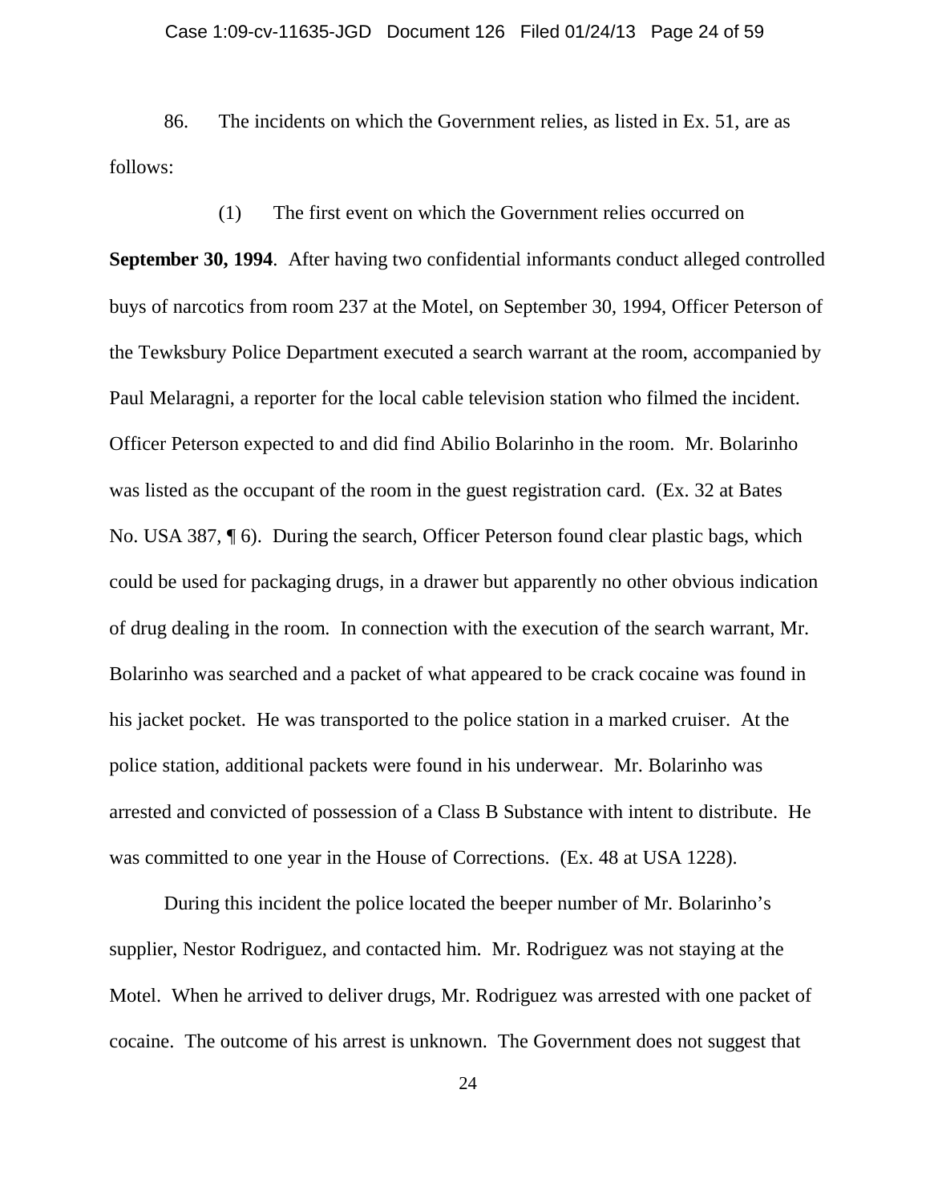86. The incidents on which the Government relies, as listed in Ex. 51, are as follows:

(1) The first event on which the Government relies occurred on **September 30, 1994**. After having two confidential informants conduct alleged controlled buys of narcotics from room 237 at the Motel, on September 30, 1994, Officer Peterson of the Tewksbury Police Department executed a search warrant at the room, accompanied by Paul Melaragni, a reporter for the local cable television station who filmed the incident. Officer Peterson expected to and did find Abilio Bolarinho in the room. Mr. Bolarinho was listed as the occupant of the room in the guest registration card. (Ex. 32 at Bates No. USA 387, ¶ 6). During the search, Officer Peterson found clear plastic bags, which could be used for packaging drugs, in a drawer but apparently no other obvious indication of drug dealing in the room. In connection with the execution of the search warrant, Mr. Bolarinho was searched and a packet of what appeared to be crack cocaine was found in his jacket pocket. He was transported to the police station in a marked cruiser. At the police station, additional packets were found in his underwear. Mr. Bolarinho was arrested and convicted of possession of a Class B Substance with intent to distribute. He was committed to one year in the House of Corrections. (Ex. 48 at USA 1228).

During this incident the police located the beeper number of Mr. Bolarinho's supplier, Nestor Rodriguez, and contacted him. Mr. Rodriguez was not staying at the Motel. When he arrived to deliver drugs, Mr. Rodriguez was arrested with one packet of cocaine. The outcome of his arrest is unknown. The Government does not suggest that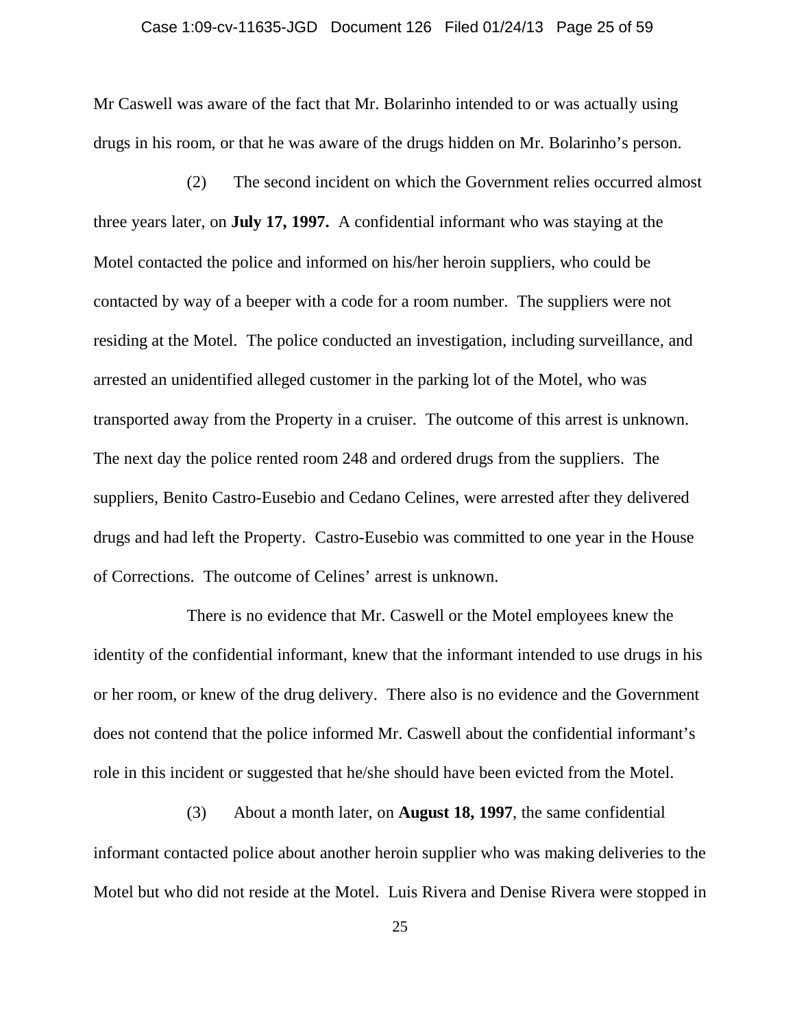Mr Caswell was aware of the fact that Mr. Bolarinho intended to or was actually using drugs in his room, or that he was aware of the drugs hidden on Mr. Bolarinho's person.

(2) The second incident on which the Government relies occurred almost three years later, on **July 17, 1997.** A confidential informant who was staying at the Motel contacted the police and informed on his/her heroin suppliers, who could be contacted by way of a beeper with a code for a room number. The suppliers were not residing at the Motel. The police conducted an investigation, including surveillance, and arrested an unidentified alleged customer in the parking lot of the Motel, who was transported away from the Property in a cruiser. The outcome of this arrest is unknown. The next day the police rented room 248 and ordered drugs from the suppliers. The suppliers, Benito Castro-Eusebio and Cedano Celines, were arrested after they delivered drugs and had left the Property. Castro-Eusebio was committed to one year in the House of Corrections. The outcome of Celines' arrest is unknown.

There is no evidence that Mr. Caswell or the Motel employees knew the identity of the confidential informant, knew that the informant intended to use drugs in his or her room, or knew of the drug delivery. There also is no evidence and the Government does not contend that the police informed Mr. Caswell about the confidential informant's role in this incident or suggested that he/she should have been evicted from the Motel.

(3) About a month later, on **August 18, 1997**, the same confidential informant contacted police about another heroin supplier who was making deliveries to the Motel but who did not reside at the Motel. Luis Rivera and Denise Rivera were stopped in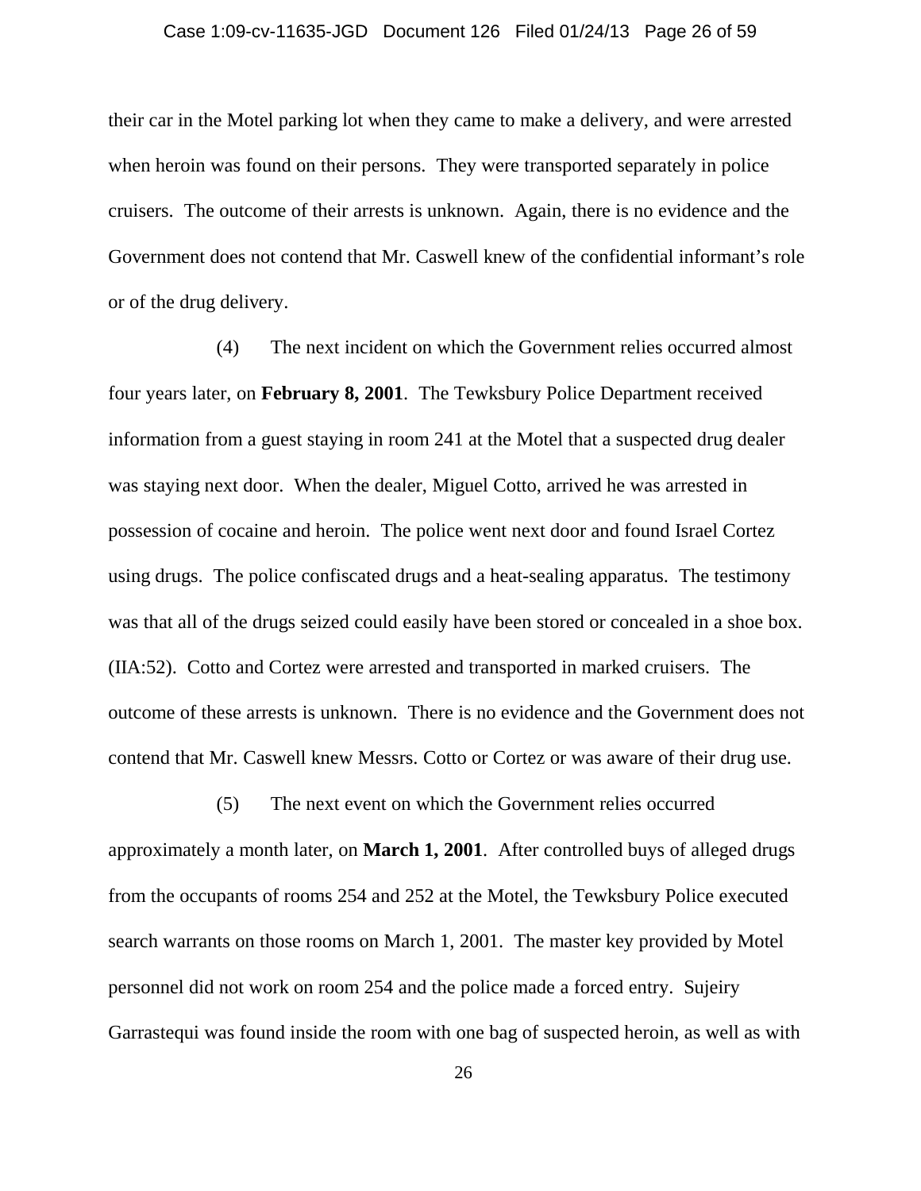their car in the Motel parking lot when they came to make a delivery, and were arrested when heroin was found on their persons. They were transported separately in police cruisers. The outcome of their arrests is unknown. Again, there is no evidence and the Government does not contend that Mr. Caswell knew of the confidential informant's role or of the drug delivery.

(4) The next incident on which the Government relies occurred almost four years later, on **February 8, 2001**. The Tewksbury Police Department received information from a guest staying in room 241 at the Motel that a suspected drug dealer was staying next door. When the dealer, Miguel Cotto, arrived he was arrested in possession of cocaine and heroin. The police went next door and found Israel Cortez using drugs. The police confiscated drugs and a heat-sealing apparatus. The testimony was that all of the drugs seized could easily have been stored or concealed in a shoe box. (IIA:52). Cotto and Cortez were arrested and transported in marked cruisers. The outcome of these arrests is unknown. There is no evidence and the Government does not contend that Mr. Caswell knew Messrs. Cotto or Cortez or was aware of their drug use.

(5) The next event on which the Government relies occurred approximately a month later, on **March 1, 2001**. After controlled buys of alleged drugs from the occupants of rooms 254 and 252 at the Motel, the Tewksbury Police executed search warrants on those rooms on March 1, 2001. The master key provided by Motel personnel did not work on room 254 and the police made a forced entry. Sujeiry Garrastequi was found inside the room with one bag of suspected heroin, as well as with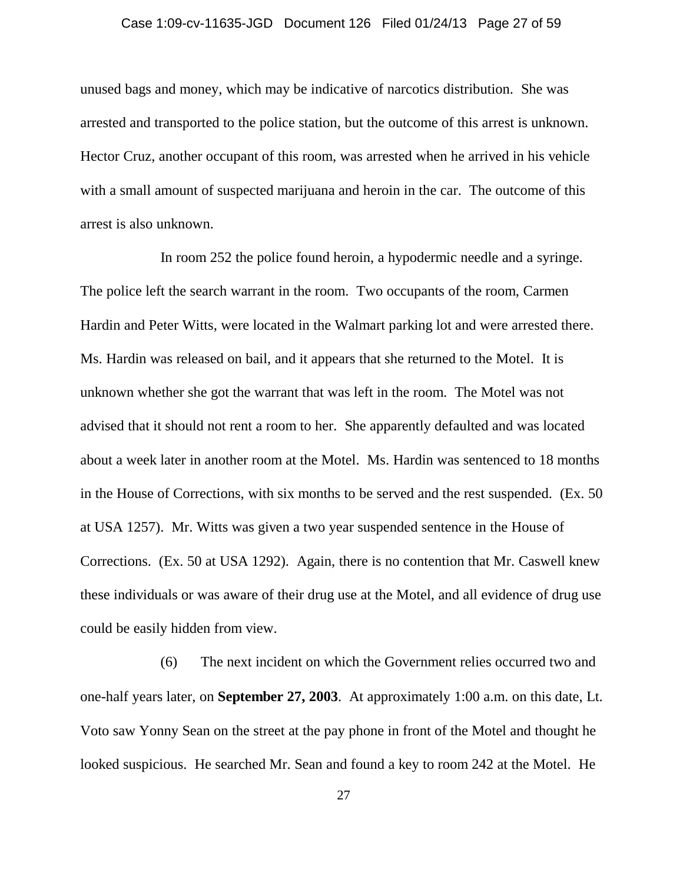unused bags and money, which may be indicative of narcotics distribution. She was arrested and transported to the police station, but the outcome of this arrest is unknown. Hector Cruz, another occupant of this room, was arrested when he arrived in his vehicle with a small amount of suspected marijuana and heroin in the car. The outcome of this arrest is also unknown.

In room 252 the police found heroin, a hypodermic needle and a syringe. The police left the search warrant in the room. Two occupants of the room, Carmen Hardin and Peter Witts, were located in the Walmart parking lot and were arrested there. Ms. Hardin was released on bail, and it appears that she returned to the Motel. It is unknown whether she got the warrant that was left in the room. The Motel was not advised that it should not rent a room to her. She apparently defaulted and was located about a week later in another room at the Motel. Ms. Hardin was sentenced to 18 months in the House of Corrections, with six months to be served and the rest suspended. (Ex. 50 at USA 1257). Mr. Witts was given a two year suspended sentence in the House of Corrections. (Ex. 50 at USA 1292). Again, there is no contention that Mr. Caswell knew these individuals or was aware of their drug use at the Motel, and all evidence of drug use could be easily hidden from view.

(6) The next incident on which the Government relies occurred two and one-half years later, on **September 27, 2003**. At approximately 1:00 a.m. on this date, Lt. Voto saw Yonny Sean on the street at the pay phone in front of the Motel and thought he looked suspicious. He searched Mr. Sean and found a key to room 242 at the Motel. He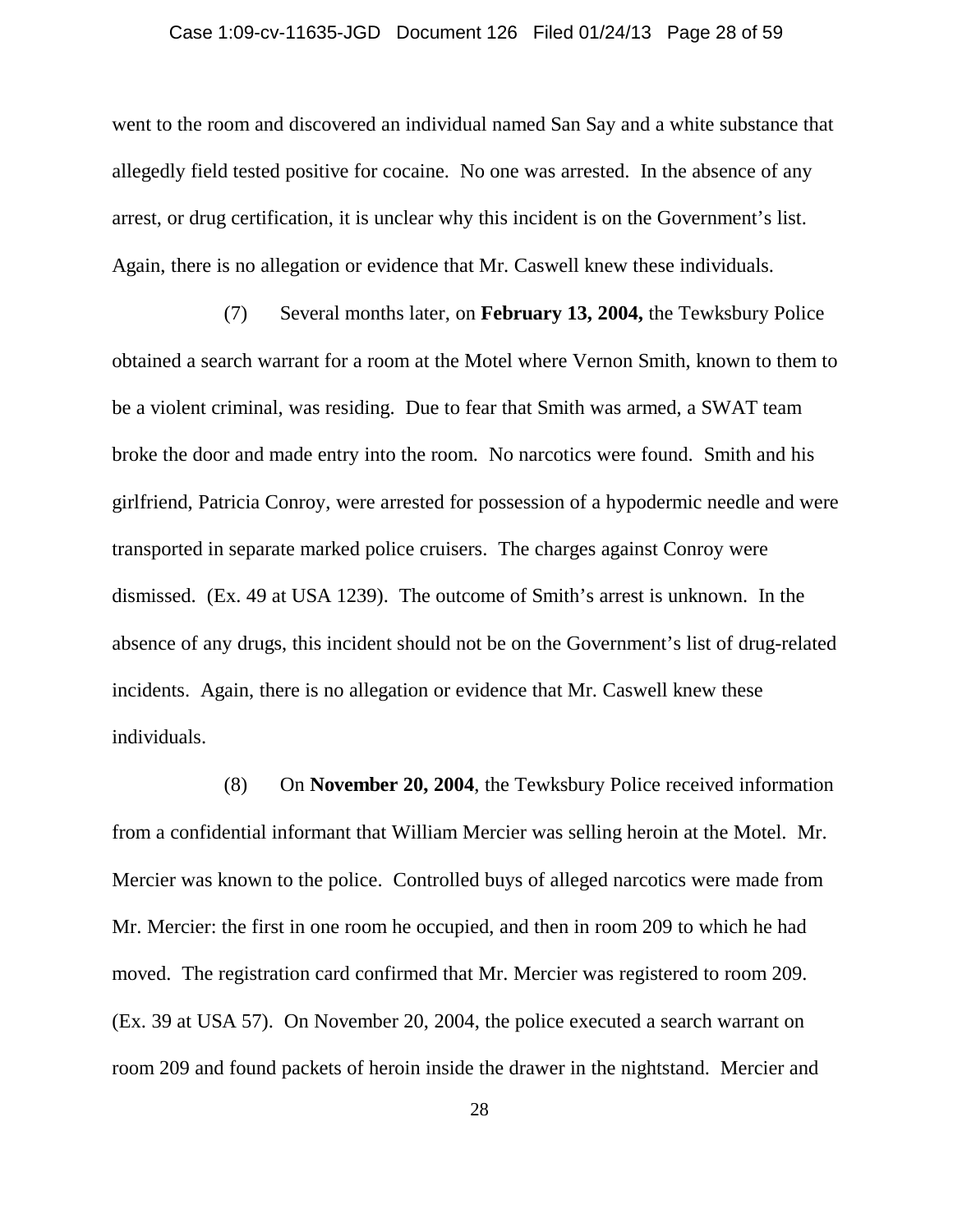went to the room and discovered an individual named San Say and a white substance that allegedly field tested positive for cocaine. No one was arrested. In the absence of any arrest, or drug certification, it is unclear why this incident is on the Government's list. Again, there is no allegation or evidence that Mr. Caswell knew these individuals.

(7) Several months later, on **February 13, 2004,** the Tewksbury Police obtained a search warrant for a room at the Motel where Vernon Smith, known to them to be a violent criminal, was residing. Due to fear that Smith was armed, a SWAT team broke the door and made entry into the room. No narcotics were found. Smith and his girlfriend, Patricia Conroy, were arrested for possession of a hypodermic needle and were transported in separate marked police cruisers. The charges against Conroy were dismissed. (Ex. 49 at USA 1239). The outcome of Smith's arrest is unknown. In the absence of any drugs, this incident should not be on the Government's list of drug-related incidents. Again, there is no allegation or evidence that Mr. Caswell knew these individuals.

(8) On **November 20, 2004**, the Tewksbury Police received information from a confidential informant that William Mercier was selling heroin at the Motel. Mr. Mercier was known to the police. Controlled buys of alleged narcotics were made from Mr. Mercier: the first in one room he occupied, and then in room 209 to which he had moved. The registration card confirmed that Mr. Mercier was registered to room 209. (Ex. 39 at USA 57). On November 20, 2004, the police executed a search warrant on room 209 and found packets of heroin inside the drawer in the nightstand. Mercier and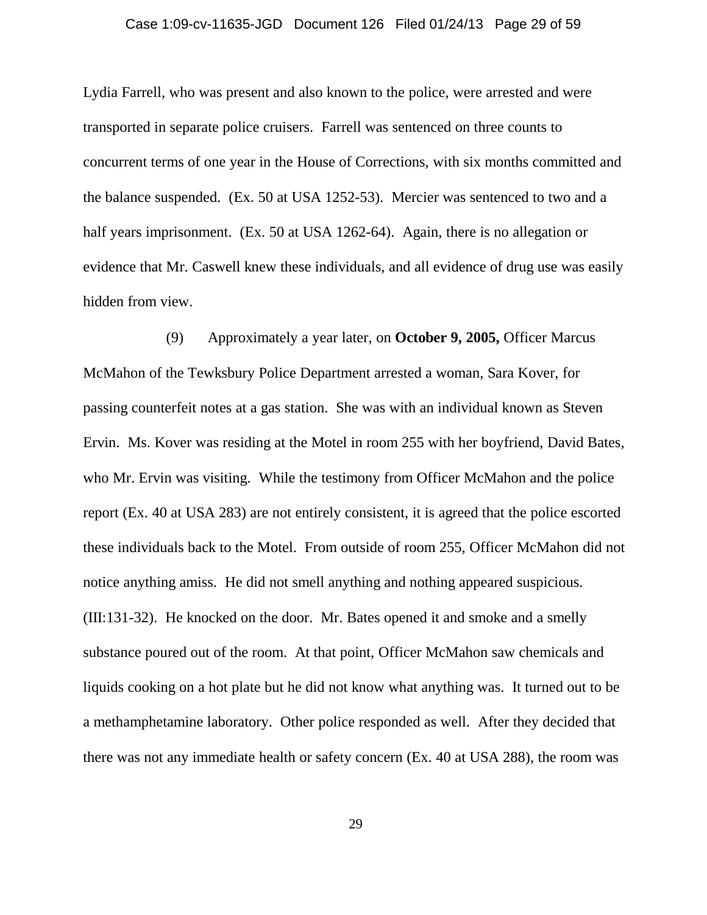Lydia Farrell, who was present and also known to the police, were arrested and were transported in separate police cruisers. Farrell was sentenced on three counts to concurrent terms of one year in the House of Corrections, with six months committed and the balance suspended. (Ex. 50 at USA 1252-53). Mercier was sentenced to two and a half years imprisonment. (Ex. 50 at USA 1262-64). Again, there is no allegation or evidence that Mr. Caswell knew these individuals, and all evidence of drug use was easily hidden from view.

(9) Approximately a year later, on **October 9, 2005,** Officer Marcus McMahon of the Tewksbury Police Department arrested a woman, Sara Kover, for passing counterfeit notes at a gas station. She was with an individual known as Steven Ervin. Ms. Kover was residing at the Motel in room 255 with her boyfriend, David Bates, who Mr. Ervin was visiting. While the testimony from Officer McMahon and the police report (Ex. 40 at USA 283) are not entirely consistent, it is agreed that the police escorted these individuals back to the Motel. From outside of room 255, Officer McMahon did not notice anything amiss. He did not smell anything and nothing appeared suspicious. (III:131-32). He knocked on the door. Mr. Bates opened it and smoke and a smelly substance poured out of the room. At that point, Officer McMahon saw chemicals and liquids cooking on a hot plate but he did not know what anything was. It turned out to be a methamphetamine laboratory. Other police responded as well. After they decided that there was not any immediate health or safety concern (Ex. 40 at USA 288), the room was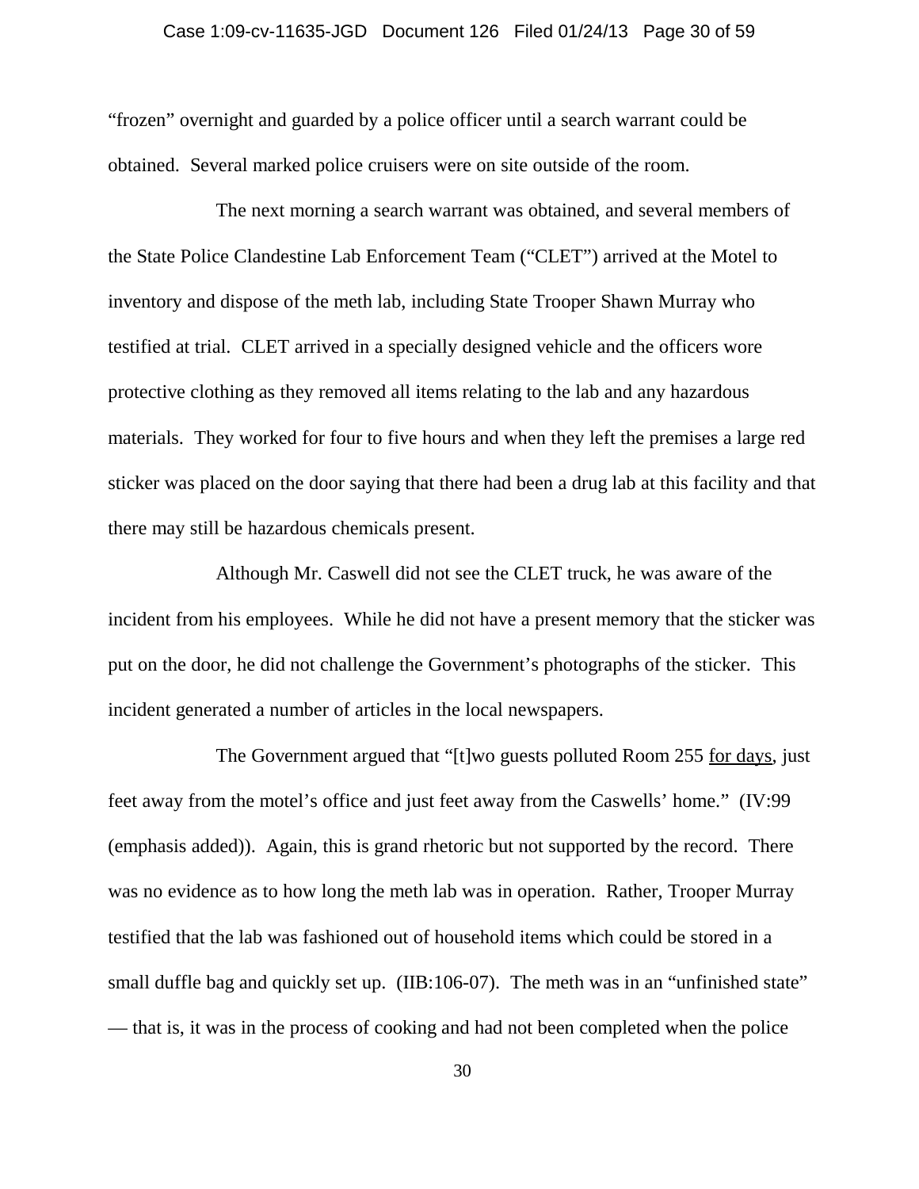"frozen" overnight and guarded by a police officer until a search warrant could be obtained. Several marked police cruisers were on site outside of the room.

The next morning a search warrant was obtained, and several members of the State Police Clandestine Lab Enforcement Team ("CLET") arrived at the Motel to inventory and dispose of the meth lab, including State Trooper Shawn Murray who testified at trial. CLET arrived in a specially designed vehicle and the officers wore protective clothing as they removed all items relating to the lab and any hazardous materials. They worked for four to five hours and when they left the premises a large red sticker was placed on the door saying that there had been a drug lab at this facility and that there may still be hazardous chemicals present.

Although Mr. Caswell did not see the CLET truck, he was aware of the incident from his employees. While he did not have a present memory that the sticker was put on the door, he did not challenge the Government's photographs of the sticker. This incident generated a number of articles in the local newspapers.

The Government argued that "[t]wo guests polluted Room 255 <u>for days</u>, just feet away from the motel's office and just feet away from the Caswells' home." (IV:99 (emphasis added)). Again, this is grand rhetoric but not supported by the record. There was no evidence as to how long the meth lab was in operation. Rather, Trooper Murray testified that the lab was fashioned out of household items which could be stored in a small duffle bag and quickly set up. (IIB:106-07). The meth was in an "unfinished state" — that is, it was in the process of cooking and had not been completed when the police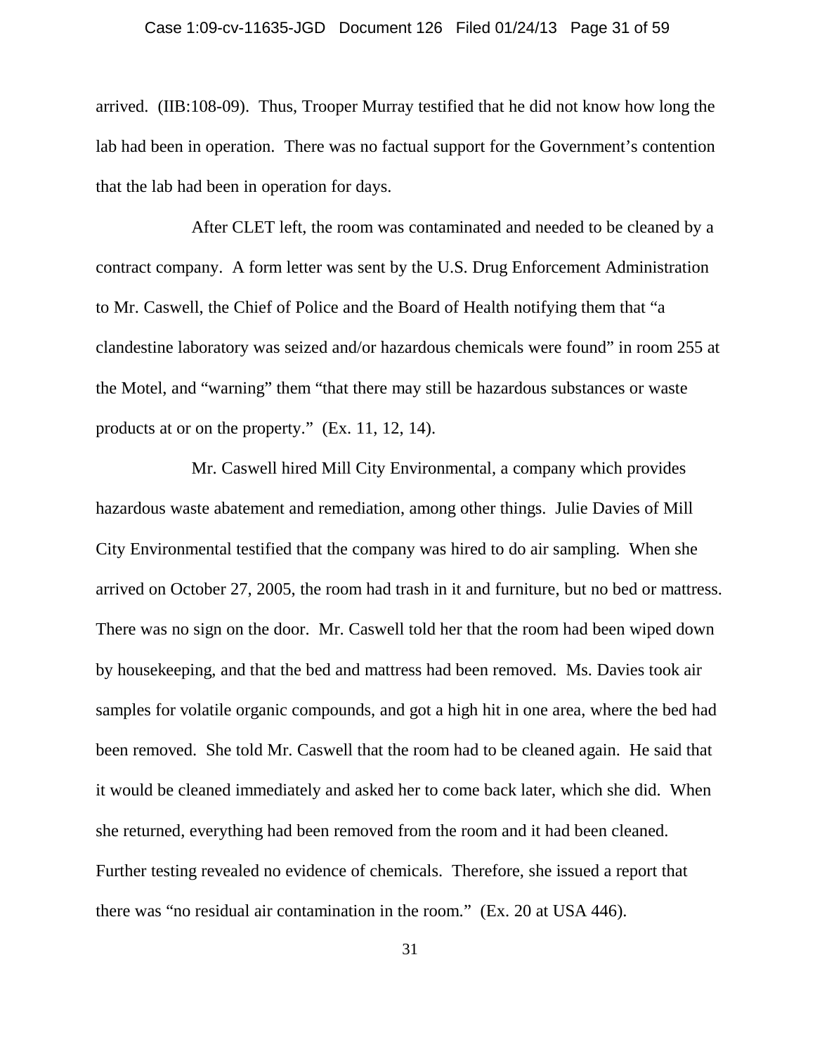arrived. (IIB:108-09). Thus, Trooper Murray testified that he did not know how long the lab had been in operation. There was no factual support for the Government's contention that the lab had been in operation for days.

After CLET left, the room was contaminated and needed to be cleaned by a contract company. A form letter was sent by the U.S. Drug Enforcement Administration to Mr. Caswell, the Chief of Police and the Board of Health notifying them that "a clandestine laboratory was seized and/or hazardous chemicals were found" in room 255 at the Motel, and "warning" them "that there may still be hazardous substances or waste products at or on the property." (Ex. 11, 12, 14).

Mr. Caswell hired Mill City Environmental, a company which provides hazardous waste abatement and remediation, among other things. Julie Davies of Mill City Environmental testified that the company was hired to do air sampling. When she arrived on October 27, 2005, the room had trash in it and furniture, but no bed or mattress. There was no sign on the door. Mr. Caswell told her that the room had been wiped down by housekeeping, and that the bed and mattress had been removed. Ms. Davies took air samples for volatile organic compounds, and got a high hit in one area, where the bed had been removed. She told Mr. Caswell that the room had to be cleaned again. He said that it would be cleaned immediately and asked her to come back later, which she did. When she returned, everything had been removed from the room and it had been cleaned. Further testing revealed no evidence of chemicals. Therefore, she issued a report that there was "no residual air contamination in the room." (Ex. 20 at USA 446).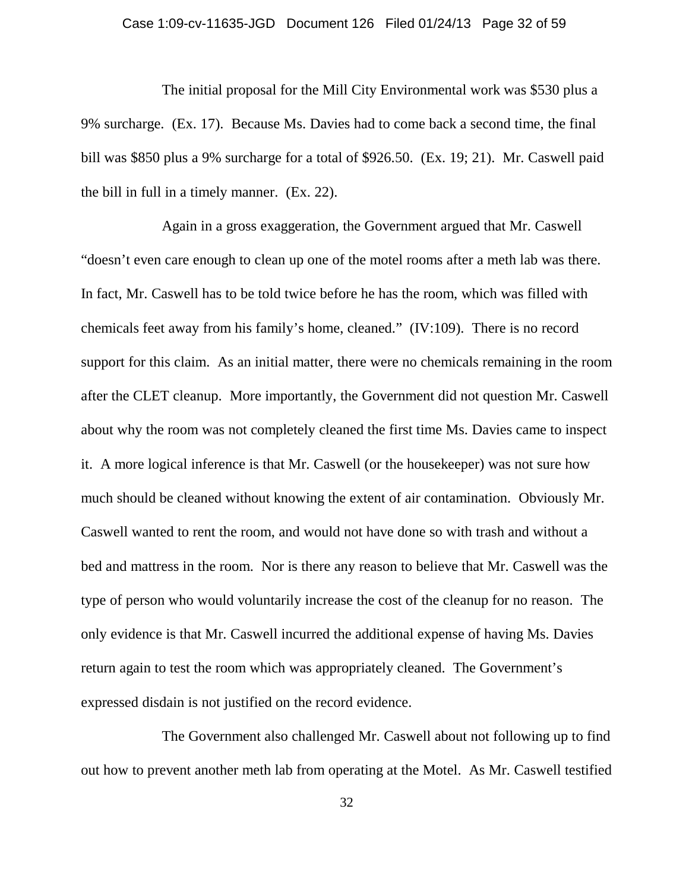The initial proposal for the Mill City Environmental work was $530 plus a 9% surcharge. (Ex. 17). Because Ms. Davies had to come back a second time, the final bill was $850 plus a 9% surcharge for a total of $926.50. (Ex. 19; 21). Mr. Caswell paid the bill in full in a timely manner. (Ex. 22).

Again in a gross exaggeration, the Government argued that Mr. Caswell "doesn't even care enough to clean up one of the motel rooms after a meth lab was there. In fact, Mr. Caswell has to be told twice before he has the room, which was filled with chemicals feet away from his family's home, cleaned." (IV:109). There is no record support for this claim. As an initial matter, there were no chemicals remaining in the room after the CLET cleanup. More importantly, the Government did not question Mr. Caswell about why the room was not completely cleaned the first time Ms. Davies came to inspect it. A more logical inference is that Mr. Caswell (or the housekeeper) was not sure how much should be cleaned without knowing the extent of air contamination. Obviously Mr. Caswell wanted to rent the room, and would not have done so with trash and without a bed and mattress in the room. Nor is there any reason to believe that Mr. Caswell was the type of person who would voluntarily increase the cost of the cleanup for no reason. The only evidence is that Mr. Caswell incurred the additional expense of having Ms. Davies return again to test the room which was appropriately cleaned. The Government's expressed disdain is not justified on the record evidence.

The Government also challenged Mr. Caswell about not following up to find out how to prevent another meth lab from operating at the Motel. As Mr. Caswell testified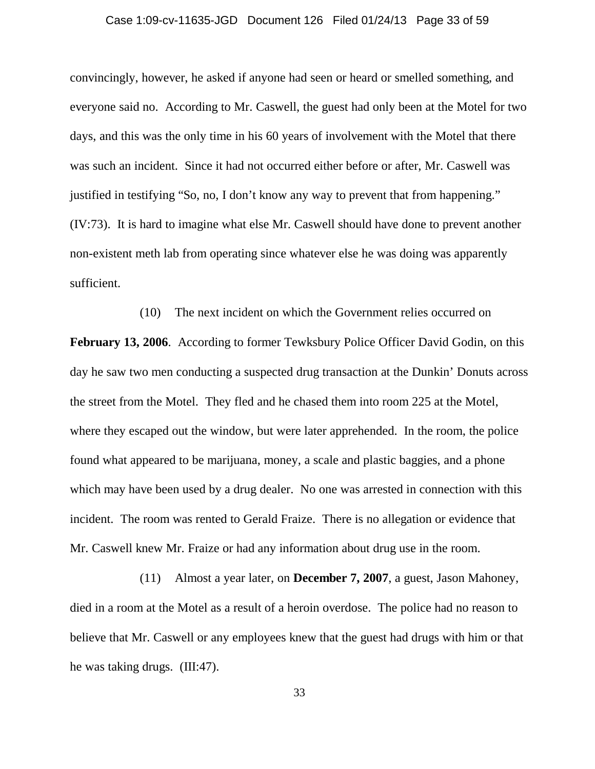convincingly, however, he asked if anyone had seen or heard or smelled something, and everyone said no. According to Mr. Caswell, the guest had only been at the Motel for two days, and this was the only time in his 60 years of involvement with the Motel that there was such an incident. Since it had not occurred either before or after, Mr. Caswell was justified in testifying "So, no, I don't know any way to prevent that from happening." (IV:73). It is hard to imagine what else Mr. Caswell should have done to prevent another non-existent meth lab from operating since whatever else he was doing was apparently sufficient.

(10) The next incident on which the Government relies occurred on **February 13, 2006**. According to former Tewksbury Police Officer David Godin, on this day he saw two men conducting a suspected drug transaction at the Dunkin' Donuts across the street from the Motel. They fled and he chased them into room 225 at the Motel, where they escaped out the window, but were later apprehended. In the room, the police found what appeared to be marijuana, money, a scale and plastic baggies, and a phone which may have been used by a drug dealer. No one was arrested in connection with this incident. The room was rented to Gerald Fraize. There is no allegation or evidence that Mr. Caswell knew Mr. Fraize or had any information about drug use in the room.

(11) Almost a year later, on **December 7, 2007**, a guest, Jason Mahoney, died in a room at the Motel as a result of a heroin overdose. The police had no reason to believe that Mr. Caswell or any employees knew that the guest had drugs with him or that he was taking drugs. (III:47).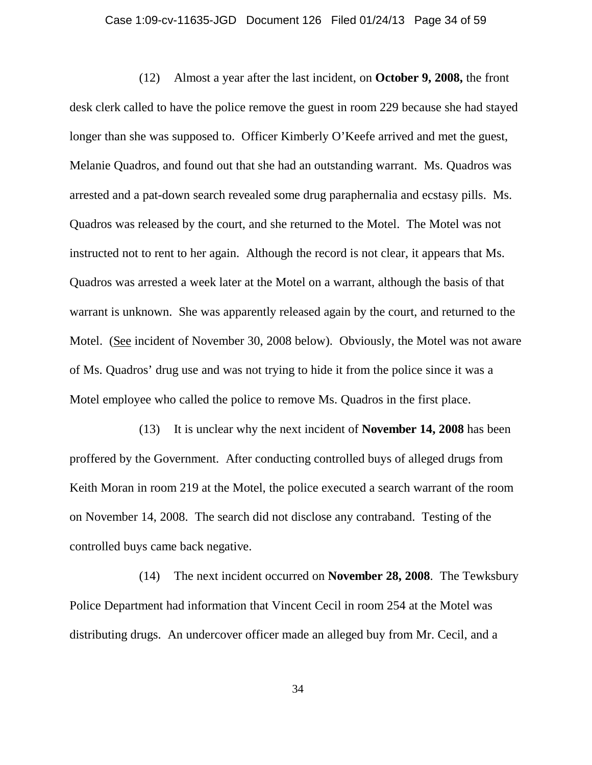(12) Almost a year after the last incident, on **October 9, 2008,** the front desk clerk called to have the police remove the guest in room 229 because she had stayed longer than she was supposed to. Officer Kimberly O'Keefe arrived and met the guest, Melanie Quadros, and found out that she had an outstanding warrant. Ms. Quadros was arrested and a pat-down search revealed some drug paraphernalia and ecstasy pills. Ms. Quadros was released by the court, and she returned to the Motel. The Motel was not instructed not to rent to her again. Although the record is not clear, it appears that Ms. Quadros was arrested a week later at the Motel on a warrant, although the basis of that warrant is unknown. She was apparently released again by the court, and returned to the Motel. (<u>See</u> incident of November 30, 2008 below). Obviously, the Motel was not aware of Ms. Quadros' drug use and was not trying to hide it from the police since it was a Motel employee who called the police to remove Ms. Quadros in the first place.

(13) It is unclear why the next incident of **November 14, 2008** has been proffered by the Government. After conducting controlled buys of alleged drugs from Keith Moran in room 219 at the Motel, the police executed a search warrant of the room on November 14, 2008. The search did not disclose any contraband. Testing of the controlled buys came back negative.

(14) The next incident occurred on **November 28, 2008**. The Tewksbury Police Department had information that Vincent Cecil in room 254 at the Motel was distributing drugs. An undercover officer made an alleged buy from Mr. Cecil, and a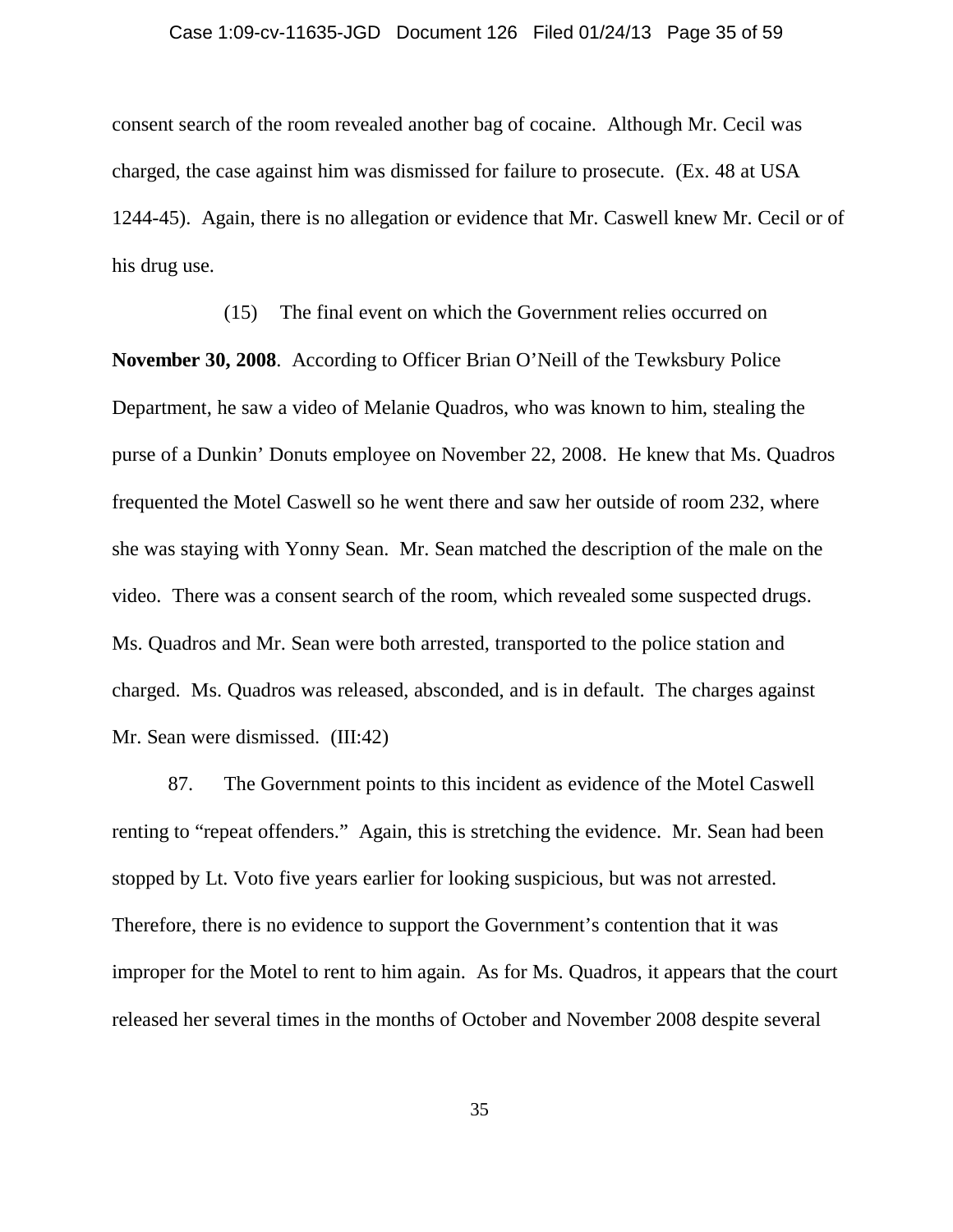consent search of the room revealed another bag of cocaine. Although Mr. Cecil was charged, the case against him was dismissed for failure to prosecute. (Ex. 48 at USA 1244-45). Again, there is no allegation or evidence that Mr. Caswell knew Mr. Cecil or of his drug use.

(15) The final event on which the Government relies occurred on **November 30, 2008**. According to Officer Brian O'Neill of the Tewksbury Police Department, he saw a video of Melanie Quadros, who was known to him, stealing the purse of a Dunkin' Donuts employee on November 22, 2008. He knew that Ms. Quadros frequented the Motel Caswell so he went there and saw her outside of room 232, where she was staying with Yonny Sean. Mr. Sean matched the description of the male on the video. There was a consent search of the room, which revealed some suspected drugs. Ms. Quadros and Mr. Sean were both arrested, transported to the police station and charged. Ms. Quadros was released, absconded, and is in default. The charges against Mr. Sean were dismissed. (III:42)

87. The Government points to this incident as evidence of the Motel Caswell renting to "repeat offenders." Again, this is stretching the evidence. Mr. Sean had been stopped by Lt. Voto five years earlier for looking suspicious, but was not arrested. Therefore, there is no evidence to support the Government's contention that it was improper for the Motel to rent to him again. As for Ms. Quadros, it appears that the court released her several times in the months of October and November 2008 despite several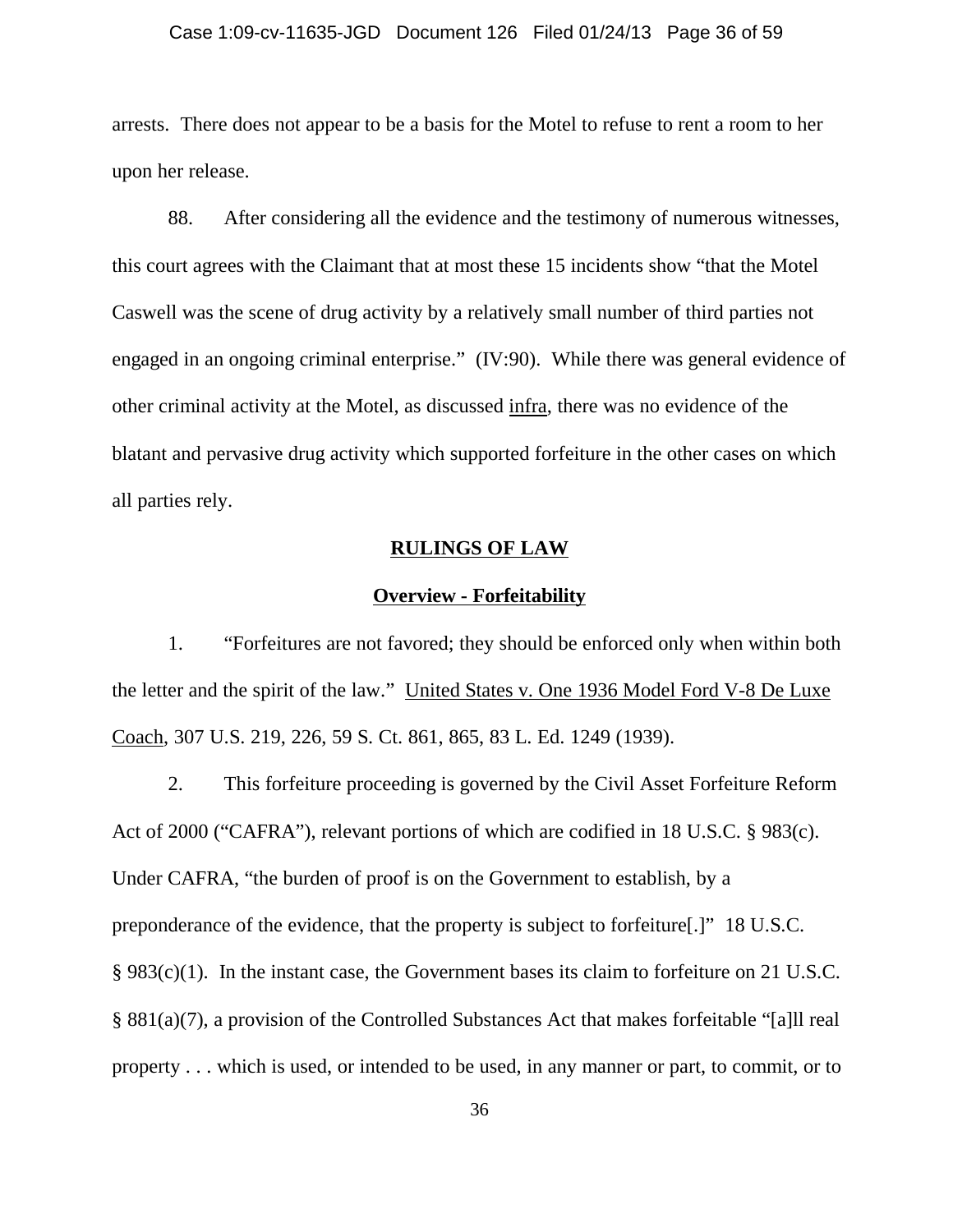arrests. There does not appear to be a basis for the Motel to refuse to rent a room to her upon her release.

88. After considering all the evidence and the testimony of numerous witnesses, this court agrees with the Claimant that at most these 15 incidents show "that the Motel Caswell was the scene of drug activity by a relatively small number of third parties not engaged in an ongoing criminal enterprise." (IV:90). While there was general evidence of other criminal activity at the Motel, as discussed <u>infra</u>, there was no evidence of the blatant and pervasive drug activity which supported forfeiture in the other cases on which all parties rely.

## RULINGS OF LAW

### Overview - Forfeitability

1. "Forfeitures are not favored; they should be enforced only when within both the letter and the spirit of the law." <u>United States v. One 1936 Model Ford V-8 De Luxe Coach</u>, 307 U.S. 219, 226, 59 S. Ct. 861, 865, 83 L. Ed. 1249 (1939).

2. This forfeiture proceeding is governed by the Civil Asset Forfeiture Reform Act of 2000 ("CAFRA"), relevant portions of which are codified in 18 U.S.C. § 983(c). Under CAFRA, "the burden of proof is on the Government to establish, by a preponderance of the evidence, that the property is subject to forfeiture[.]" 18 U.S.C. § 983(c)(1). In the instant case, the Government bases its claim to forfeiture on 21 U.S.C. § 881(a)(7), a provision of the Controlled Substances Act that makes forfeitable "[a]ll real property . . . which is used, or intended to be used, in any manner or part, to commit, or to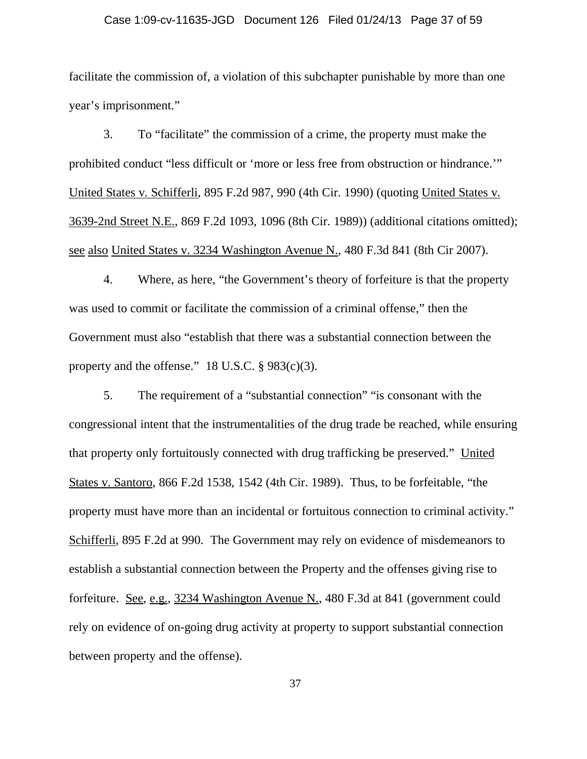facilitate the commission of, a violation of this subchapter punishable by more than one year's imprisonment."

3. To "facilitate" the commission of a crime, the property must make the prohibited conduct "less difficult or 'more or less free from obstruction or hindrance.'" United States v. Schifferli, 895 F.2d 987, 990 (4th Cir. 1990) (quoting United States v. 3639-2nd Street N.E., 869 F.2d 1093, 1096 (8th Cir. 1989)) (additional citations omitted); see also United States v. 3234 Washington Avenue N., 480 F.3d 841 (8th Cir 2007).

4. Where, as here, "the Government's theory of forfeiture is that the property was used to commit or facilitate the commission of a criminal offense," then the Government must also "establish that there was a substantial connection between the property and the offense." 18 U.S.C. § 983(c)(3).

5. The requirement of a "substantial connection" "is consonant with the congressional intent that the instrumentalities of the drug trade be reached, while ensuring that property only fortuitously connected with drug trafficking be preserved." United States v. Santoro, 866 F.2d 1538, 1542 (4th Cir. 1989). Thus, to be forfeitable, "the property must have more than an incidental or fortuitous connection to criminal activity." Schifferli, 895 F.2d at 990. The Government may rely on evidence of misdemeanors to establish a substantial connection between the Property and the offenses giving rise to forfeiture. See, e.g., 3234 Washington Avenue N., 480 F.3d at 841 (government could rely on evidence of on-going drug activity at property to support substantial connection between property and the offense).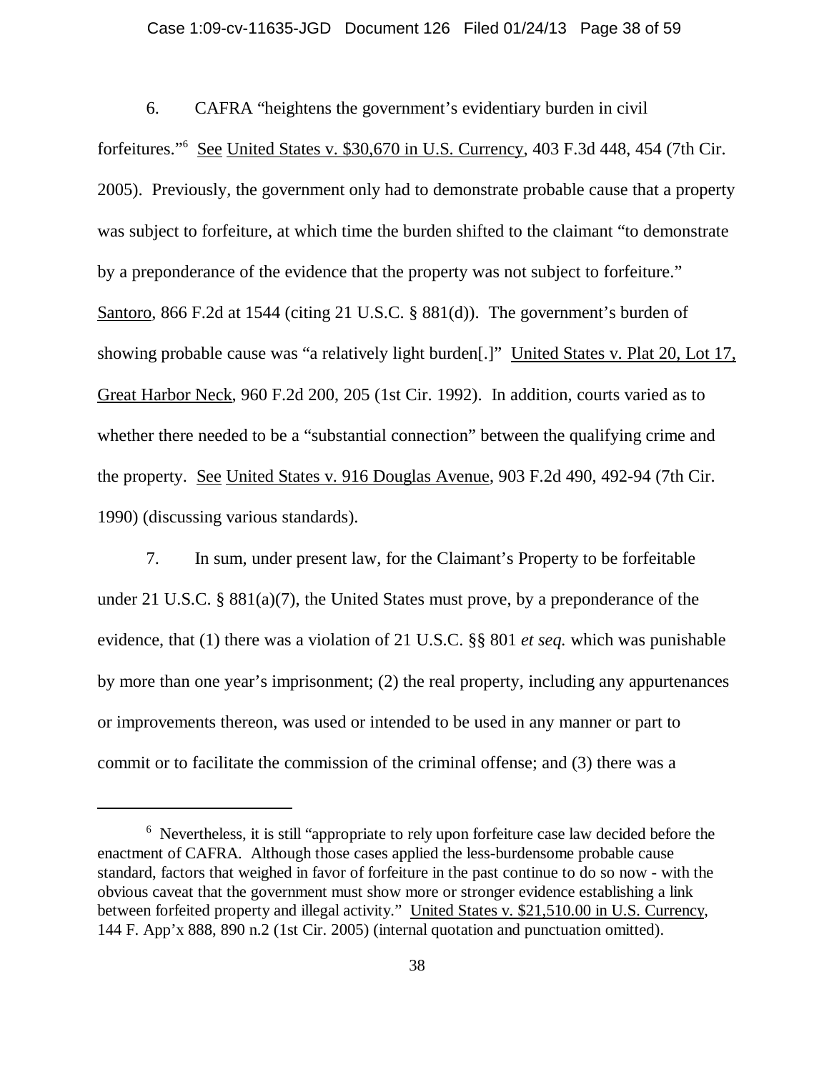6. CAFRA "heightens the government's evidentiary burden in civil forfeitures."[6] See United States v. $30,670 in U.S. Currency, 403 F.3d 448, 454 (7th Cir. 2005). Previously, the government only had to demonstrate probable cause that a property was subject to forfeiture, at which time the burden shifted to the claimant "to demonstrate by a preponderance of the evidence that the property was not subject to forfeiture." Santoro, 866 F.2d at 1544 (citing 21 U.S.C. § 881(d)). The government's burden of showing probable cause was "a relatively light burden[.]" United States v. Plat 20, Lot 17, Great Harbor Neck, 960 F.2d 200, 205 (1st Cir. 1992). In addition, courts varied as to whether there needed to be a "substantial connection" between the qualifying crime and the property. See United States v. 916 Douglas Avenue, 903 F.2d 490, 492-94 (7th Cir. 1990) (discussing various standards).

7. In sum, under present law, for the Claimant's Property to be forfeitable under 21 U.S.C. § 881(a)(7), the United States must prove, by a preponderance of the evidence, that (1) there was a violation of 21 U.S.C. §§ 801 *et seq.* which was punishable by more than one year's imprisonment; (2) the real property, including any appurtenances or improvements thereon, was used or intended to be used in any manner or part to commit or to facilitate the commission of the criminal offense; and (3) there was a

---

[6] Nevertheless, it is still "appropriate to rely upon forfeiture case law decided before the enactment of CAFRA. Although those cases applied the less-burdensome probable cause standard, factors that weighed in favor of forfeiture in the past continue to do so now - with the obvious caveat that the government must show more or stronger evidence establishing a link between forfeited property and illegal activity." United States v. $21,510.00 in U.S. Currency, 144 F. App'x 888, 890 n.2 (1st Cir. 2005) (internal quotation and punctuation omitted).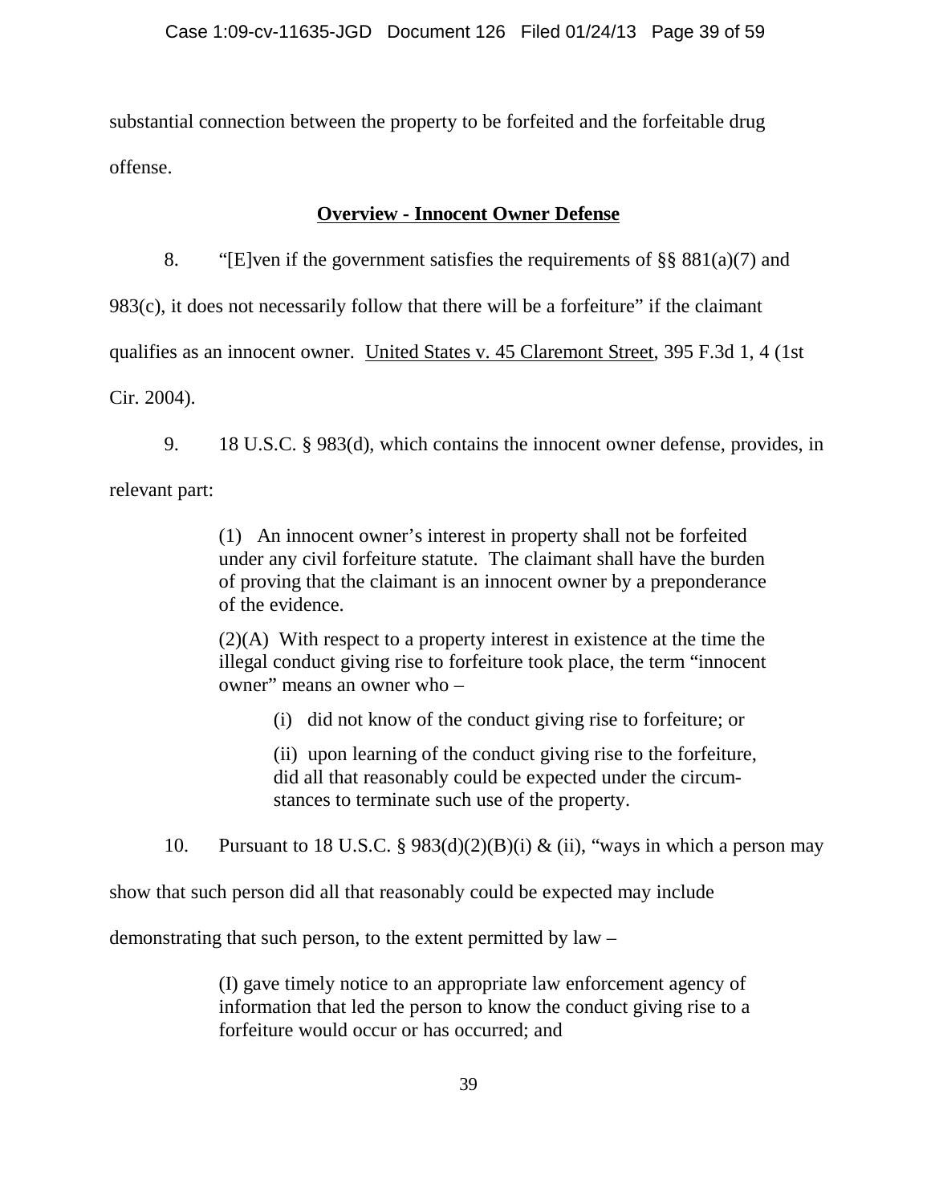substantial connection between the property to be forfeited and the forfeitable drug offense.

## <u>Overview - Innocent Owner Defense</u>

8. "[E]ven if the government satisfies the requirements of §§ 881(a)(7) and 983(c), it does not necessarily follow that there will be a forfeiture" if the claimant qualifies as an innocent owner. <u>United States v. 45 Claremont Street</u>, 395 F.3d 1, 4 (1st Cir. 2004).

9. 18 U.S.C. § 983(d), which contains the innocent owner defense, provides, in relevant part:

> (1) An innocent owner's interest in property shall not be forfeited under any civil forfeiture statute. The claimant shall have the burden of proving that the claimant is an innocent owner by a preponderance of the evidence.
>
> (2)(A) With respect to a property interest in existence at the time the illegal conduct giving rise to forfeiture took place, the term "innocent owner" means an owner who –
>
> > (i) did not know of the conduct giving rise to forfeiture; or
> >
> > (ii) upon learning of the conduct giving rise to the forfeiture, did all that reasonably could be expected under the circumstances to terminate such use of the property.

10. Pursuant to 18 U.S.C. § 983(d)(2)(B)(i) & (ii), "ways in which a person may show that such person did all that reasonably could be expected may include demonstrating that such person, to the extent permitted by law –

> (I) gave timely notice to an appropriate law enforcement agency of information that led the person to know the conduct giving rise to a forfeiture would occur or has occurred; and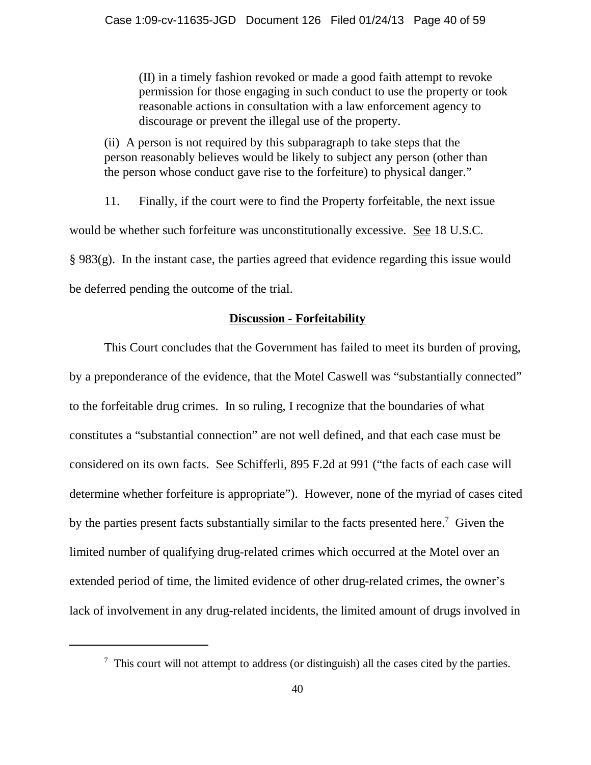> (II) in a timely fashion revoked or made a good faith attempt to revoke permission for those engaging in such conduct to use the property or took reasonable actions in consultation with a law enforcement agency to discourage or prevent the illegal use of the property.
>
> (ii) A person is not required by this subparagraph to take steps that the person reasonably believes would be likely to subject any person (other than the person whose conduct gave rise to the forfeiture) to physical danger."

11. Finally, if the court were to find the Property forfeitable, the next issue would be whether such forfeiture was unconstitutionally excessive. See 18 U.S.C. § 983(g). In the instant case, the parties agreed that evidence regarding this issue would be deferred pending the outcome of the trial.

## Discussion - Forfeitability

This Court concludes that the Government has failed to meet its burden of proving, by a preponderance of the evidence, that the Motel Caswell was "substantially connected" to the forfeitable drug crimes. In so ruling, I recognize that the boundaries of what constitutes a "substantial connection" are not well defined, and that each case must be considered on its own facts. See Schifferli, 895 F.2d at 991 ("the facts of each case will determine whether forfeiture is appropriate"). However, none of the myriad of cases cited by the parties present facts substantially similar to the facts presented here.[7] Given the limited number of qualifying drug-related crimes which occurred at the Motel over an extended period of time, the limited evidence of other drug-related crimes, the owner's lack of involvement in any drug-related incidents, the limited amount of drugs involved in

[7] This court will not attempt to address (or distinguish) all the cases cited by the parties.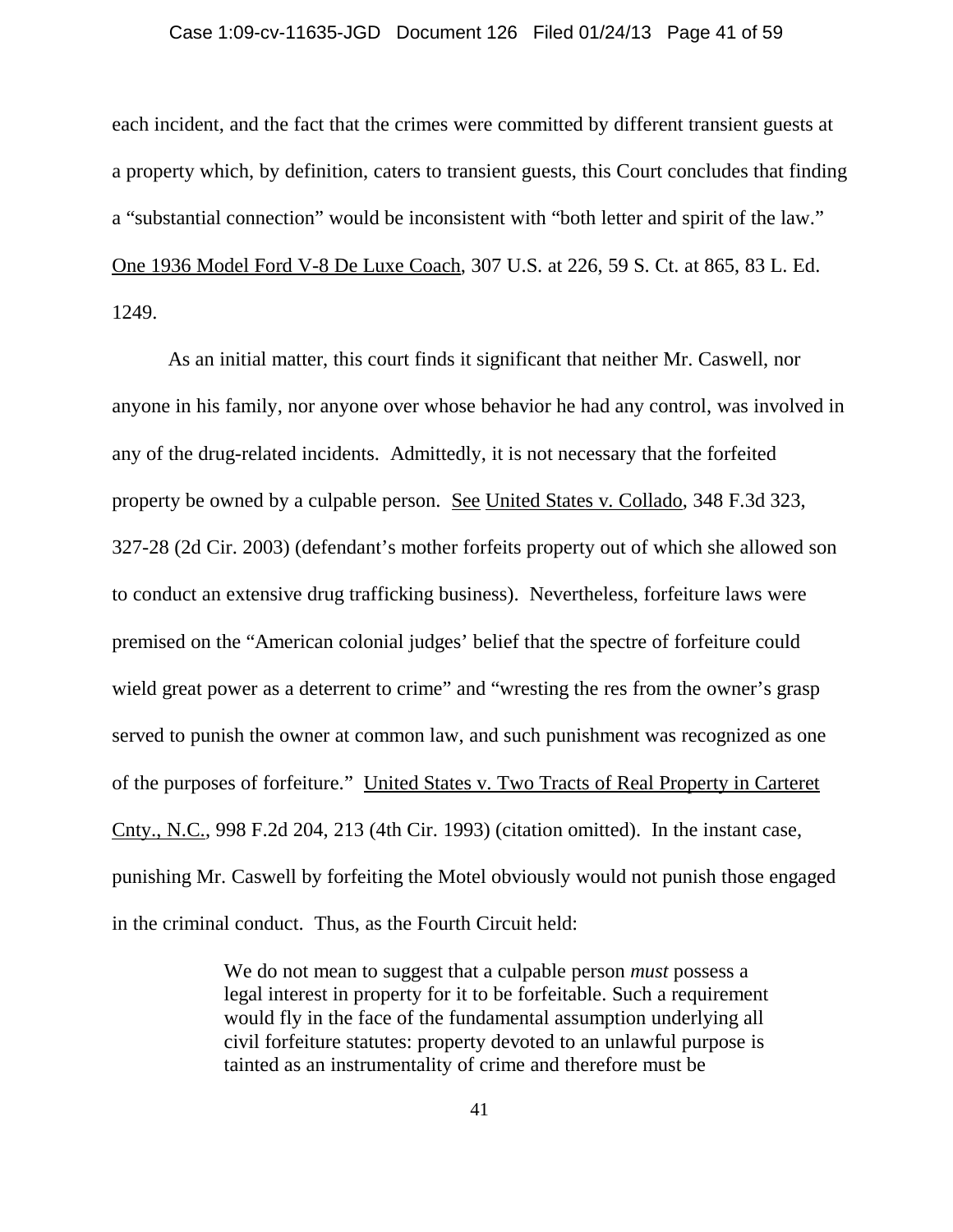each incident, and the fact that the crimes were committed by different transient guests at a property which, by definition, caters to transient guests, this Court concludes that finding a "substantial connection" would be inconsistent with "both letter and spirit of the law." One 1936 Model Ford V-8 De Luxe Coach, 307 U.S. at 226, 59 S. Ct. at 865, 83 L. Ed. 1249.

As an initial matter, this court finds it significant that neither Mr. Caswell, nor anyone in his family, nor anyone over whose behavior he had any control, was involved in any of the drug-related incidents. Admittedly, it is not necessary that the forfeited property be owned by a culpable person. See United States v. Collado, 348 F.3d 323, 327-28 (2d Cir. 2003) (defendant's mother forfeits property out of which she allowed son to conduct an extensive drug trafficking business). Nevertheless, forfeiture laws were premised on the "American colonial judges' belief that the spectre of forfeiture could wield great power as a deterrent to crime" and "wresting the res from the owner's grasp served to punish the owner at common law, and such punishment was recognized as one of the purposes of forfeiture." United States v. Two Tracts of Real Property in Carteret Cnty., N.C., 998 F.2d 204, 213 (4th Cir. 1993) (citation omitted). In the instant case, punishing Mr. Caswell by forfeiting the Motel obviously would not punish those engaged in the criminal conduct. Thus, as the Fourth Circuit held:

> We do not mean to suggest that a culpable person *must* possess a legal interest in property for it to be forfeitable. Such a requirement would fly in the face of the fundamental assumption underlying all civil forfeiture statutes: property devoted to an unlawful purpose is tainted as an instrumentality of crime and therefore must be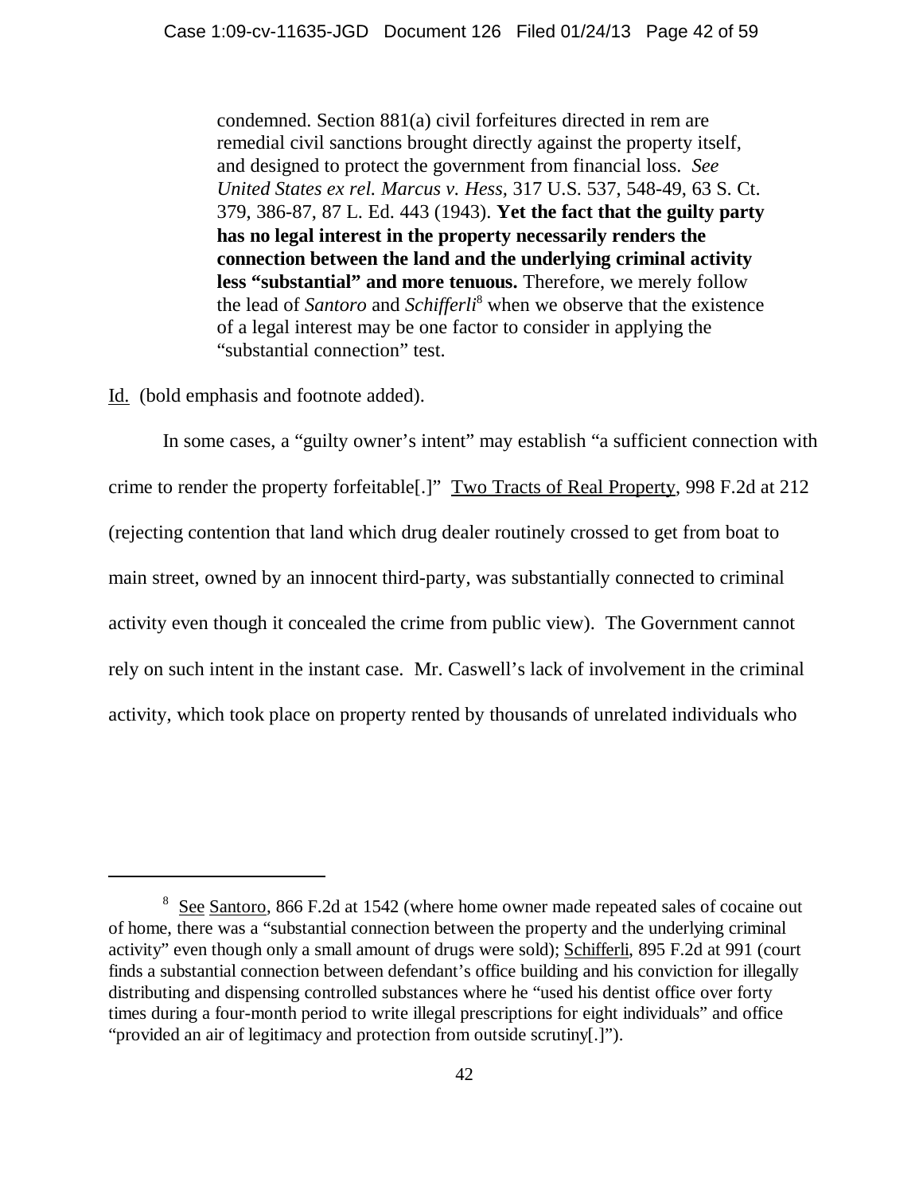> condemned. Section 881(a) civil forfeitures directed in rem are remedial civil sanctions brought directly against the property itself, and designed to protect the government from financial loss. *See United States ex rel. Marcus v. Hess*, 317 U.S. 537, 548-49, 63 S. Ct. 379, 386-87, 87 L. Ed. 443 (1943). **Yet the fact that the guilty party has no legal interest in the property necessarily renders the connection between the land and the underlying criminal activity less "substantial" and more tenuous.** Therefore, we merely follow the lead of *Santoro* and *Schifferli*[8] when we observe that the existence of a legal interest may be one factor to consider in applying the "substantial connection" test.

Id. (bold emphasis and footnote added).

In some cases, a "guilty owner's intent" may establish "a sufficient connection with crime to render the property forfeitable[.]" Two Tracts of Real Property, 998 F.2d at 212 (rejecting contention that land which drug dealer routinely crossed to get from boat to main street, owned by an innocent third-party, was substantially connected to criminal activity even though it concealed the crime from public view). The Government cannot rely on such intent in the instant case. Mr. Caswell's lack of involvement in the criminal activity, which took place on property rented by thousands of unrelated individuals who

---

[8] See Santoro, 866 F.2d at 1542 (where home owner made repeated sales of cocaine out of home, there was a "substantial connection between the property and the underlying criminal activity" even though only a small amount of drugs were sold); Schifferli, 895 F.2d at 991 (court finds a substantial connection between defendant's office building and his conviction for illegally distributing and dispensing controlled substances where he "used his dentist office over forty times during a four-month period to write illegal prescriptions for eight individuals" and office "provided an air of legitimacy and protection from outside scrutiny[.]").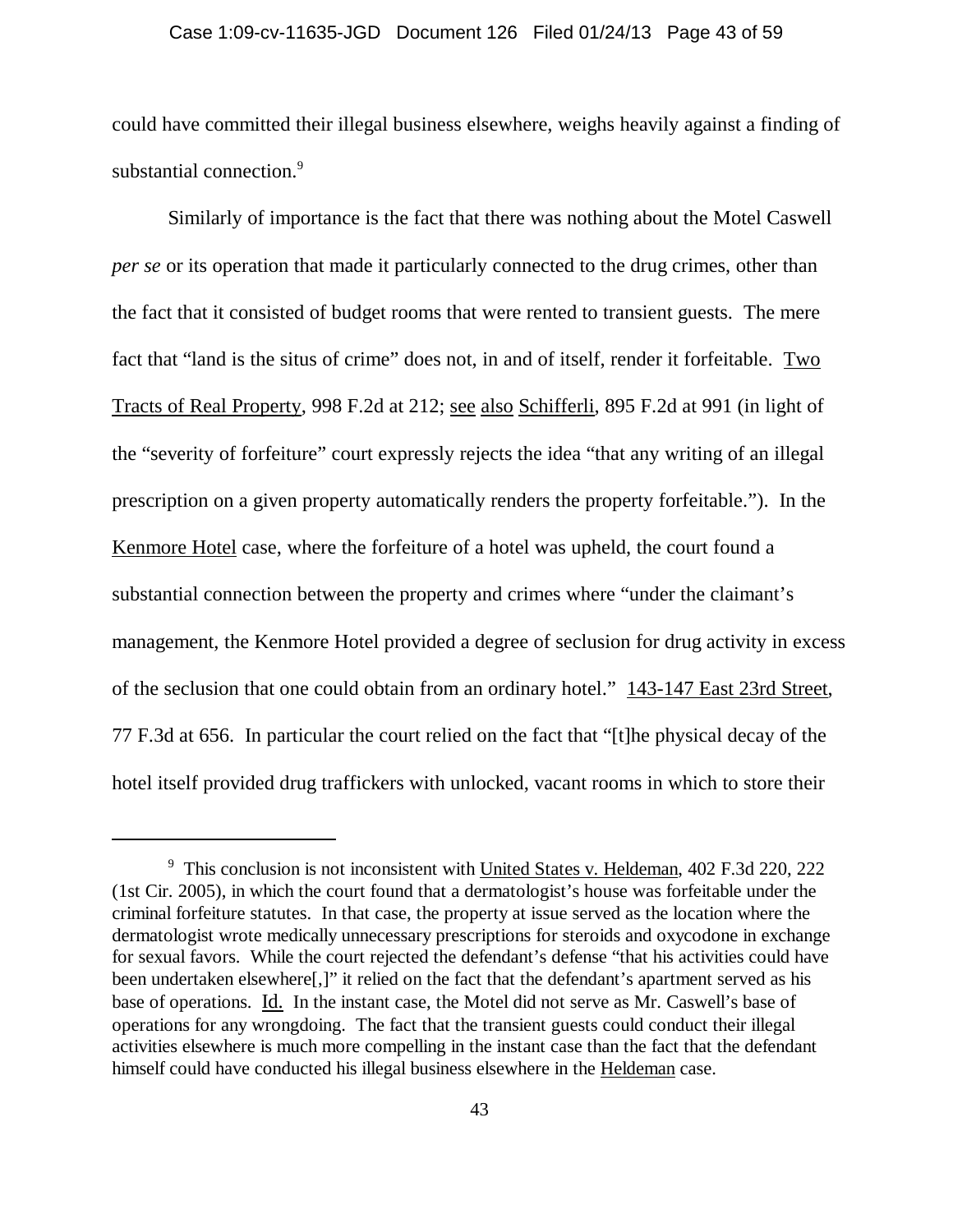could have committed their illegal business elsewhere, weighs heavily against a finding of substantial connection.[9]

Similarly of importance is the fact that there was nothing about the Motel Caswell *per se* or its operation that made it particularly connected to the drug crimes, other than the fact that it consisted of budget rooms that were rented to transient guests. The mere fact that "land is the situs of crime" does not, in and of itself, render it forfeitable. Two Tracts of Real Property, 998 F.2d at 212; see also Schifferli, 895 F.2d at 991 (in light of the "severity of forfeiture" court expressly rejects the idea "that any writing of an illegal prescription on a given property automatically renders the property forfeitable."). In the Kenmore Hotel case, where the forfeiture of a hotel was upheld, the court found a substantial connection between the property and crimes where "under the claimant's management, the Kenmore Hotel provided a degree of seclusion for drug activity in excess of the seclusion that one could obtain from an ordinary hotel." 143-147 East 23rd Street, 77 F.3d at 656. In particular the court relied on the fact that "[t]he physical decay of the hotel itself provided drug traffickers with unlocked, vacant rooms in which to store their

---

[9] This conclusion is not inconsistent with United States v. Heldeman, 402 F.3d 220, 222 (1st Cir. 2005), in which the court found that a dermatologist's house was forfeitable under the criminal forfeiture statutes. In that case, the property at issue served as the location where the dermatologist wrote medically unnecessary prescriptions for steroids and oxycodone in exchange for sexual favors. While the court rejected the defendant's defense "that his activities could have been undertaken elsewhere[,]" it relied on the fact that the defendant's apartment served as his base of operations. Id. In the instant case, the Motel did not serve as Mr. Caswell's base of operations for any wrongdoing. The fact that the transient guests could conduct their illegal activities elsewhere is much more compelling in the instant case than the fact that the defendant himself could have conducted his illegal business elsewhere in the Heldeman case.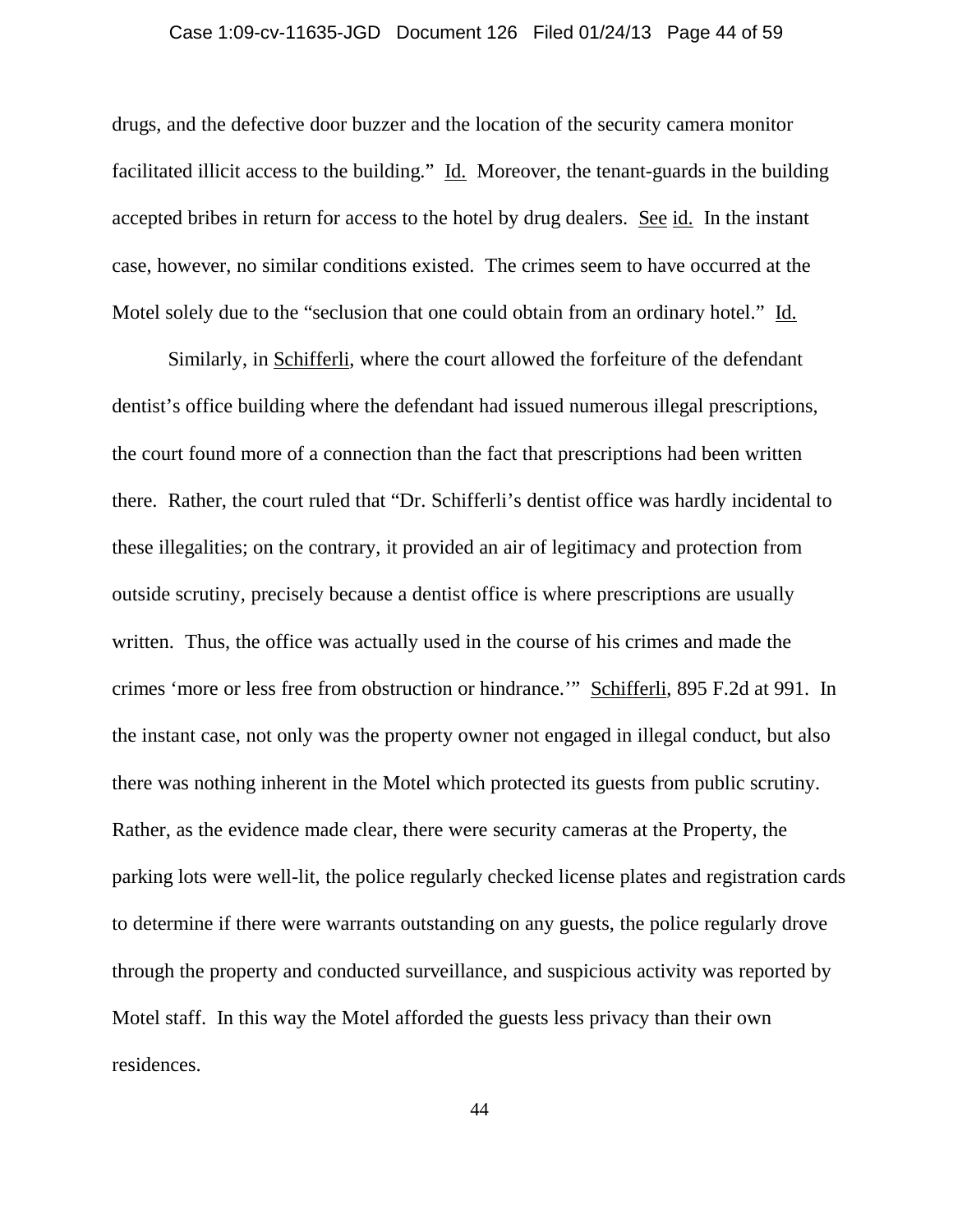drugs, and the defective door buzzer and the location of the security camera monitor facilitated illicit access to the building." Id. Moreover, the tenant-guards in the building accepted bribes in return for access to the hotel by drug dealers. See id. In the instant case, however, no similar conditions existed. The crimes seem to have occurred at the Motel solely due to the "seclusion that one could obtain from an ordinary hotel." Id.

Similarly, in Schifferli, where the court allowed the forfeiture of the defendant dentist's office building where the defendant had issued numerous illegal prescriptions, the court found more of a connection than the fact that prescriptions had been written there. Rather, the court ruled that "Dr. Schifferli's dentist office was hardly incidental to these illegalities; on the contrary, it provided an air of legitimacy and protection from outside scrutiny, precisely because a dentist office is where prescriptions are usually written. Thus, the office was actually used in the course of his crimes and made the crimes 'more or less free from obstruction or hindrance.'" Schifferli, 895 F.2d at 991. In the instant case, not only was the property owner not engaged in illegal conduct, but also there was nothing inherent in the Motel which protected its guests from public scrutiny. Rather, as the evidence made clear, there were security cameras at the Property, the parking lots were well-lit, the police regularly checked license plates and registration cards to determine if there were warrants outstanding on any guests, the police regularly drove through the property and conducted surveillance, and suspicious activity was reported by Motel staff. In this way the Motel afforded the guests less privacy than their own residences.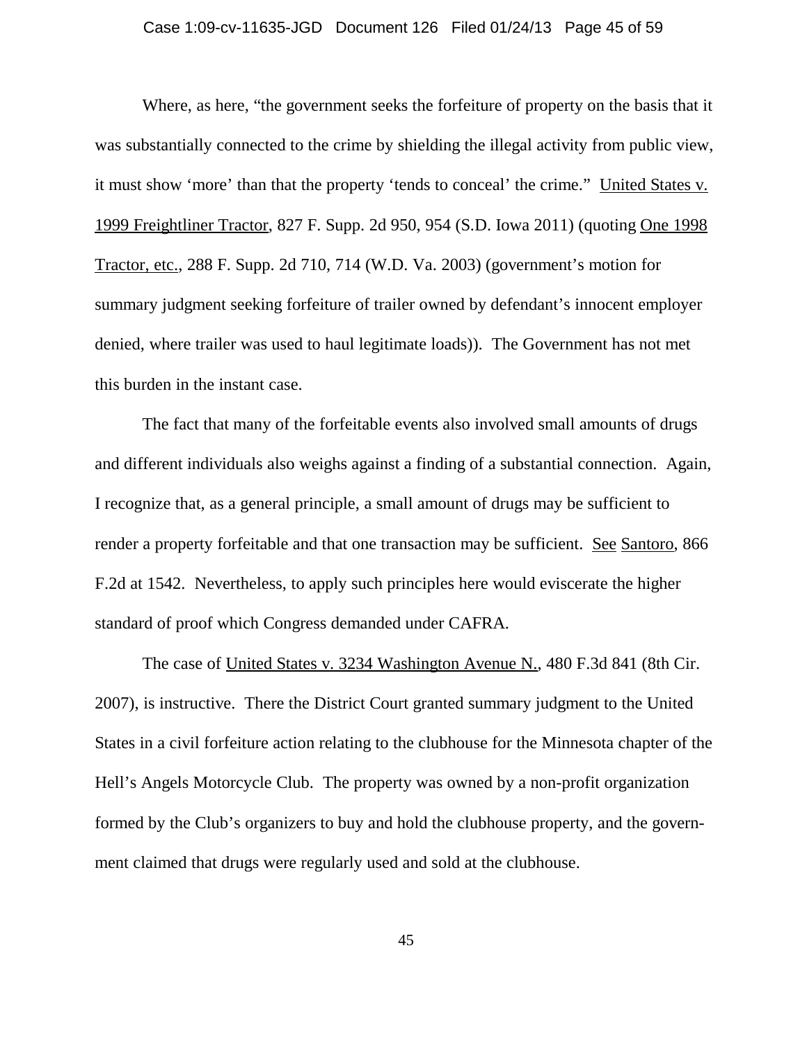Where, as here, "the government seeks the forfeiture of property on the basis that it was substantially connected to the crime by shielding the illegal activity from public view, it must show 'more' than that the property 'tends to conceal' the crime." United States v. 1999 Freightliner Tractor, 827 F. Supp. 2d 950, 954 (S.D. Iowa 2011) (quoting One 1998 Tractor, etc., 288 F. Supp. 2d 710, 714 (W.D. Va. 2003) (government's motion for summary judgment seeking forfeiture of trailer owned by defendant's innocent employer denied, where trailer was used to haul legitimate loads)). The Government has not met this burden in the instant case.

The fact that many of the forfeitable events also involved small amounts of drugs and different individuals also weighs against a finding of a substantial connection. Again, I recognize that, as a general principle, a small amount of drugs may be sufficient to render a property forfeitable and that one transaction may be sufficient. See Santoro, 866 F.2d at 1542. Nevertheless, to apply such principles here would eviscerate the higher standard of proof which Congress demanded under CAFRA.

The case of United States v. 3234 Washington Avenue N., 480 F.3d 841 (8th Cir. 2007), is instructive. There the District Court granted summary judgment to the United States in a civil forfeiture action relating to the clubhouse for the Minnesota chapter of the Hell's Angels Motorcycle Club. The property was owned by a non-profit organization formed by the Club's organizers to buy and hold the clubhouse property, and the government claimed that drugs were regularly used and sold at the clubhouse.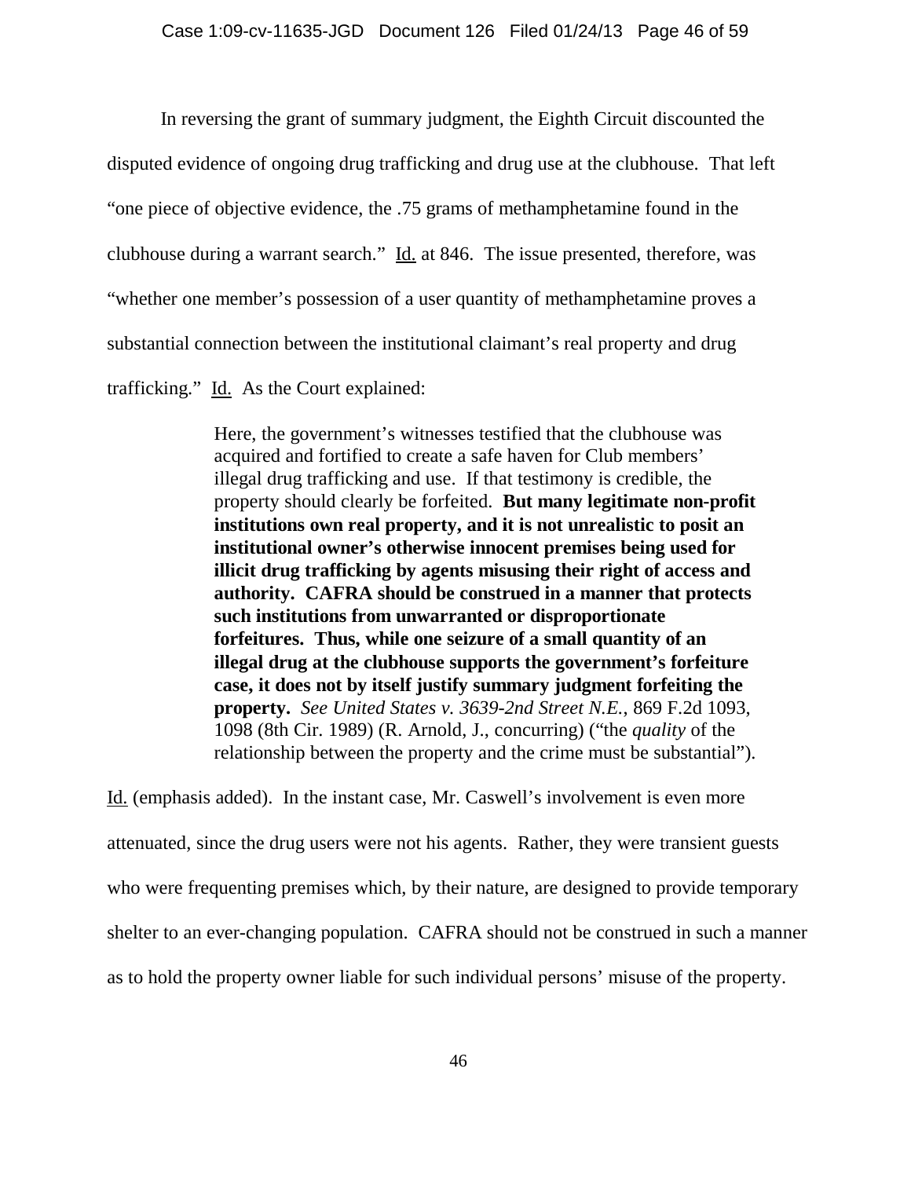In reversing the grant of summary judgment, the Eighth Circuit discounted the disputed evidence of ongoing drug trafficking and drug use at the clubhouse. That left "one piece of objective evidence, the .75 grams of methamphetamine found in the clubhouse during a warrant search." Id. at 846. The issue presented, therefore, was "whether one member's possession of a user quantity of methamphetamine proves a substantial connection between the institutional claimant's real property and drug trafficking." Id. As the Court explained:

> Here, the government's witnesses testified that the clubhouse was acquired and fortified to create a safe haven for Club members' illegal drug trafficking and use. If that testimony is credible, the property should clearly be forfeited. **But many legitimate non-profit institutions own real property, and it is not unrealistic to posit an institutional owner's otherwise innocent premises being used for illicit drug trafficking by agents misusing their right of access and authority. CAFRA should be construed in a manner that protects such institutions from unwarranted or disproportionate forfeitures. Thus, while one seizure of a small quantity of an illegal drug at the clubhouse supports the government's forfeiture case, it does not by itself justify summary judgment forfeiting the property.** *See United States v. 3639-2nd Street N.E.*, 869 F.2d 1093, 1098 (8th Cir. 1989) (R. Arnold, J., concurring) ("the *quality* of the relationship between the property and the crime must be substantial").

Id. (emphasis added). In the instant case, Mr. Caswell's involvement is even more attenuated, since the drug users were not his agents. Rather, they were transient guests who were frequenting premises which, by their nature, are designed to provide temporary shelter to an ever-changing population. CAFRA should not be construed in such a manner as to hold the property owner liable for such individual persons' misuse of the property.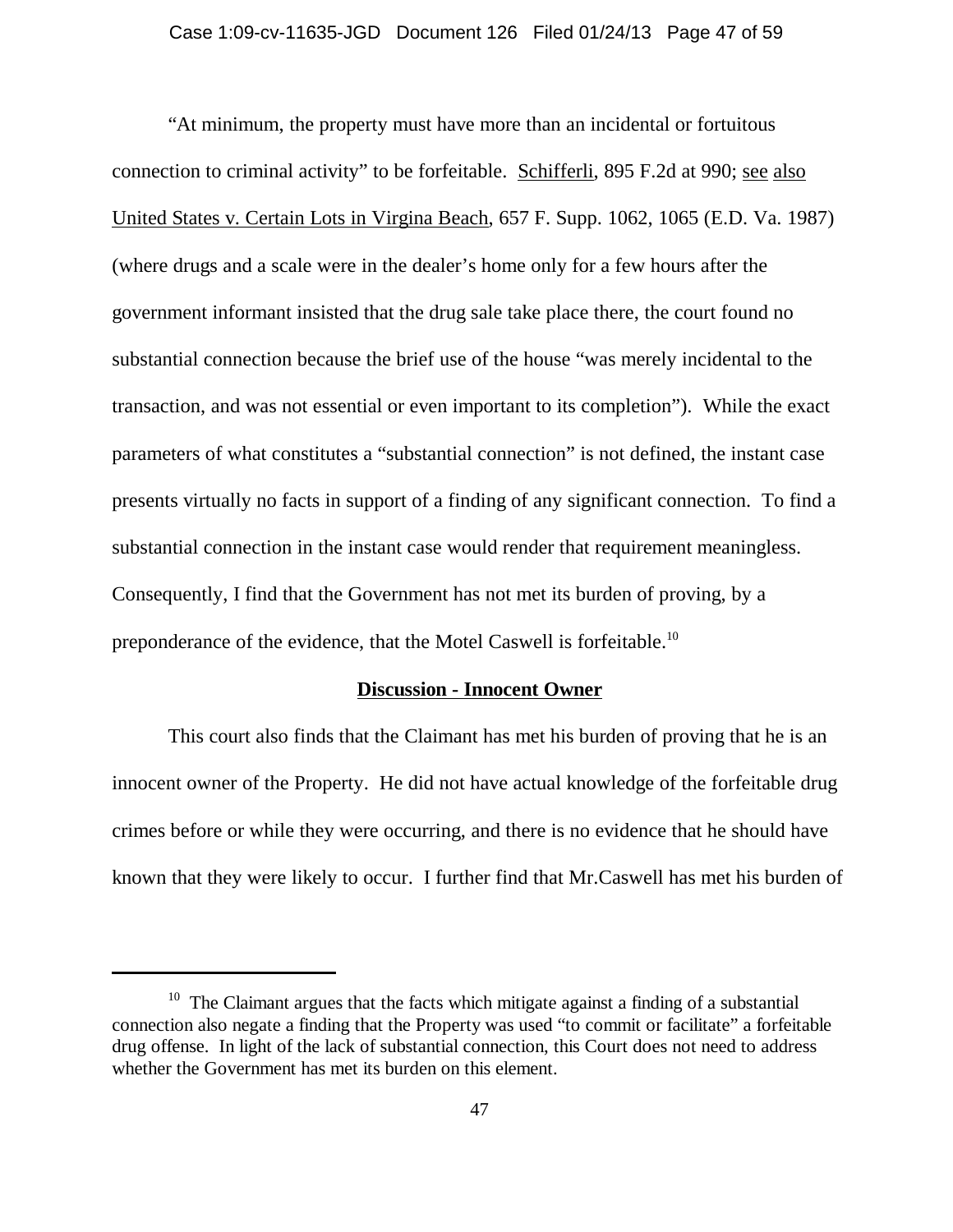"At minimum, the property must have more than an incidental or fortuitous connection to criminal activity" to be forfeitable. Schifferli, 895 F.2d at 990; see also United States v. Certain Lots in Virgina Beach, 657 F. Supp. 1062, 1065 (E.D. Va. 1987) (where drugs and a scale were in the dealer's home only for a few hours after the government informant insisted that the drug sale take place there, the court found no substantial connection because the brief use of the house "was merely incidental to the transaction, and was not essential or even important to its completion"). While the exact parameters of what constitutes a "substantial connection" is not defined, the instant case presents virtually no facts in support of a finding of any significant connection. To find a substantial connection in the instant case would render that requirement meaningless. Consequently, I find that the Government has not met its burden of proving, by a preponderance of the evidence, that the Motel Caswell is forfeitable.[10]

**Discussion - Innocent Owner**

This court also finds that the Claimant has met his burden of proving that he is an innocent owner of the Property. He did not have actual knowledge of the forfeitable drug crimes before or while they were occurring, and there is no evidence that he should have known that they were likely to occur. I further find that Mr.Caswell has met his burden of

---

[10] The Claimant argues that the facts which mitigate against a finding of a substantial connection also negate a finding that the Property was used "to commit or facilitate" a forfeitable drug offense. In light of the lack of substantial connection, this Court does not need to address whether the Government has met its burden on this element.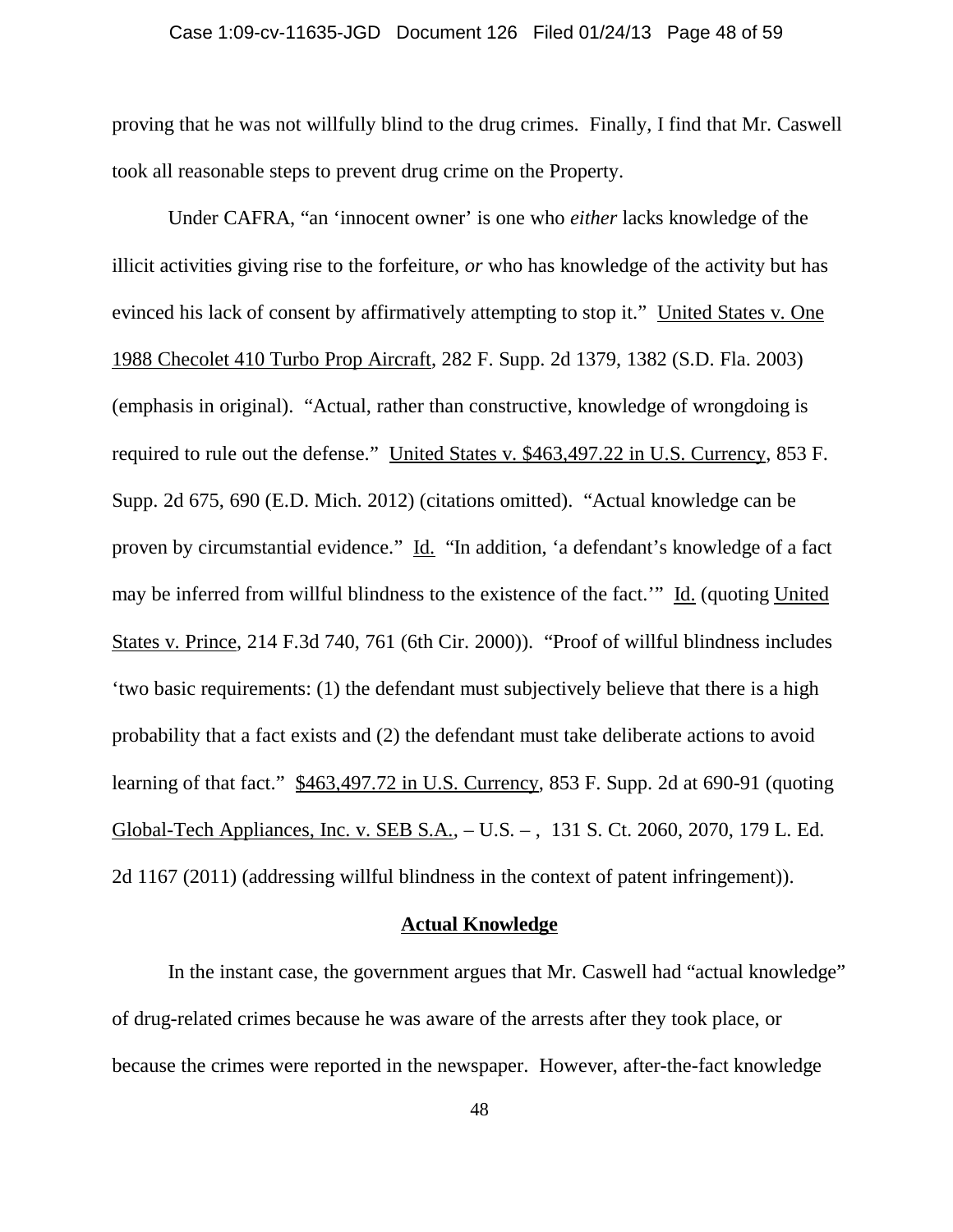proving that he was not willfully blind to the drug crimes. Finally, I find that Mr. Caswell took all reasonable steps to prevent drug crime on the Property.

Under CAFRA, "an 'innocent owner' is one who *either* lacks knowledge of the illicit activities giving rise to the forfeiture, *or* who has knowledge of the activity but has evinced his lack of consent by affirmatively attempting to stop it." United States v. One 1988 Checolet 410 Turbo Prop Aircraft, 282 F. Supp. 2d 1379, 1382 (S.D. Fla. 2003) (emphasis in original). "Actual, rather than constructive, knowledge of wrongdoing is required to rule out the defense." United States v. $463,497.22 in U.S. Currency, 853 F. Supp. 2d 675, 690 (E.D. Mich. 2012) (citations omitted). "Actual knowledge can be proven by circumstantial evidence." Id. "In addition, 'a defendant's knowledge of a fact may be inferred from willful blindness to the existence of the fact.'" Id. (quoting United States v. Prince, 214 F.3d 740, 761 (6th Cir. 2000)). "Proof of willful blindness includes 'two basic requirements: (1) the defendant must subjectively believe that there is a high probability that a fact exists and (2) the defendant must take deliberate actions to avoid learning of that fact." $463,497.72 in U.S. Currency, 853 F. Supp. 2d at 690-91 (quoting Global-Tech Appliances, Inc. v. SEB S.A., – U.S. – , 131 S. Ct. 2060, 2070, 179 L. Ed. 2d 1167 (2011) (addressing willful blindness in the context of patent infringement)).

**Actual Knowledge**

In the instant case, the government argues that Mr. Caswell had "actual knowledge" of drug-related crimes because he was aware of the arrests after they took place, or because the crimes were reported in the newspaper. However, after-the-fact knowledge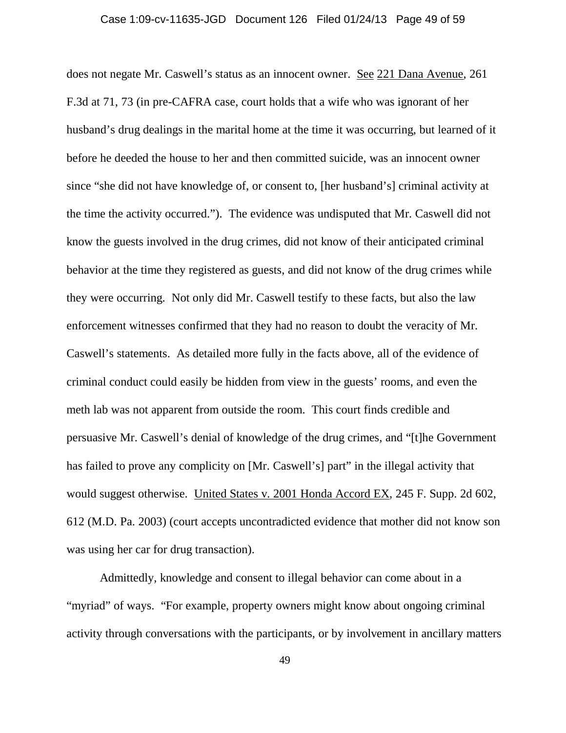does not negate Mr. Caswell's status as an innocent owner. See 221 Dana Avenue, 261 F.3d at 71, 73 (in pre-CAFRA case, court holds that a wife who was ignorant of her husband's drug dealings in the marital home at the time it was occurring, but learned of it before he deeded the house to her and then committed suicide, was an innocent owner since "she did not have knowledge of, or consent to, [her husband's] criminal activity at the time the activity occurred."). The evidence was undisputed that Mr. Caswell did not know the guests involved in the drug crimes, did not know of their anticipated criminal behavior at the time they registered as guests, and did not know of the drug crimes while they were occurring. Not only did Mr. Caswell testify to these facts, but also the law enforcement witnesses confirmed that they had no reason to doubt the veracity of Mr. Caswell's statements. As detailed more fully in the facts above, all of the evidence of criminal conduct could easily be hidden from view in the guests' rooms, and even the meth lab was not apparent from outside the room. This court finds credible and persuasive Mr. Caswell's denial of knowledge of the drug crimes, and "[t]he Government has failed to prove any complicity on [Mr. Caswell's] part" in the illegal activity that would suggest otherwise. United States v. 2001 Honda Accord EX, 245 F. Supp. 2d 602, 612 (M.D. Pa. 2003) (court accepts uncontradicted evidence that mother did not know son was using her car for drug transaction).

Admittedly, knowledge and consent to illegal behavior can come about in a "myriad" of ways. "For example, property owners might know about ongoing criminal activity through conversations with the participants, or by involvement in ancillary matters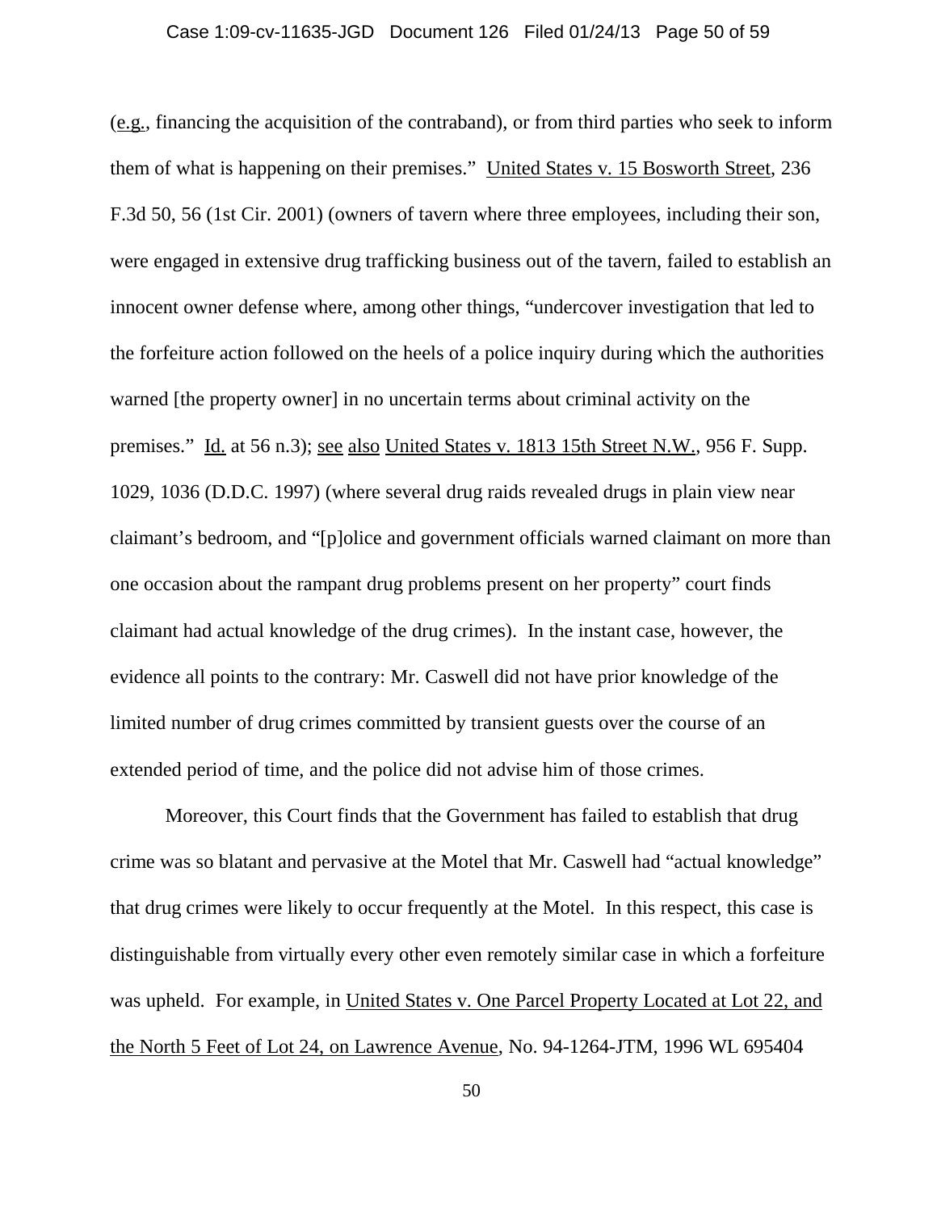(e.g., financing the acquisition of the contraband), or from third parties who seek to inform them of what is happening on their premises." United States v. 15 Bosworth Street, 236 F.3d 50, 56 (1st Cir. 2001) (owners of tavern where three employees, including their son, were engaged in extensive drug trafficking business out of the tavern, failed to establish an innocent owner defense where, among other things, "undercover investigation that led to the forfeiture action followed on the heels of a police inquiry during which the authorities warned [the property owner] in no uncertain terms about criminal activity on the premises." Id. at 56 n.3); see also United States v. 1813 15th Street N.W., 956 F. Supp. 1029, 1036 (D.D.C. 1997) (where several drug raids revealed drugs in plain view near claimant's bedroom, and "[p]olice and government officials warned claimant on more than one occasion about the rampant drug problems present on her property" court finds claimant had actual knowledge of the drug crimes). In the instant case, however, the evidence all points to the contrary: Mr. Caswell did not have prior knowledge of the limited number of drug crimes committed by transient guests over the course of an extended period of time, and the police did not advise him of those crimes.

Moreover, this Court finds that the Government has failed to establish that drug crime was so blatant and pervasive at the Motel that Mr. Caswell had "actual knowledge" that drug crimes were likely to occur frequently at the Motel. In this respect, this case is distinguishable from virtually every other even remotely similar case in which a forfeiture was upheld. For example, in United States v. One Parcel Property Located at Lot 22, and the North 5 Feet of Lot 24, on Lawrence Avenue, No. 94-1264-JTM, 1996 WL 695404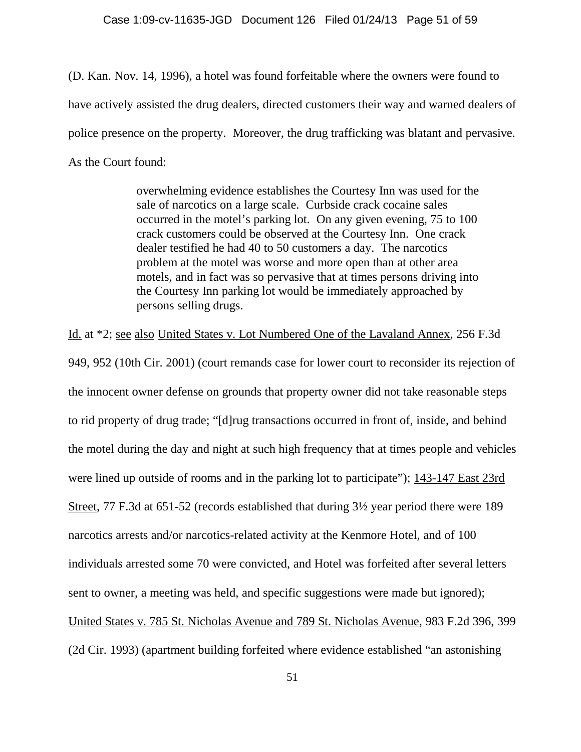(D. Kan. Nov. 14, 1996), a hotel was found forfeitable where the owners were found to have actively assisted the drug dealers, directed customers their way and warned dealers of police presence on the property. Moreover, the drug trafficking was blatant and pervasive. As the Court found:

> overwhelming evidence establishes the Courtesy Inn was used for the sale of narcotics on a large scale. Curbside crack cocaine sales occurred in the motel's parking lot. On any given evening, 75 to 100 crack customers could be observed at the Courtesy Inn. One crack dealer testified he had 40 to 50 customers a day. The narcotics problem at the motel was worse and more open than at other area motels, and in fact was so pervasive that at times persons driving into the Courtesy Inn parking lot would be immediately approached by persons selling drugs.

Id. at *2; see also United States v. Lot Numbered One of the Lavaland Annex, 256 F.3d 949, 952 (10th Cir. 2001) (court remands case for lower court to reconsider its rejection of the innocent owner defense on grounds that property owner did not take reasonable steps to rid property of drug trade; "[d]rug transactions occurred in front of, inside, and behind the motel during the day and night at such high frequency that at times people and vehicles were lined up outside of rooms and in the parking lot to participate"); 143-147 East 23rd Street, 77 F.3d at 651-52 (records established that during 3½ year period there were 189 narcotics arrests and/or narcotics-related activity at the Kenmore Hotel, and of 100 individuals arrested some 70 were convicted, and Hotel was forfeited after several letters sent to owner, a meeting was held, and specific suggestions were made but ignored); United States v. 785 St. Nicholas Avenue and 789 St. Nicholas Avenue, 983 F.2d 396, 399 (2d Cir. 1993) (apartment building forfeited where evidence established "an astonishing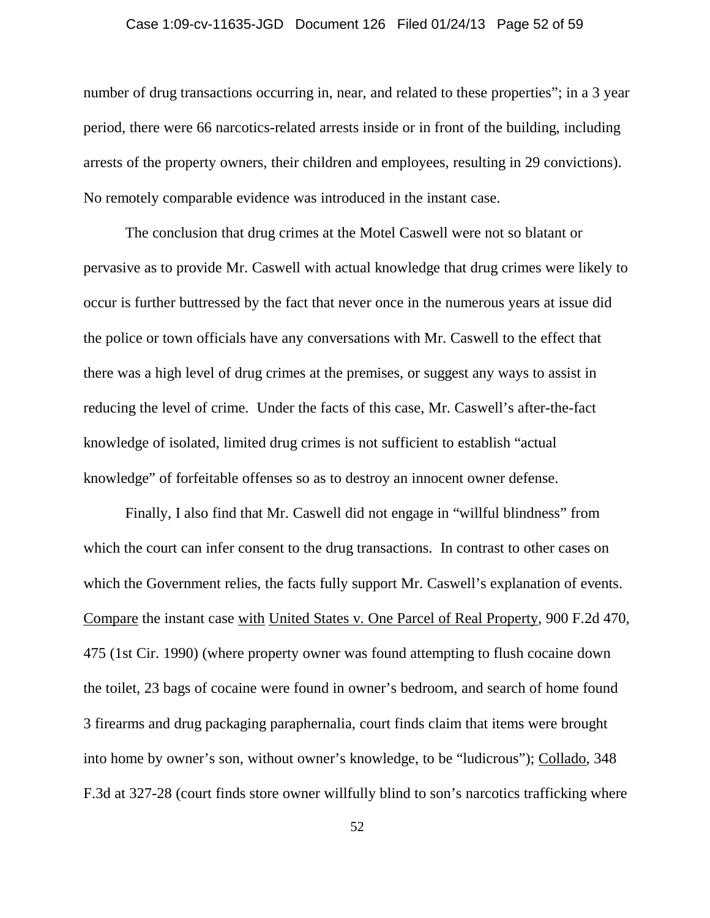number of drug transactions occurring in, near, and related to these properties"; in a 3 year period, there were 66 narcotics-related arrests inside or in front of the building, including arrests of the property owners, their children and employees, resulting in 29 convictions). No remotely comparable evidence was introduced in the instant case.

The conclusion that drug crimes at the Motel Caswell were not so blatant or pervasive as to provide Mr. Caswell with actual knowledge that drug crimes were likely to occur is further buttressed by the fact that never once in the numerous years at issue did the police or town officials have any conversations with Mr. Caswell to the effect that there was a high level of drug crimes at the premises, or suggest any ways to assist in reducing the level of crime. Under the facts of this case, Mr. Caswell's after-the-fact knowledge of isolated, limited drug crimes is not sufficient to establish "actual knowledge" of forfeitable offenses so as to destroy an innocent owner defense.

Finally, I also find that Mr. Caswell did not engage in "willful blindness" from which the court can infer consent to the drug transactions. In contrast to other cases on which the Government relies, the facts fully support Mr. Caswell's explanation of events. Compare the instant case with United States v. One Parcel of Real Property, 900 F.2d 470, 475 (1st Cir. 1990) (where property owner was found attempting to flush cocaine down the toilet, 23 bags of cocaine were found in owner's bedroom, and search of home found 3 firearms and drug packaging paraphernalia, court finds claim that items were brought into home by owner's son, without owner's knowledge, to be "ludicrous"); Collado, 348 F.3d at 327-28 (court finds store owner willfully blind to son's narcotics trafficking where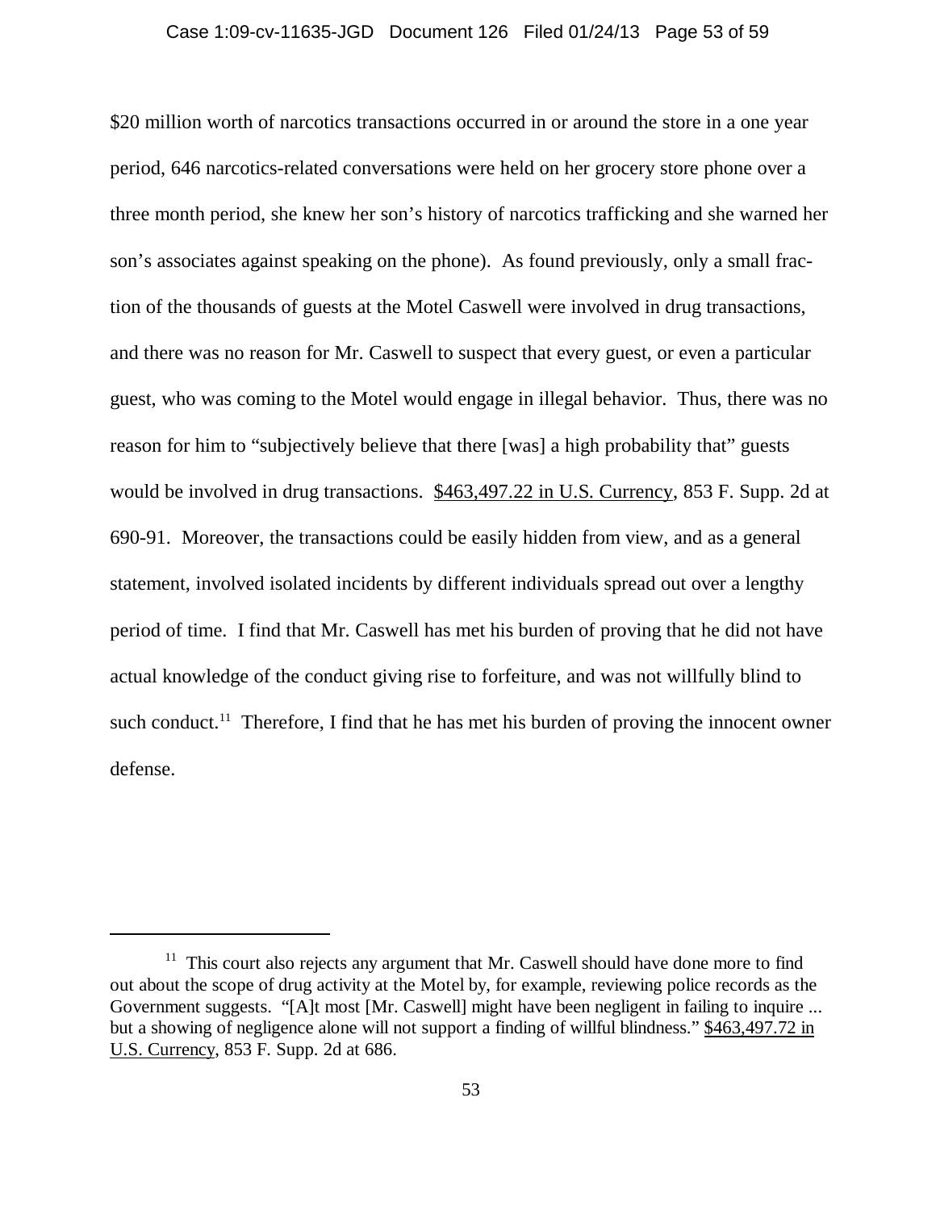$20 million worth of narcotics transactions occurred in or around the store in a one year period, 646 narcotics-related conversations were held on her grocery store phone over a three month period, she knew her son's history of narcotics trafficking and she warned her son's associates against speaking on the phone). As found previously, only a small fraction of the thousands of guests at the Motel Caswell were involved in drug transactions, and there was no reason for Mr. Caswell to suspect that every guest, or even a particular guest, who was coming to the Motel would engage in illegal behavior. Thus, there was no reason for him to "subjectively believe that there [was] a high probability that" guests would be involved in drug transactions. $463,497.22 in U.S. Currency, 853 F. Supp. 2d at 690-91. Moreover, the transactions could be easily hidden from view, and as a general statement, involved isolated incidents by different individuals spread out over a lengthy period of time. I find that Mr. Caswell has met his burden of proving that he did not have actual knowledge of the conduct giving rise to forfeiture, and was not willfully blind to such conduct.[11] Therefore, I find that he has met his burden of proving the innocent owner defense.

---

[11] This court also rejects any argument that Mr. Caswell should have done more to find out about the scope of drug activity at the Motel by, for example, reviewing police records as the Government suggests. "[A]t most [Mr. Caswell] might have been negligent in failing to inquire ... but a showing of negligence alone will not support a finding of willful blindness." $463,497.72 in U.S. Currency, 853 F. Supp. 2d at 686.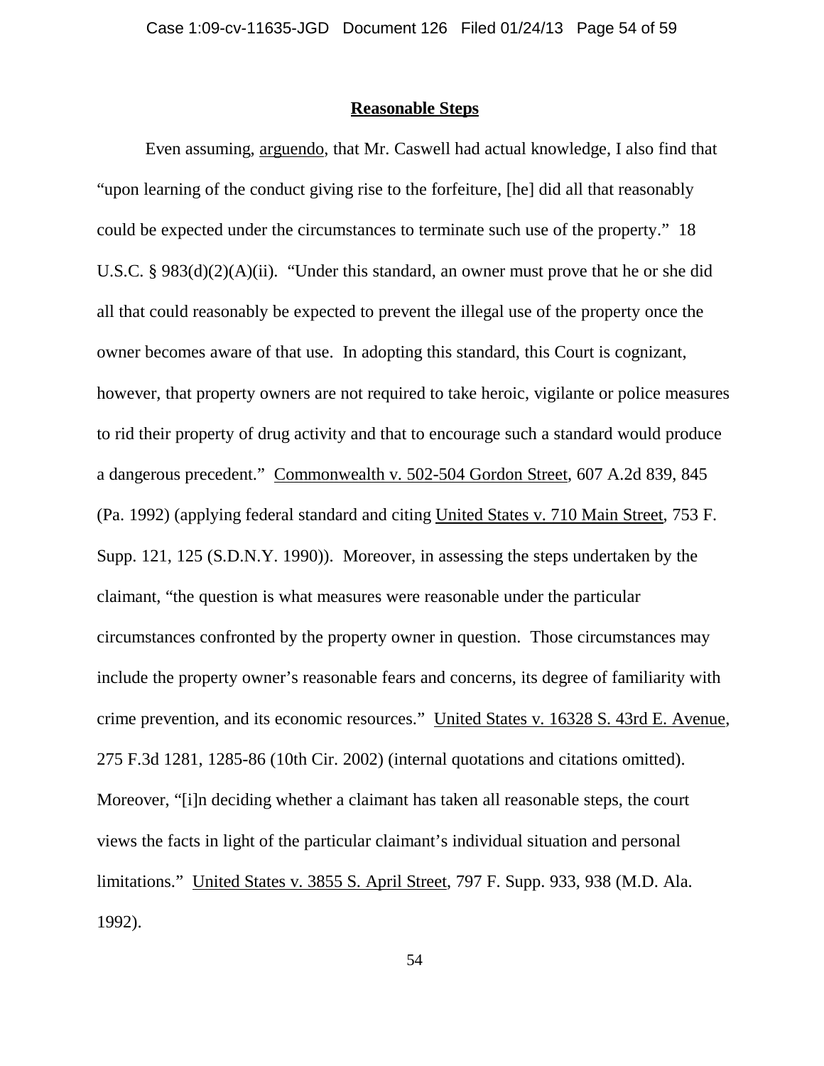**Reasonable Steps**

Even assuming, arguendo, that Mr. Caswell had actual knowledge, I also find that "upon learning of the conduct giving rise to the forfeiture, [he] did all that reasonably could be expected under the circumstances to terminate such use of the property." 18 U.S.C. § 983(d)(2)(A)(ii). "Under this standard, an owner must prove that he or she did all that could reasonably be expected to prevent the illegal use of the property once the owner becomes aware of that use. In adopting this standard, this Court is cognizant, however, that property owners are not required to take heroic, vigilante or police measures to rid their property of drug activity and that to encourage such a standard would produce a dangerous precedent." Commonwealth v. 502-504 Gordon Street, 607 A.2d 839, 845 (Pa. 1992) (applying federal standard and citing United States v. 710 Main Street, 753 F. Supp. 121, 125 (S.D.N.Y. 1990)). Moreover, in assessing the steps undertaken by the claimant, "the question is what measures were reasonable under the particular circumstances confronted by the property owner in question. Those circumstances may include the property owner's reasonable fears and concerns, its degree of familiarity with crime prevention, and its economic resources." United States v. 16328 S. 43rd E. Avenue, 275 F.3d 1281, 1285-86 (10th Cir. 2002) (internal quotations and citations omitted). Moreover, "[i]n deciding whether a claimant has taken all reasonable steps, the court views the facts in light of the particular claimant's individual situation and personal limitations." United States v. 3855 S. April Street, 797 F. Supp. 933, 938 (M.D. Ala. 1992).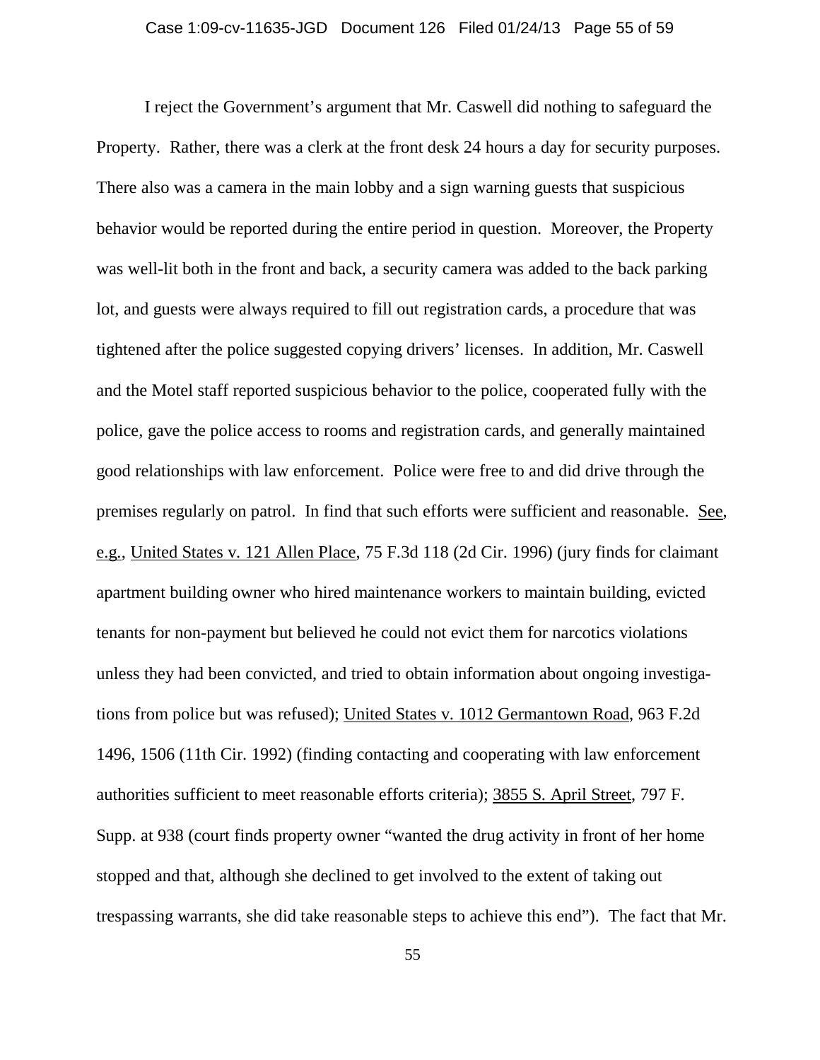I reject the Government's argument that Mr. Caswell did nothing to safeguard the Property. Rather, there was a clerk at the front desk 24 hours a day for security purposes. There also was a camera in the main lobby and a sign warning guests that suspicious behavior would be reported during the entire period in question. Moreover, the Property was well-lit both in the front and back, a security camera was added to the back parking lot, and guests were always required to fill out registration cards, a procedure that was tightened after the police suggested copying drivers' licenses. In addition, Mr. Caswell and the Motel staff reported suspicious behavior to the police, cooperated fully with the police, gave the police access to rooms and registration cards, and generally maintained good relationships with law enforcement. Police were free to and did drive through the premises regularly on patrol. In find that such efforts were sufficient and reasonable. See, e.g., United States v. 121 Allen Place, 75 F.3d 118 (2d Cir. 1996) (jury finds for claimant apartment building owner who hired maintenance workers to maintain building, evicted tenants for non-payment but believed he could not evict them for narcotics violations unless they had been convicted, and tried to obtain information about ongoing investigations from police but was refused); United States v. 1012 Germantown Road, 963 F.2d 1496, 1506 (11th Cir. 1992) (finding contacting and cooperating with law enforcement authorities sufficient to meet reasonable efforts criteria); 3855 S. April Street, 797 F. Supp. at 938 (court finds property owner "wanted the drug activity in front of her home stopped and that, although she declined to get involved to the extent of taking out trespassing warrants, she did take reasonable steps to achieve this end"). The fact that Mr.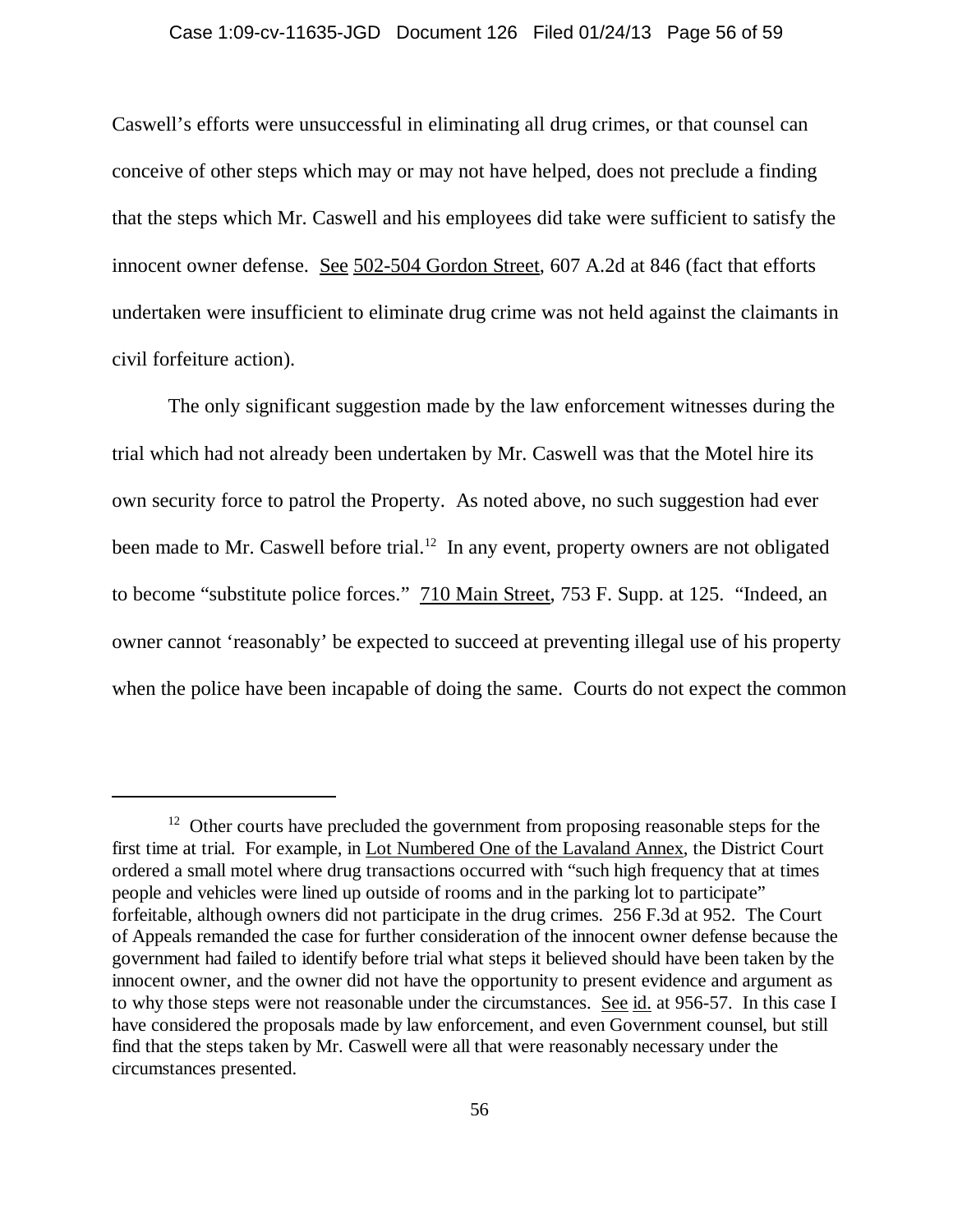Caswell's efforts were unsuccessful in eliminating all drug crimes, or that counsel can conceive of other steps which may or may not have helped, does not preclude a finding that the steps which Mr. Caswell and his employees did take were sufficient to satisfy the innocent owner defense. See 502-504 Gordon Street, 607 A.2d at 846 (fact that efforts undertaken were insufficient to eliminate drug crime was not held against the claimants in civil forfeiture action).

The only significant suggestion made by the law enforcement witnesses during the trial which had not already been undertaken by Mr. Caswell was that the Motel hire its own security force to patrol the Property. As noted above, no such suggestion had ever been made to Mr. Caswell before trial.[12] In any event, property owners are not obligated to become "substitute police forces." 710 Main Street, 753 F. Supp. at 125. "Indeed, an owner cannot 'reasonably' be expected to succeed at preventing illegal use of his property when the police have been incapable of doing the same. Courts do not expect the common

---

[12] Other courts have precluded the government from proposing reasonable steps for the first time at trial. For example, in Lot Numbered One of the Lavaland Annex, the District Court ordered a small motel where drug transactions occurred with "such high frequency that at times people and vehicles were lined up outside of rooms and in the parking lot to participate" forfeitable, although owners did not participate in the drug crimes. 256 F.3d at 952. The Court of Appeals remanded the case for further consideration of the innocent owner defense because the government had failed to identify before trial what steps it believed should have been taken by the innocent owner, and the owner did not have the opportunity to present evidence and argument as to why those steps were not reasonable under the circumstances. See id. at 956-57. In this case I have considered the proposals made by law enforcement, and even Government counsel, but still find that the steps taken by Mr. Caswell were all that were reasonably necessary under the circumstances presented.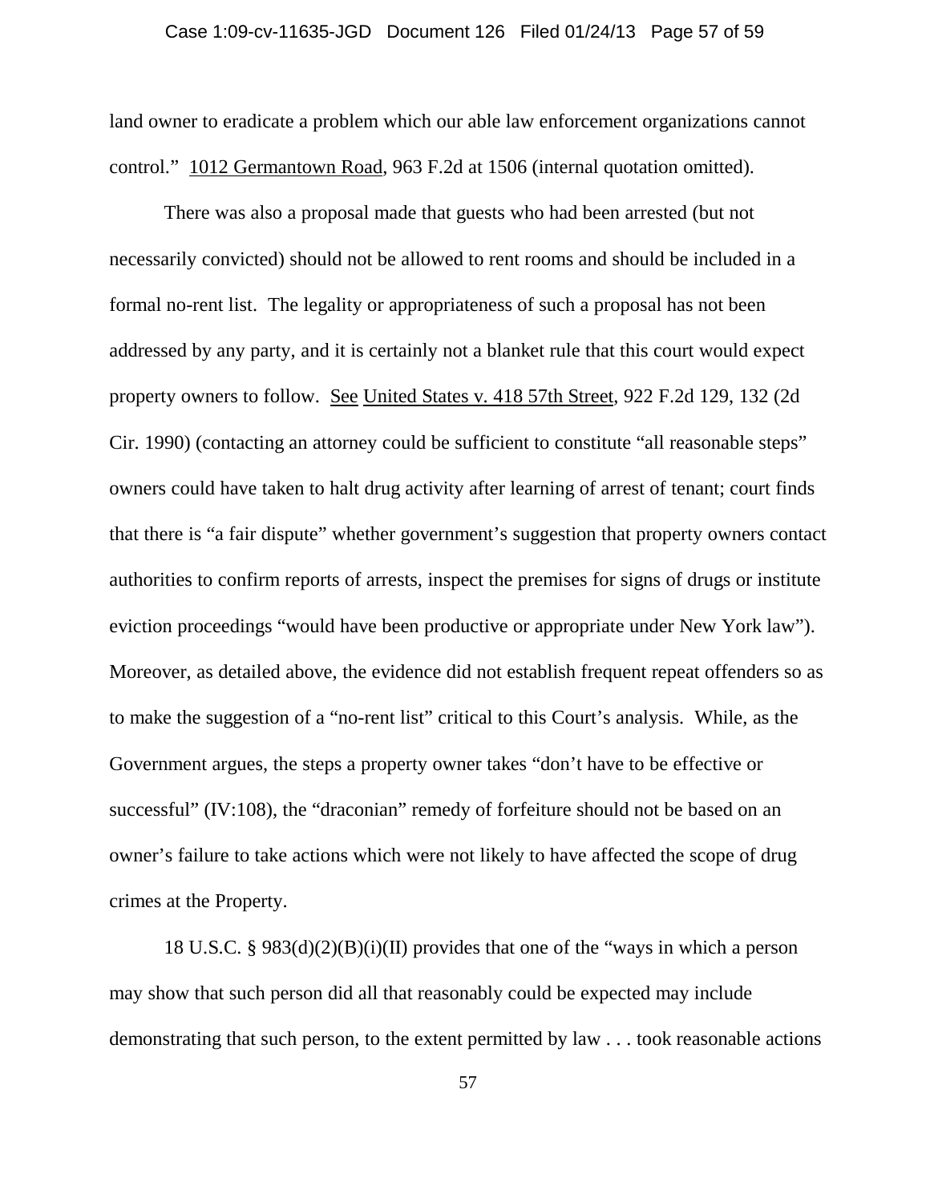land owner to eradicate a problem which our able law enforcement organizations cannot control." 1012 Germantown Road, 963 F.2d at 1506 (internal quotation omitted).

There was also a proposal made that guests who had been arrested (but not necessarily convicted) should not be allowed to rent rooms and should be included in a formal no-rent list. The legality or appropriateness of such a proposal has not been addressed by any party, and it is certainly not a blanket rule that this court would expect property owners to follow. See United States v. 418 57th Street, 922 F.2d 129, 132 (2d Cir. 1990) (contacting an attorney could be sufficient to constitute "all reasonable steps" owners could have taken to halt drug activity after learning of arrest of tenant; court finds that there is "a fair dispute" whether government's suggestion that property owners contact authorities to confirm reports of arrests, inspect the premises for signs of drugs or institute eviction proceedings "would have been productive or appropriate under New York law"). Moreover, as detailed above, the evidence did not establish frequent repeat offenders so as to make the suggestion of a "no-rent list" critical to this Court's analysis. While, as the Government argues, the steps a property owner takes "don't have to be effective or successful" (IV:108), the "draconian" remedy of forfeiture should not be based on an owner's failure to take actions which were not likely to have affected the scope of drug crimes at the Property.

18 U.S.C. § 983(d)(2)(B)(i)(II) provides that one of the "ways in which a person may show that such person did all that reasonably could be expected may include demonstrating that such person, to the extent permitted by law . . . took reasonable actions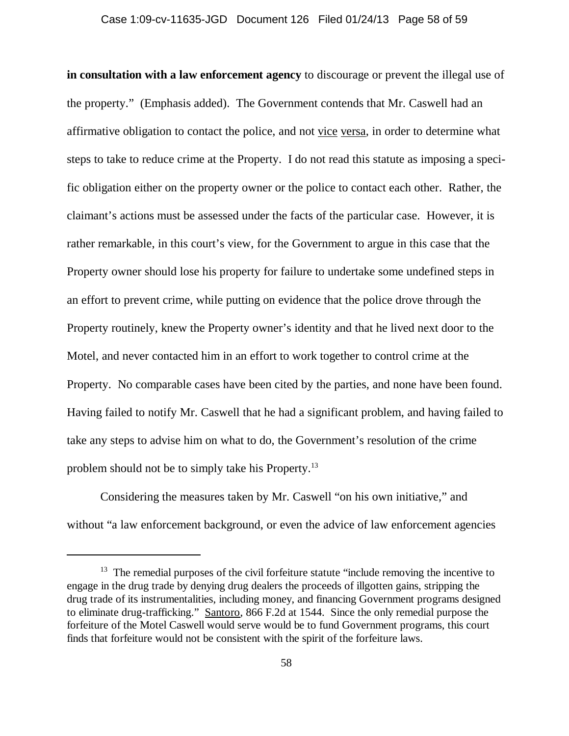**in consultation with a law enforcement agency** to discourage or prevent the illegal use of the property." (Emphasis added). The Government contends that Mr. Caswell had an affirmative obligation to contact the police, and not vice versa, in order to determine what steps to take to reduce crime at the Property. I do not read this statute as imposing a specific obligation either on the property owner or the police to contact each other. Rather, the claimant's actions must be assessed under the facts of the particular case. However, it is rather remarkable, in this court's view, for the Government to argue in this case that the Property owner should lose his property for failure to undertake some undefined steps in an effort to prevent crime, while putting on evidence that the police drove through the Property routinely, knew the Property owner's identity and that he lived next door to the Motel, and never contacted him in an effort to work together to control crime at the Property. No comparable cases have been cited by the parties, and none have been found. Having failed to notify Mr. Caswell that he had a significant problem, and having failed to take any steps to advise him on what to do, the Government's resolution of the crime problem should not be to simply take his Property.[13]

Considering the measures taken by Mr. Caswell "on his own initiative," and without "a law enforcement background, or even the advice of law enforcement agencies

---

[13] The remedial purposes of the civil forfeiture statute "include removing the incentive to engage in the drug trade by denying drug dealers the proceeds of illgotten gains, stripping the drug trade of its instrumentalities, including money, and financing Government programs designed to eliminate drug-trafficking." Santoro, 866 F.2d at 1544. Since the only remedial purpose the forfeiture of the Motel Caswell would serve would be to fund Government programs, this court finds that forfeiture would not be consistent with the spirit of the forfeiture laws.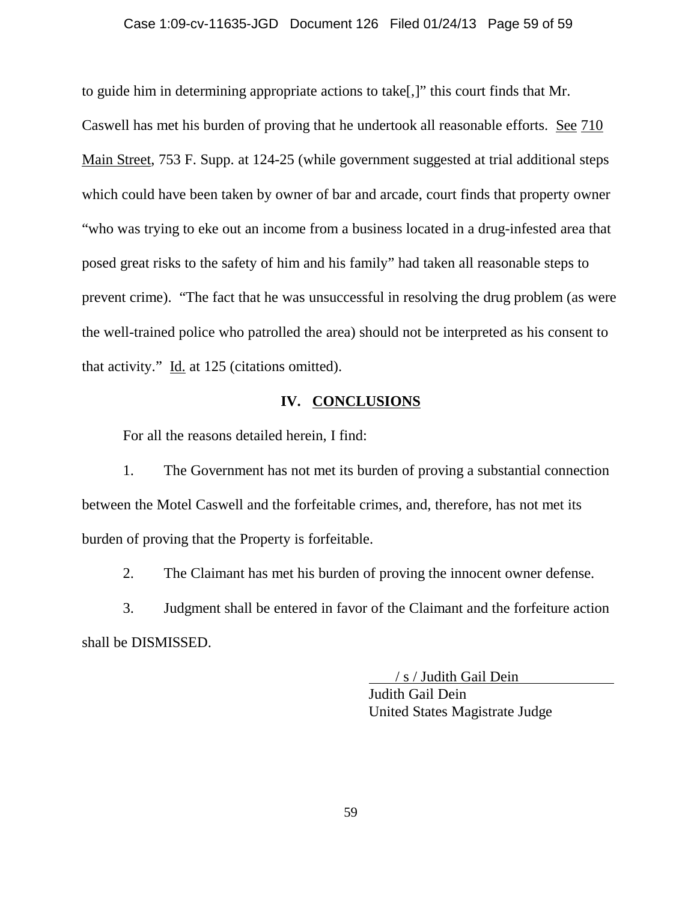to guide him in determining appropriate actions to take[,]" this court finds that Mr. Caswell has met his burden of proving that he undertook all reasonable efforts. See 710 Main Street, 753 F. Supp. at 124-25 (while government suggested at trial additional steps which could have been taken by owner of bar and arcade, court finds that property owner "who was trying to eke out an income from a business located in a drug-infested area that posed great risks to the safety of him and his family" had taken all reasonable steps to prevent crime). "The fact that he was unsuccessful in resolving the drug problem (as were the well-trained police who patrolled the area) should not be interpreted as his consent to that activity." Id. at 125 (citations omitted).

## IV. CONCLUSIONS

For all the reasons detailed herein, I find:

1. The Government has not met its burden of proving a substantial connection between the Motel Caswell and the forfeitable crimes, and, therefore, has not met its burden of proving that the Property is forfeitable.

2. The Claimant has met his burden of proving the innocent owner defense.

3. Judgment shall be entered in favor of the Claimant and the forfeiture action shall be DISMISSED.

/ s / Judith Gail Dein
Judith Gail Dein
United States Magistrate Judge